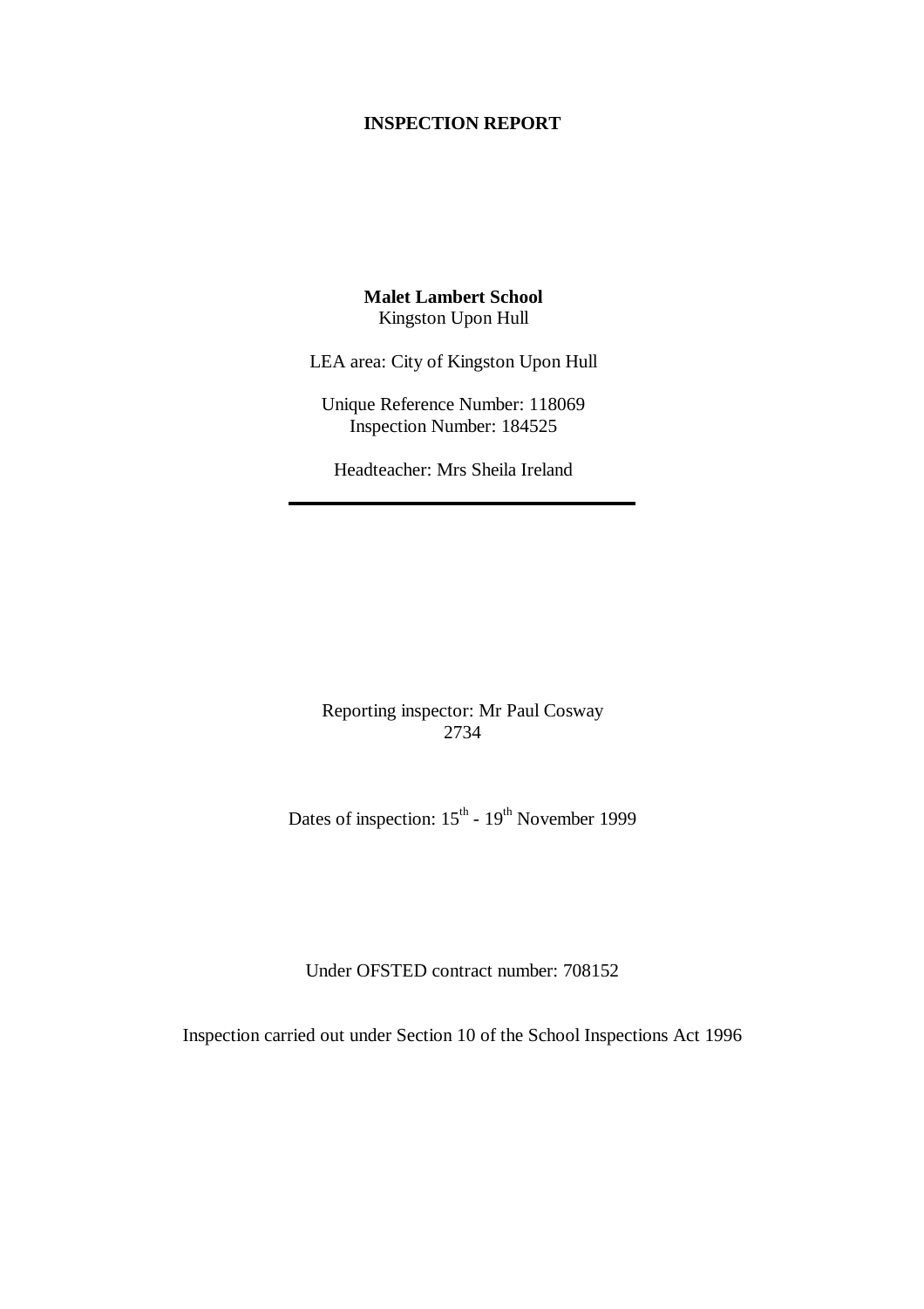# INSPECTION REPORT

**Malet Lambert School**
Kingston Upon Hull

LEA area: City of Kingston Upon Hull

Unique Reference Number: 118069
Inspection Number: 184525

Headteacher: Mrs Sheila Ireland

---

Reporting inspector: Mr Paul Cosway
2734

Dates of inspection: 15th - 19th November 1999

Under OFSTED contract number: 708152

Inspection carried out under Section 10 of the School Inspections Act 1996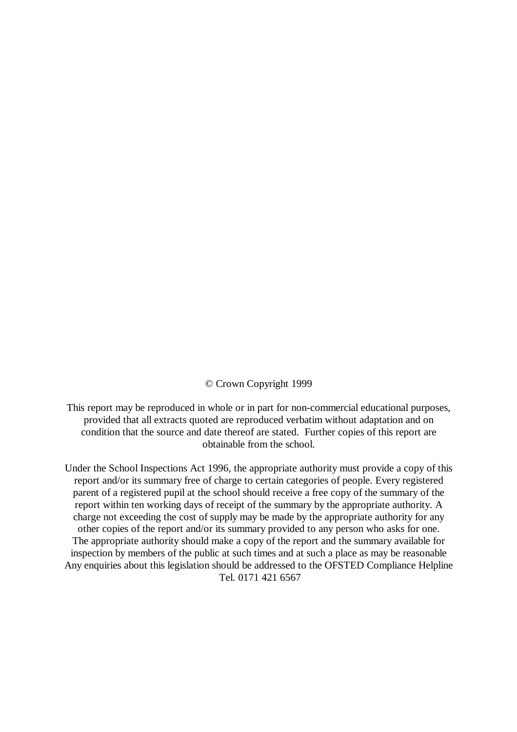© Crown Copyright 1999

This report may be reproduced in whole or in part for non-commercial educational purposes, provided that all extracts quoted are reproduced verbatim without adaptation and on condition that the source and date thereof are stated. Further copies of this report are obtainable from the school.

Under the School Inspections Act 1996, the appropriate authority must provide a copy of this report and/or its summary free of charge to certain categories of people. Every registered parent of a registered pupil at the school should receive a free copy of the summary of the report within ten working days of receipt of the summary by the appropriate authority. A charge not exceeding the cost of supply may be made by the appropriate authority for any other copies of the report and/or its summary provided to any person who asks for one. The appropriate authority should make a copy of the report and the summary available for inspection by members of the public at such times and at such a place as may be reasonable Any enquiries about this legislation should be addressed to the OFSTED Compliance Helpline Tel. 0171 421 6567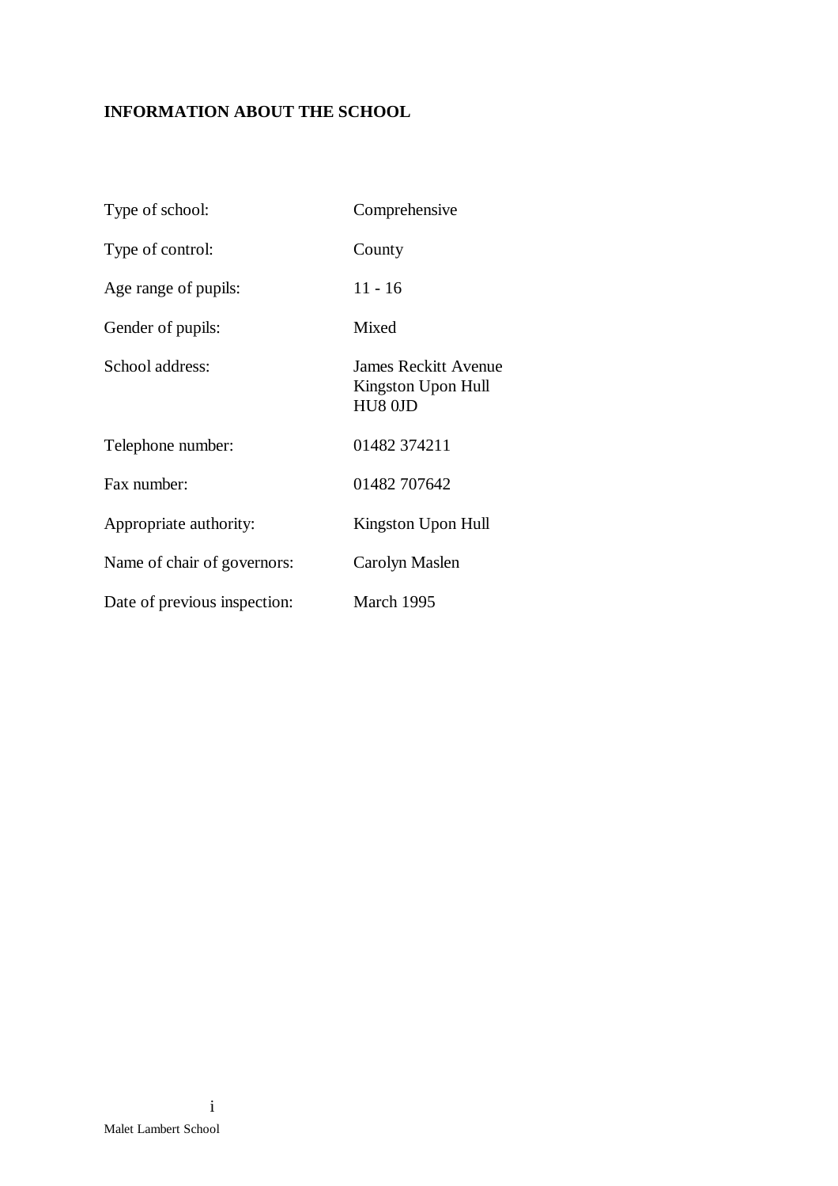**INFORMATION ABOUT THE SCHOOL**

| | |
|---|---|
| Type of school: | Comprehensive |
| Type of control: | County |
| Age range of pupils: | 11 - 16 |
| Gender of pupils: | Mixed |
| School address: | James Reckitt Avenue<br>Kingston Upon Hull<br>HU8 0JD |
| Telephone number: | 01482 374211 |
| Fax number: | 01482 707642 |
| Appropriate authority: | Kingston Upon Hull |
| Name of chair of governors: | Carolyn Maslen |
| Date of previous inspection: | March 1995 |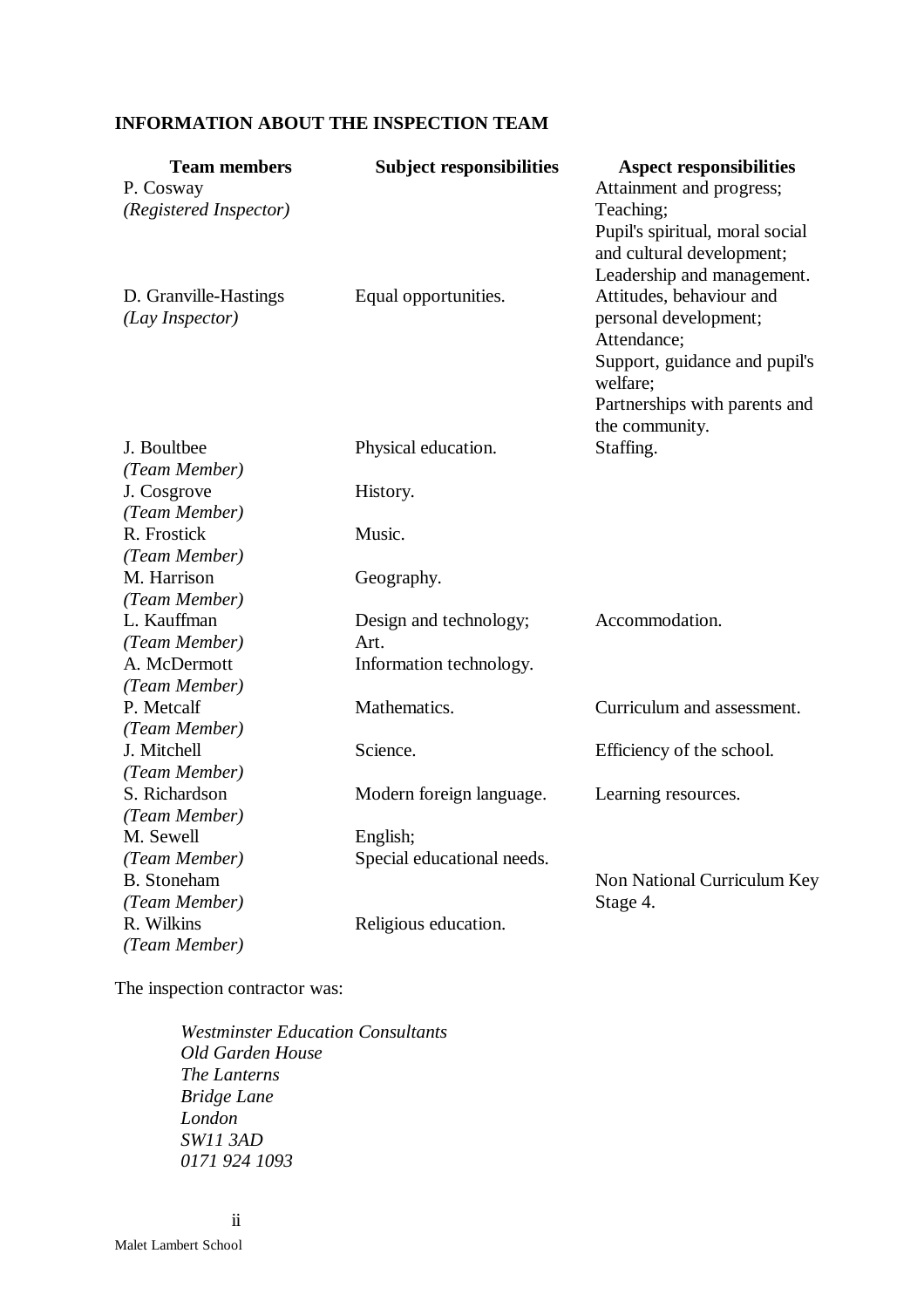**INFORMATION ABOUT THE INSPECTION TEAM**

| Team members | Subject responsibilities | Aspect responsibilities |
|---|---|---|
| P. Cosway *(Registered Inspector)* | | Attainment and progress; Teaching; Pupil's spiritual, moral social and cultural development; Leadership and management. |
| D. Granville-Hastings *(Lay Inspector)* | Equal opportunities. | Attitudes, behaviour and personal development; Attendance; Support, guidance and pupil's welfare; Partnerships with parents and the community. |
| J. Boultbee *(Team Member)* | Physical education. | Staffing. |
| J. Cosgrove *(Team Member)* | History. | |
| R. Frostick *(Team Member)* | Music. | |
| M. Harrison *(Team Member)* | Geography. | |
| L. Kauffman *(Team Member)* | Design and technology; Art. | Accommodation. |
| A. McDermott *(Team Member)* | Information technology. | |
| P. Metcalf *(Team Member)* | Mathematics. | Curriculum and assessment. |
| J. Mitchell *(Team Member)* | Science. | Efficiency of the school. |
| S. Richardson *(Team Member)* | Modern foreign language. | Learning resources. |
| M. Sewell *(Team Member)* | English; Special educational needs. | |
| B. Stoneham *(Team Member)* | | Non National Curriculum Key Stage 4. |
| R. Wilkins *(Team Member)* | Religious education. | |

The inspection contractor was:

*Westminster Education Consultants*
*Old Garden House*
*The Lanterns*
*Bridge Lane*
*London*
*SW11 3AD*
*0171 924 1093*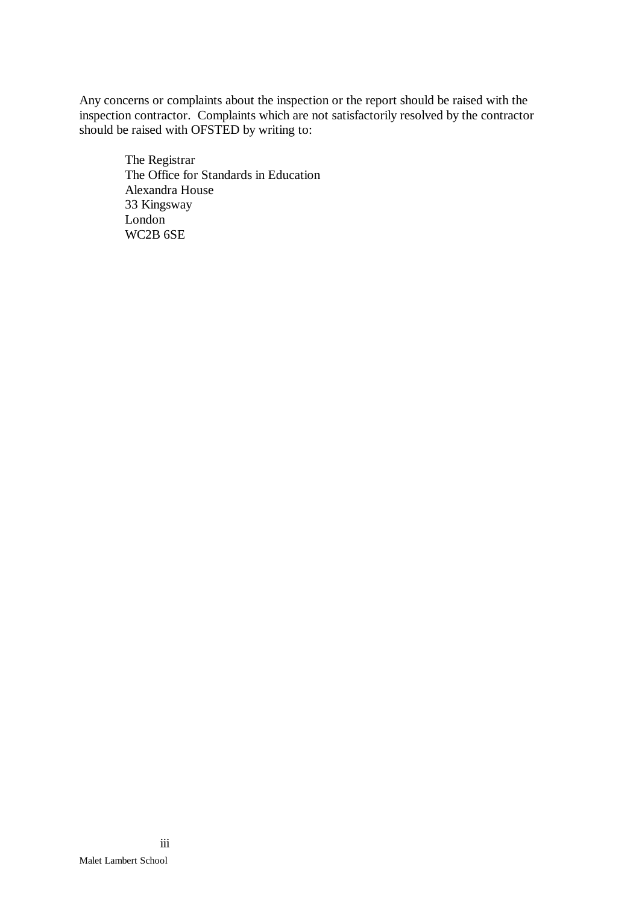Any concerns or complaints about the inspection or the report should be raised with the inspection contractor. Complaints which are not satisfactorily resolved by the contractor should be raised with OFSTED by writing to:

The Registrar
The Office for Standards in Education
Alexandra House
33 Kingsway
London
WC2B 6SE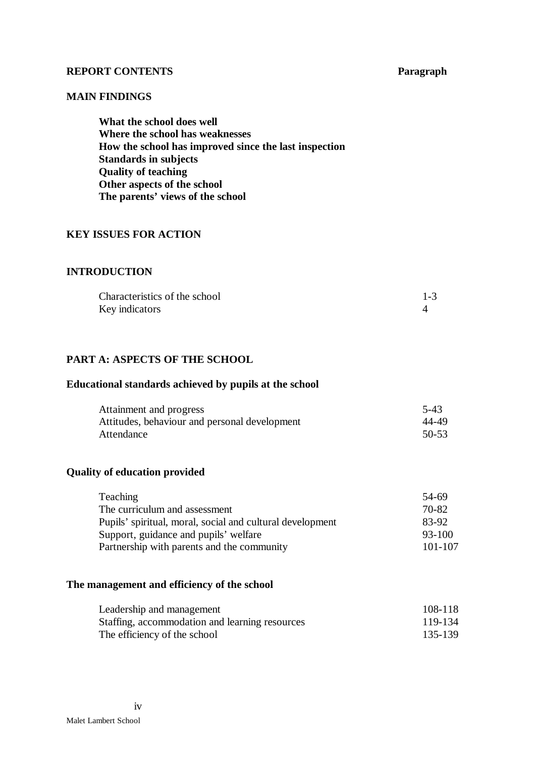**REPORT CONTENTS** **Paragraph**

**MAIN FINDINGS**

**What the school does well**
**Where the school has weaknesses**
**How the school has improved since the last inspection**
**Standards in subjects**
**Quality of teaching**
**Other aspects of the school**
**The parents' views of the school**

**KEY ISSUES FOR ACTION**

**INTRODUCTION**

| | |
|---|---|
| Characteristics of the school | 1-3 |
| Key indicators | 4 |

**PART A: ASPECTS OF THE SCHOOL**

**Educational standards achieved by pupils at the school**

| | |
|---|---|
| Attainment and progress | 5-43 |
| Attitudes, behaviour and personal development | 44-49 |
| Attendance | 50-53 |

**Quality of education provided**

| | |
|---|---|
| Teaching | 54-69 |
| The curriculum and assessment | 70-82 |
| Pupils' spiritual, moral, social and cultural development | 83-92 |
| Support, guidance and pupils' welfare | 93-100 |
| Partnership with parents and the community | 101-107 |

**The management and efficiency of the school**

| | |
|---|---|
| Leadership and management | 108-118 |
| Staffing, accommodation and learning resources | 119-134 |
| The efficiency of the school | 135-139 |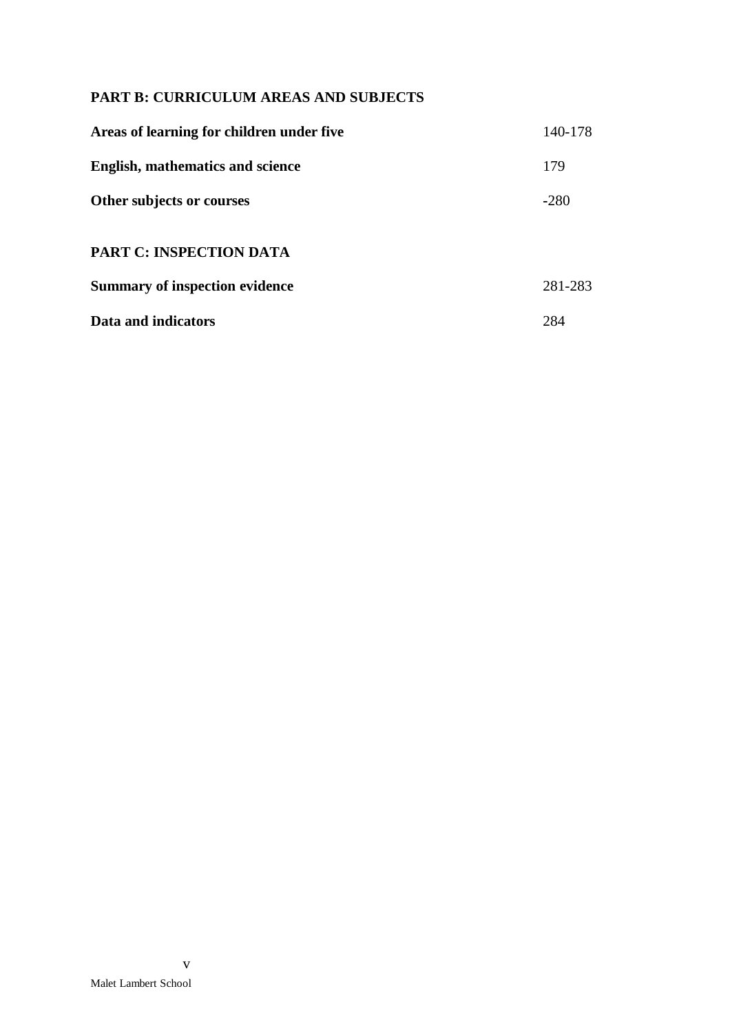## PART B: CURRICULUM AREAS AND SUBJECTS

| | |
|---|---|
| **Areas of learning for children under five** | 140-178 |
| **English, mathematics and science** | 179 |
| **Other subjects or courses** | -280 |

## PART C: INSPECTION DATA

| | |
|---|---|
| **Summary of inspection evidence** | 281-283 |
| **Data and indicators** | 284 |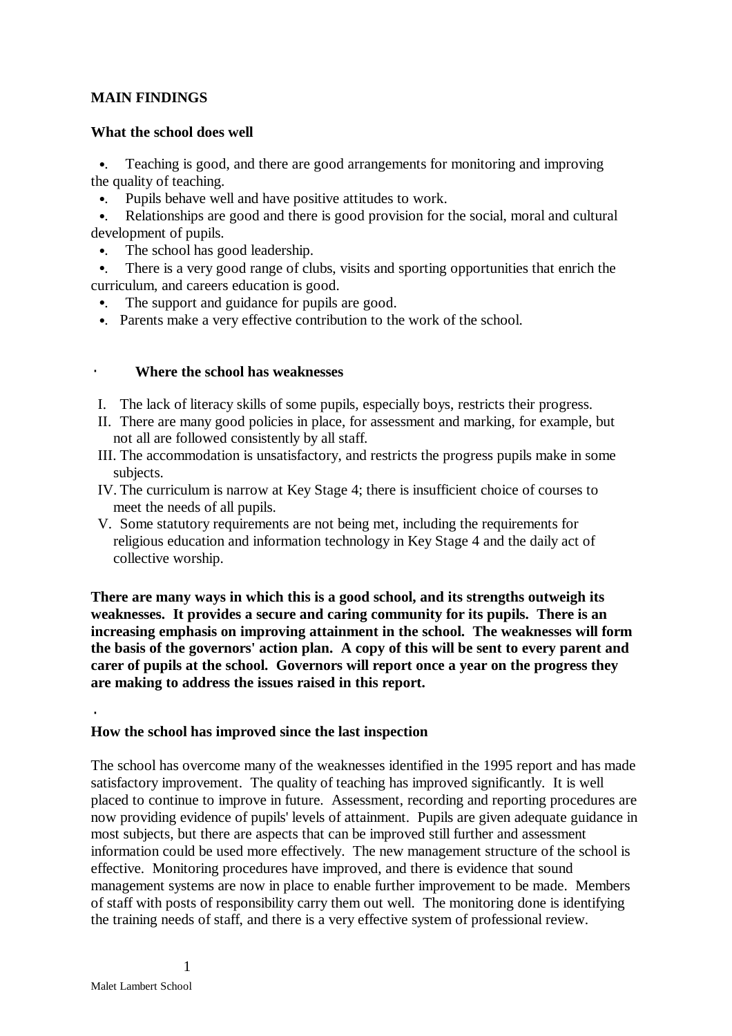## MAIN FINDINGS

### What the school does well

- Teaching is good, and there are good arrangements for monitoring and improving the quality of teaching.
- Pupils behave well and have positive attitudes to work.
- Relationships are good and there is good provision for the social, moral and cultural development of pupils.
- The school has good leadership.
- There is a very good range of clubs, visits and sporting opportunities that enrich the curriculum, and careers education is good.
- The support and guidance for pupils are good.
- Parents make a very effective contribution to the work of the school.

### Where the school has weaknesses

I. The lack of literacy skills of some pupils, especially boys, restricts their progress.
II. There are many good policies in place, for assessment and marking, for example, but not all are followed consistently by all staff.
III. The accommodation is unsatisfactory, and restricts the progress pupils make in some subjects.
IV. The curriculum is narrow at Key Stage 4; there is insufficient choice of courses to meet the needs of all pupils.
V. Some statutory requirements are not being met, including the requirements for religious education and information technology in Key Stage 4 and the daily act of collective worship.

**There are many ways in which this is a good school, and its strengths outweigh its weaknesses. It provides a secure and caring community for its pupils. There is an increasing emphasis on improving attainment in the school. The weaknesses will form the basis of the governors' action plan. A copy of this will be sent to every parent and carer of pupils at the school. Governors will report once a year on the progress they are making to address the issues raised in this report.**

### How the school has improved since the last inspection

The school has overcome many of the weaknesses identified in the 1995 report and has made satisfactory improvement. The quality of teaching has improved significantly. It is well placed to continue to improve in future. Assessment, recording and reporting procedures are now providing evidence of pupils' levels of attainment. Pupils are given adequate guidance in most subjects, but there are aspects that can be improved still further and assessment information could be used more effectively. The new management structure of the school is effective. Monitoring procedures have improved, and there is evidence that sound management systems are now in place to enable further improvement to be made. Members of staff with posts of responsibility carry them out well. The monitoring done is identifying the training needs of staff, and there is a very effective system of professional review.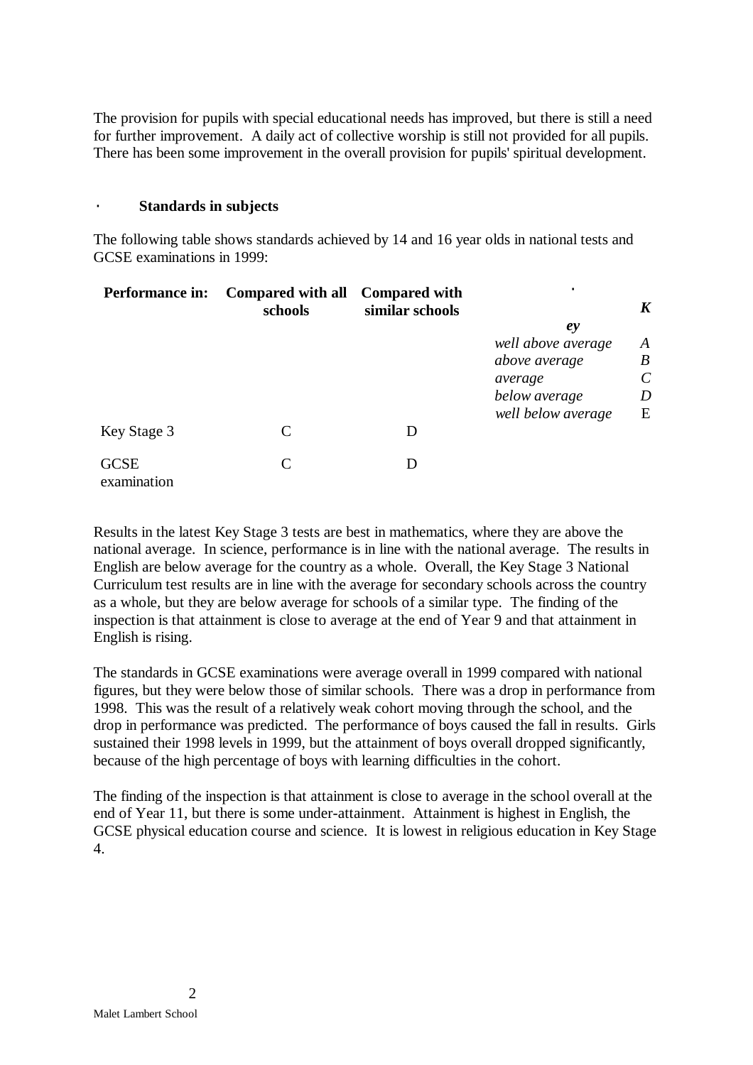The provision for pupils with special educational needs has improved, but there is still a need for further improvement. A daily act of collective worship is still not provided for all pupils. There has been some improvement in the overall provision for pupils' spiritual development.

## · Standards in subjects

The following table shows standards achieved by 14 and 16 year olds in national tests and GCSE examinations in 1999:

| Performance in: | Compared with all schools | Compared with similar schools |
|---|---|---|
| Key Stage 3 | C | D |
| GCSE examination | C | D |

| *Key* | |
|---|---|
| *well above average* | *A* |
| *above average* | *B* |
| *average* | *C* |
| *below average* | *D* |
| *well below average* | E |

Results in the latest Key Stage 3 tests are best in mathematics, where they are above the national average. In science, performance is in line with the national average. The results in English are below average for the country as a whole. Overall, the Key Stage 3 National Curriculum test results are in line with the average for secondary schools across the country as a whole, but they are below average for schools of a similar type. The finding of the inspection is that attainment is close to average at the end of Year 9 and that attainment in English is rising.

The standards in GCSE examinations were average overall in 1999 compared with national figures, but they were below those of similar schools. There was a drop in performance from 1998. This was the result of a relatively weak cohort moving through the school, and the drop in performance was predicted. The performance of boys caused the fall in results. Girls sustained their 1998 levels in 1999, but the attainment of boys overall dropped significantly, because of the high percentage of boys with learning difficulties in the cohort.

The finding of the inspection is that attainment is close to average in the school overall at the end of Year 11, but there is some under-attainment. Attainment is highest in English, the GCSE physical education course and science. It is lowest in religious education in Key Stage 4.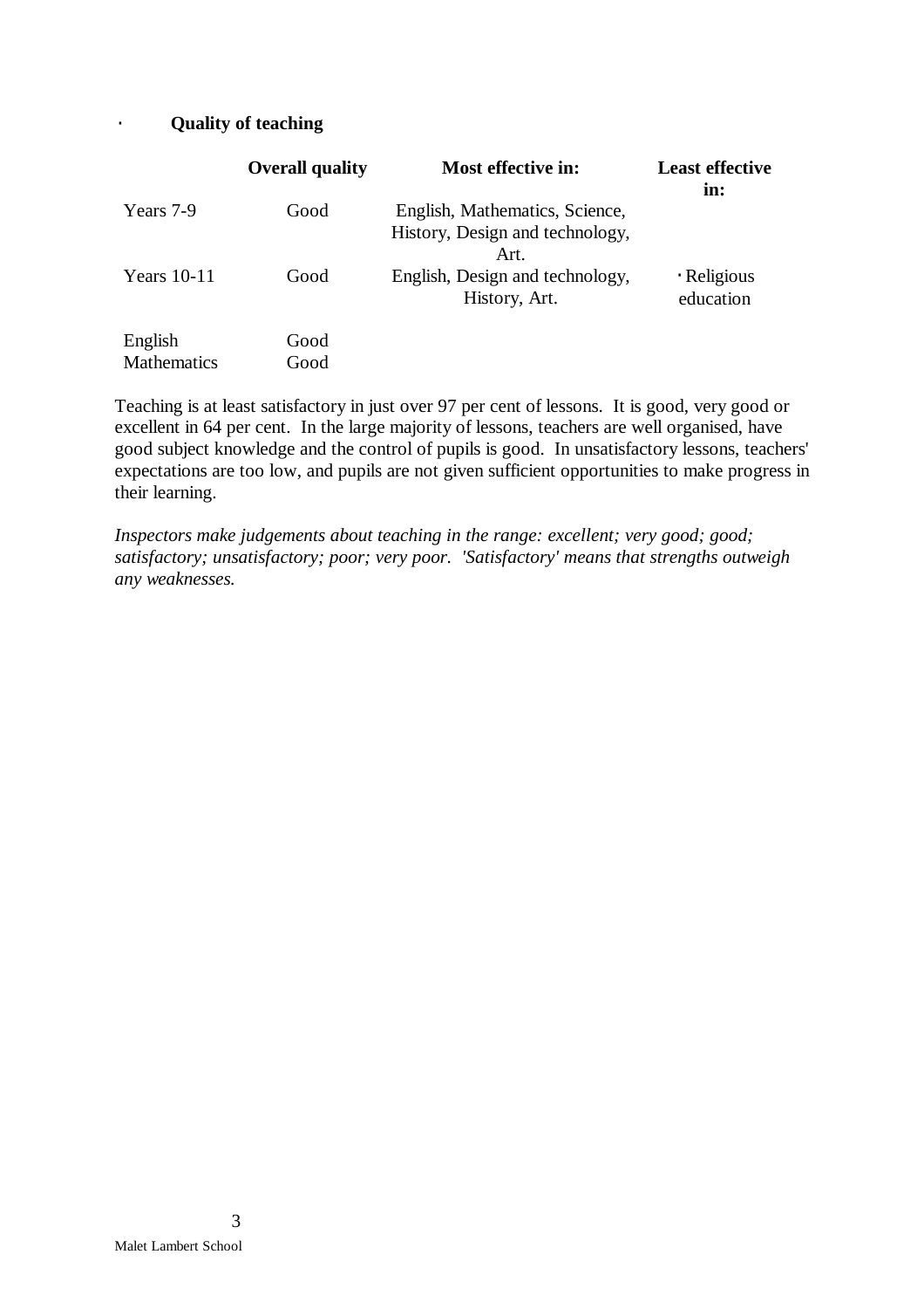- **Quality of teaching**

| | Overall quality | Most effective in: | Least effective in: |
|---|---|---|---|
| Years 7-9 | Good | English, Mathematics, Science, History, Design and technology, Art. | |
| Years 10-11 | Good | English, Design and technology, History, Art. | Religious education |
| English | Good | | |
| Mathematics | Good | | |

Teaching is at least satisfactory in just over 97 per cent of lessons. It is good, very good or excellent in 64 per cent. In the large majority of lessons, teachers are well organised, have good subject knowledge and the control of pupils is good. In unsatisfactory lessons, teachers' expectations are too low, and pupils are not given sufficient opportunities to make progress in their learning.

*Inspectors make judgements about teaching in the range: excellent; very good; good; satisfactory; unsatisfactory; poor; very poor. 'Satisfactory' means that strengths outweigh any weaknesses.*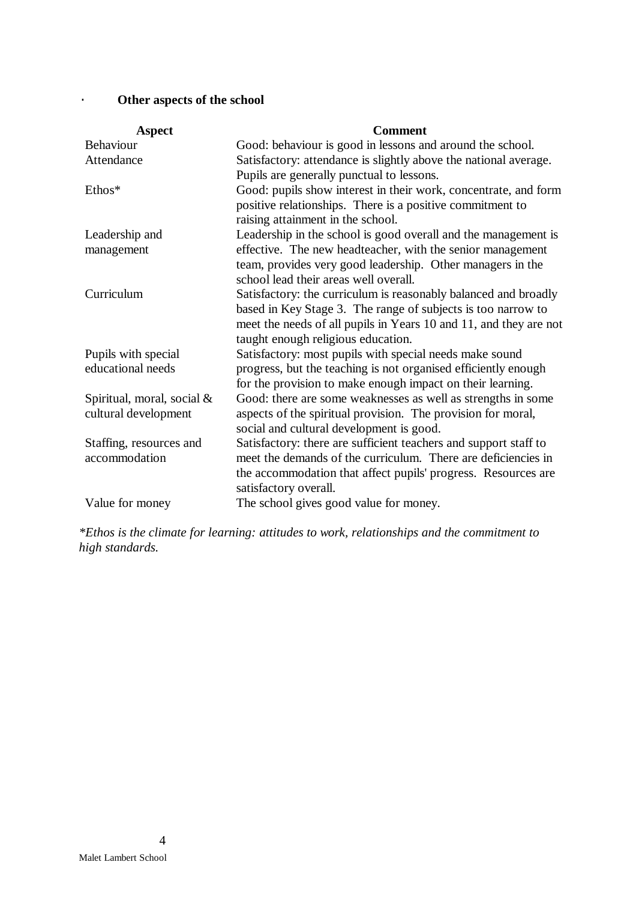- **Other aspects of the school**

| Aspect | Comment |
|---|---|
| Behaviour | Good: behaviour is good in lessons and around the school. |
| Attendance | Satisfactory: attendance is slightly above the national average. Pupils are generally punctual to lessons. |
| Ethos* | Good: pupils show interest in their work, concentrate, and form positive relationships. There is a positive commitment to raising attainment in the school. |
| Leadership and management | Leadership in the school is good overall and the management is effective. The new headteacher, with the senior management team, provides very good leadership. Other managers in the school lead their areas well overall. |
| Curriculum | Satisfactory: the curriculum is reasonably balanced and broadly based in Key Stage 3. The range of subjects is too narrow to meet the needs of all pupils in Years 10 and 11, and they are not taught enough religious education. |
| Pupils with special educational needs | Satisfactory: most pupils with special needs make sound progress, but the teaching is not organised efficiently enough for the provision to make enough impact on their learning. |
| Spiritual, moral, social & cultural development | Good: there are some weaknesses as well as strengths in some aspects of the spiritual provision. The provision for moral, social and cultural development is good. |
| Staffing, resources and accommodation | Satisfactory: there are sufficient teachers and support staff to meet the demands of the curriculum. There are deficiencies in the accommodation that affect pupils' progress. Resources are satisfactory overall. |
| Value for money | The school gives good value for money. |

*\*Ethos is the climate for learning: attitudes to work, relationships and the commitment to high standards.*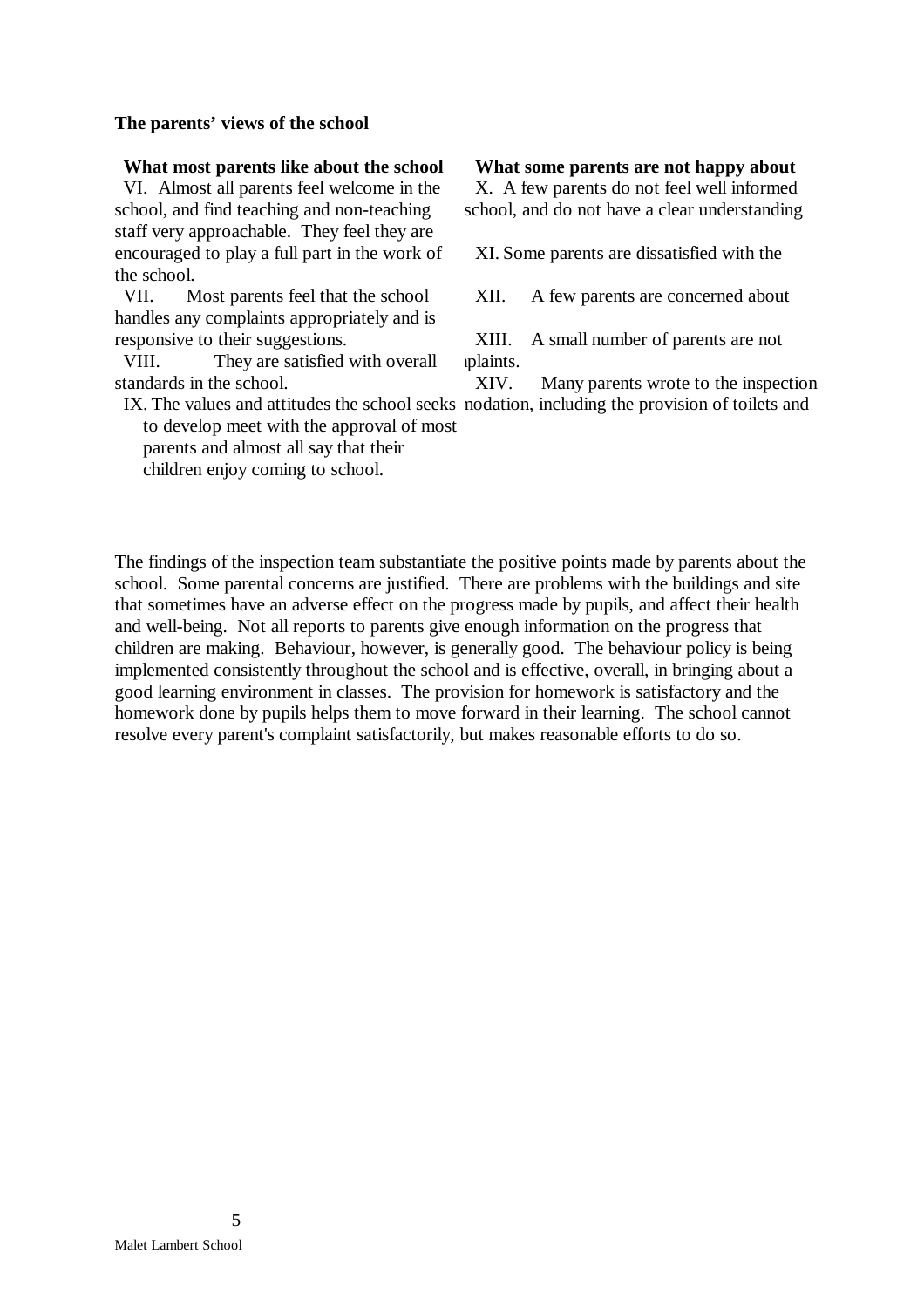**The parents' views of the school**

**What most parents like about the school**

VI. Almost all parents feel welcome in the school, and find teaching and non-teaching staff very approachable. They feel they are encouraged to play a full part in the work of the school.

VII. Most parents feel that the school handles any complaints appropriately and is responsive to their suggestions.

VIII. They are satisfied with overall standards in the school.

IX. The values and attitudes the school seeks to develop meet with the approval of most parents and almost all say that their children enjoy coming to school.

**What some parents are not happy about**

X. A few parents do not feel well informed school, and do not have a clear understanding

XI. Some parents are dissatisfied with the

XII. A few parents are concerned about

XIII. A small number of parents are not plaints.

XIV. Many parents wrote to the inspection nodation, including the provision of toilets and

The findings of the inspection team substantiate the positive points made by parents about the school. Some parental concerns are justified. There are problems with the buildings and site that sometimes have an adverse effect on the progress made by pupils, and affect their health and well-being. Not all reports to parents give enough information on the progress that children are making. Behaviour, however, is generally good. The behaviour policy is being implemented consistently throughout the school and is effective, overall, in bringing about a good learning environment in classes. The provision for homework is satisfactory and the homework done by pupils helps them to move forward in their learning. The school cannot resolve every parent's complaint satisfactorily, but makes reasonable efforts to do so.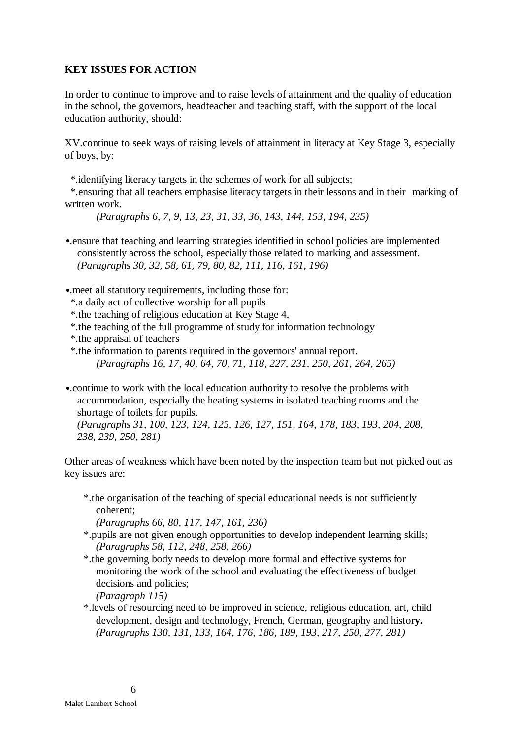**KEY ISSUES FOR ACTION**

In order to continue to improve and to raise levels of attainment and the quality of education in the school, the governors, headteacher and teaching staff, with the support of the local education authority, should:

XV.continue to seek ways of raising levels of attainment in literacy at Key Stage 3, especially of boys, by:

- *.identifying literacy targets in the schemes of work for all subjects;
- *.ensuring that all teachers emphasise literacy targets in their lessons and in their marking of written work.

  *(Paragraphs 6, 7, 9, 13, 23, 31, 33, 36, 143, 144, 153, 194, 235)*

- .ensure that teaching and learning strategies identified in school policies are implemented consistently across the school, especially those related to marking and assessment. *(Paragraphs 30, 32, 58, 61, 79, 80, 82, 111, 116, 161, 196)*

- .meet all statutory requirements, including those for:
  - *.a daily act of collective worship for all pupils
  - *.the teaching of religious education at Key Stage 4,
  - *.the teaching of the full programme of study for information technology
  - *.the appraisal of teachers
  - *.the information to parents required in the governors' annual report.

    *(Paragraphs 16, 17, 40, 64, 70, 71, 118, 227, 231, 250, 261, 264, 265)*

- .continue to work with the local education authority to resolve the problems with accommodation, especially the heating systems in isolated teaching rooms and the shortage of toilets for pupils.
  *(Paragraphs 31, 100, 123, 124, 125, 126, 127, 151, 164, 178, 183, 193, 204, 208, 238, 239, 250, 281)*

Other areas of weakness which have been noted by the inspection team but not picked out as key issues are:

- *.the organisation of the teaching of special educational needs is not sufficiently coherent;
  *(Paragraphs 66, 80, 117, 147, 161, 236)*
- *.pupils are not given enough opportunities to develop independent learning skills;
  *(Paragraphs 58, 112, 248, 258, 266)*
- *.the governing body needs to develop more formal and effective systems for monitoring the work of the school and evaluating the effectiveness of budget decisions and policies;
  *(Paragraph 115)*
- *.levels of resourcing need to be improved in science, religious education, art, child development, design and technology, French, German, geography and histor**y.**
  *(Paragraphs 130, 131, 133, 164, 176, 186, 189, 193, 217, 250, 277, 281)*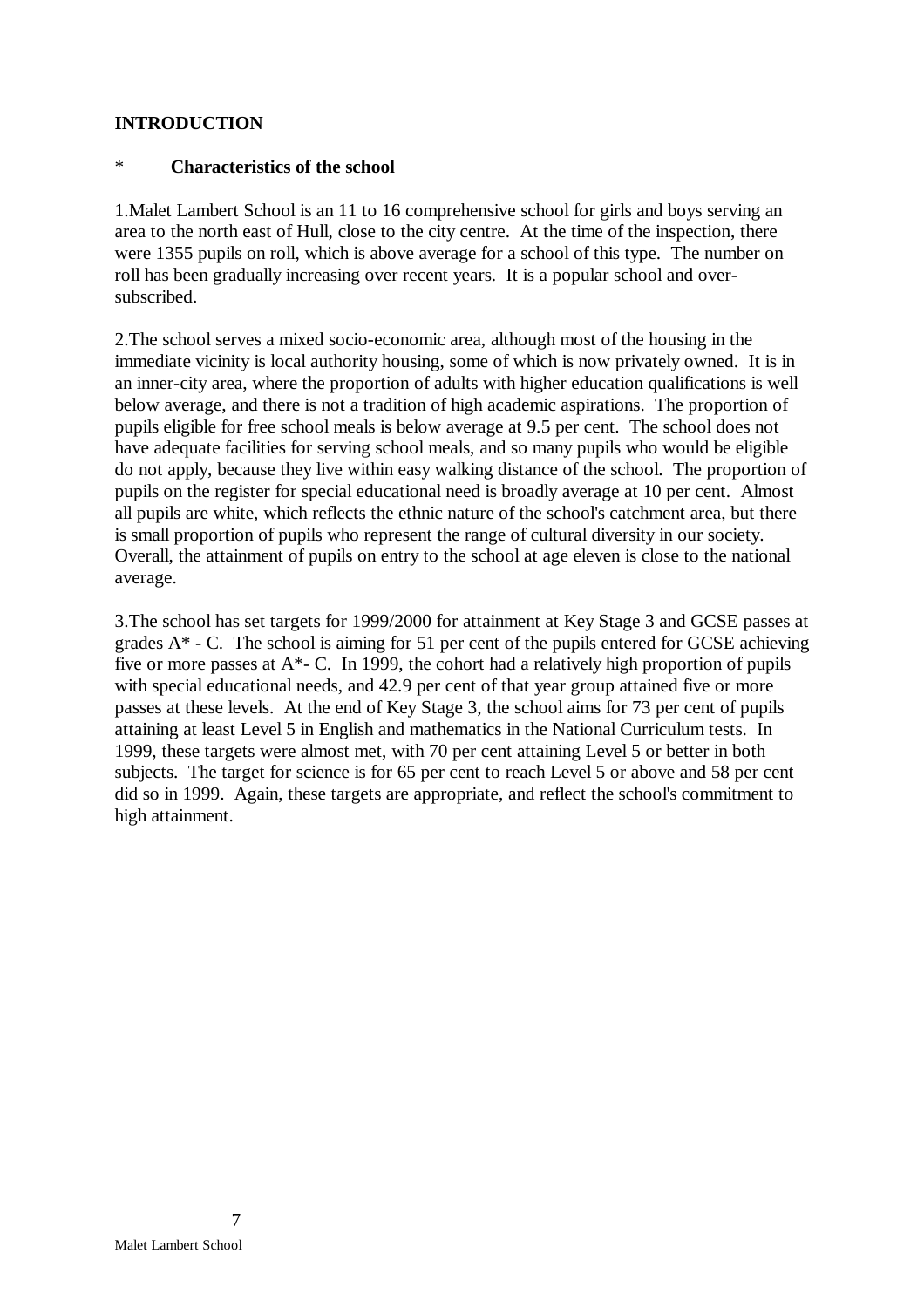## INTRODUCTION

### * Characteristics of the school

1.Malet Lambert School is an 11 to 16 comprehensive school for girls and boys serving an area to the north east of Hull, close to the city centre. At the time of the inspection, there were 1355 pupils on roll, which is above average for a school of this type. The number on roll has been gradually increasing over recent years. It is a popular school and over-subscribed.

2.The school serves a mixed socio-economic area, although most of the housing in the immediate vicinity is local authority housing, some of which is now privately owned. It is in an inner-city area, where the proportion of adults with higher education qualifications is well below average, and there is not a tradition of high academic aspirations. The proportion of pupils eligible for free school meals is below average at 9.5 per cent. The school does not have adequate facilities for serving school meals, and so many pupils who would be eligible do not apply, because they live within easy walking distance of the school. The proportion of pupils on the register for special educational need is broadly average at 10 per cent. Almost all pupils are white, which reflects the ethnic nature of the school's catchment area, but there is small proportion of pupils who represent the range of cultural diversity in our society. Overall, the attainment of pupils on entry to the school at age eleven is close to the national average.

3.The school has set targets for 1999/2000 for attainment at Key Stage 3 and GCSE passes at grades A* - C. The school is aiming for 51 per cent of the pupils entered for GCSE achieving five or more passes at A*- C. In 1999, the cohort had a relatively high proportion of pupils with special educational needs, and 42.9 per cent of that year group attained five or more passes at these levels. At the end of Key Stage 3, the school aims for 73 per cent of pupils attaining at least Level 5 in English and mathematics in the National Curriculum tests. In 1999, these targets were almost met, with 70 per cent attaining Level 5 or better in both subjects. The target for science is for 65 per cent to reach Level 5 or above and 58 per cent did so in 1999. Again, these targets are appropriate, and reflect the school's commitment to high attainment.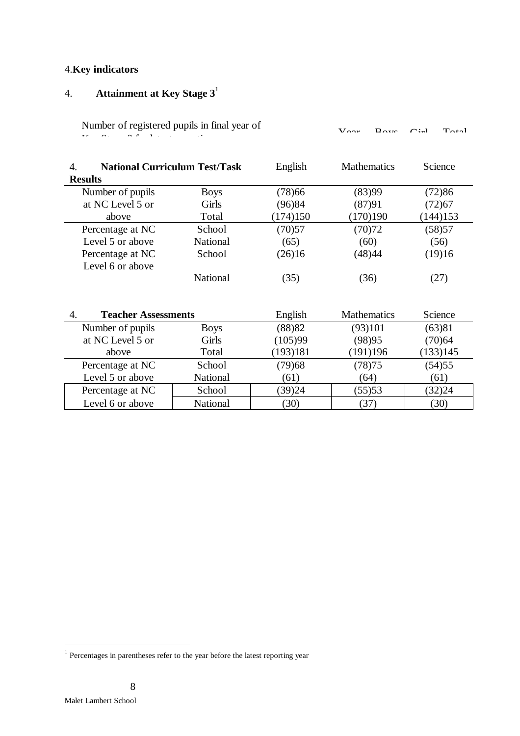4.**Key indicators**

## 4. Attainment at Key Stage 3[1]

Number of registered pupils in final year of Key Stage 3 for latest reporting year:

| Year | Boys | Girls | Total |
|---|---|---|---|

| 4. National Curriculum Test/Task Results | | English | Mathematics | Science |
|---|---|---|---|---|
| Number of pupils at NC Level 5 or above | Boys | (78)66 | (83)99 | (72)86 |
| | Girls | (96)84 | (87)91 | (72)67 |
| | Total | (174)150 | (170)190 | (144)153 |
| Percentage at NC Level 5 or above | School | (70)57 | (70)72 | (58)57 |
| | National | (65) | (60) | (56) |
| Percentage at NC Level 6 or above | School | (26)16 | (48)44 | (19)16 |
| | National | (35) | (36) | (27) |

| 4. Teacher Assessments | | English | Mathematics | Science |
|---|---|---|---|---|
| Number of pupils at NC Level 5 or above | Boys | (88)82 | (93)101 | (63)81 |
| | Girls | (105)99 | (98)95 | (70)64 |
| | Total | (193)181 | (191)196 | (133)145 |
| Percentage at NC Level 5 or above | School | (79)68 | (78)75 | (54)55 |
| | National | (61) | (64) | (61) |
| Percentage at NC Level 6 or above | School | (39)24 | (55)53 | (32)24 |
| | National | (30) | (37) | (30) |

[1] Percentages in parentheses refer to the year before the latest reporting year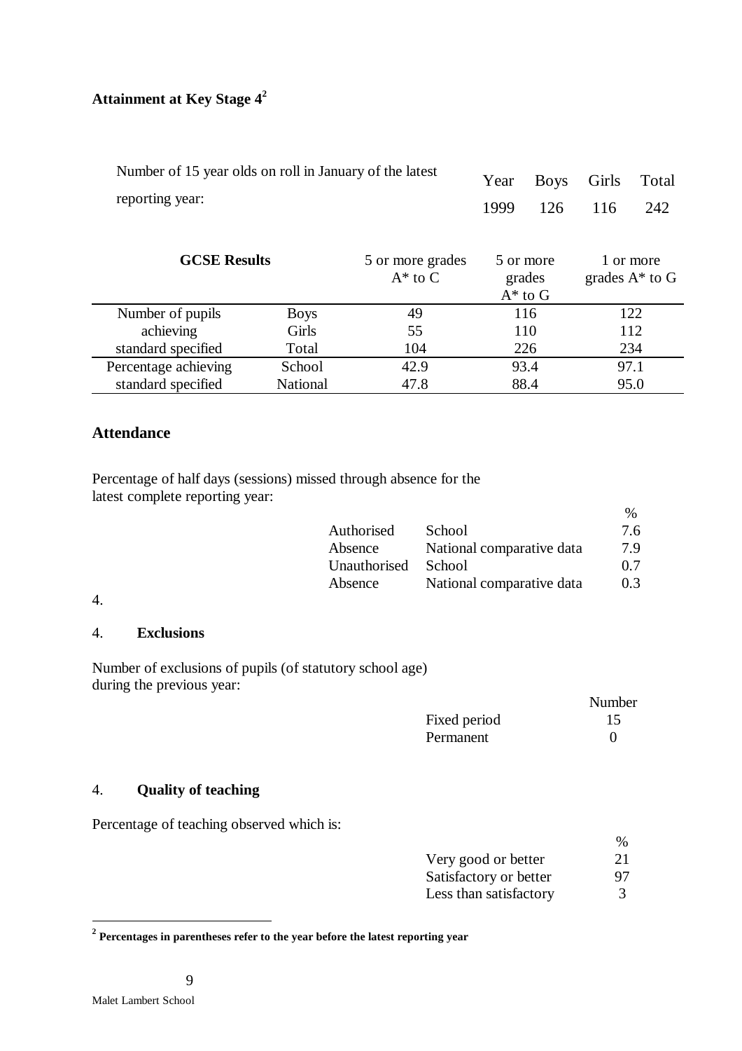### Attainment at Key Stage 4[2]

Number of 15 year olds on roll in January of the latest reporting year:

| Year | Boys | Girls | Total |
|---|---|---|---|
| 1999 | 126 | 116 | 242 |

| GCSE Results | | 5 or more grades A* to C | 5 or more grades A* to G | 1 or more grades A* to G |
|---|---|---|---|---|
| Number of pupils | Boys | 49 | 116 | 122 |
| achieving | Girls | 55 | 110 | 112 |
| standard specified | Total | 104 | 226 | 234 |
| Percentage achieving | School | 42.9 | 93.4 | 97.1 |
| standard specified | National | 47.8 | 88.4 | 95.0 |

### Attendance

Percentage of half days (sessions) missed through absence for the latest complete reporting year:

| | | % |
|---|---|---|
| Authorised Absence | School | 7.6 |
| | National comparative data | 7.9 |
| Unauthorised Absence | School | 0.7 |
| | National comparative data | 0.3 |

4.

### 4. Exclusions

Number of exclusions of pupils (of statutory school age) during the previous year:

| | Number |
|---|---|
| Fixed period | 15 |
| Permanent | 0 |

### 4. Quality of teaching

Percentage of teaching observed which is:

| | % |
|---|---|
| Very good or better | 21 |
| Satisfactory or better | 97 |
| Less than satisfactory | 3 |

[2] **Percentages in parentheses refer to the year before the latest reporting year**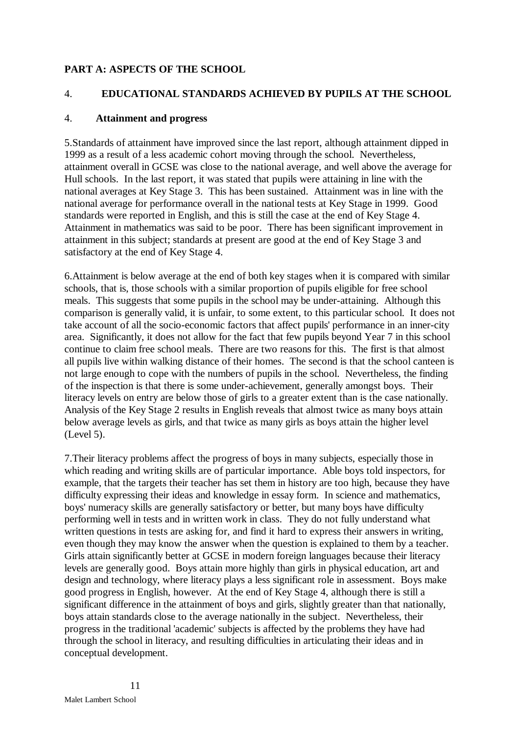## PART A: ASPECTS OF THE SCHOOL

### 4. EDUCATIONAL STANDARDS ACHIEVED BY PUPILS AT THE SCHOOL

#### 4. Attainment and progress

5.Standards of attainment have improved since the last report, although attainment dipped in 1999 as a result of a less academic cohort moving through the school. Nevertheless, attainment overall in GCSE was close to the national average, and well above the average for Hull schools. In the last report, it was stated that pupils were attaining in line with the national averages at Key Stage 3. This has been sustained. Attainment was in line with the national average for performance overall in the national tests at Key Stage in 1999. Good standards were reported in English, and this is still the case at the end of Key Stage 4. Attainment in mathematics was said to be poor. There has been significant improvement in attainment in this subject; standards at present are good at the end of Key Stage 3 and satisfactory at the end of Key Stage 4.

6.Attainment is below average at the end of both key stages when it is compared with similar schools, that is, those schools with a similar proportion of pupils eligible for free school meals. This suggests that some pupils in the school may be under-attaining. Although this comparison is generally valid, it is unfair, to some extent, to this particular school. It does not take account of all the socio-economic factors that affect pupils' performance in an inner-city area. Significantly, it does not allow for the fact that few pupils beyond Year 7 in this school continue to claim free school meals. There are two reasons for this. The first is that almost all pupils live within walking distance of their homes. The second is that the school canteen is not large enough to cope with the numbers of pupils in the school. Nevertheless, the finding of the inspection is that there is some under-achievement, generally amongst boys. Their literacy levels on entry are below those of girls to a greater extent than is the case nationally. Analysis of the Key Stage 2 results in English reveals that almost twice as many boys attain below average levels as girls, and that twice as many girls as boys attain the higher level (Level 5).

7.Their literacy problems affect the progress of boys in many subjects, especially those in which reading and writing skills are of particular importance. Able boys told inspectors, for example, that the targets their teacher has set them in history are too high, because they have difficulty expressing their ideas and knowledge in essay form. In science and mathematics, boys' numeracy skills are generally satisfactory or better, but many boys have difficulty performing well in tests and in written work in class. They do not fully understand what written questions in tests are asking for, and find it hard to express their answers in writing, even though they may know the answer when the question is explained to them by a teacher. Girls attain significantly better at GCSE in modern foreign languages because their literacy levels are generally good. Boys attain more highly than girls in physical education, art and design and technology, where literacy plays a less significant role in assessment. Boys make good progress in English, however. At the end of Key Stage 4, although there is still a significant difference in the attainment of boys and girls, slightly greater than that nationally, boys attain standards close to the average nationally in the subject. Nevertheless, their progress in the traditional 'academic' subjects is affected by the problems they have had through the school in literacy, and resulting difficulties in articulating their ideas and in conceptual development.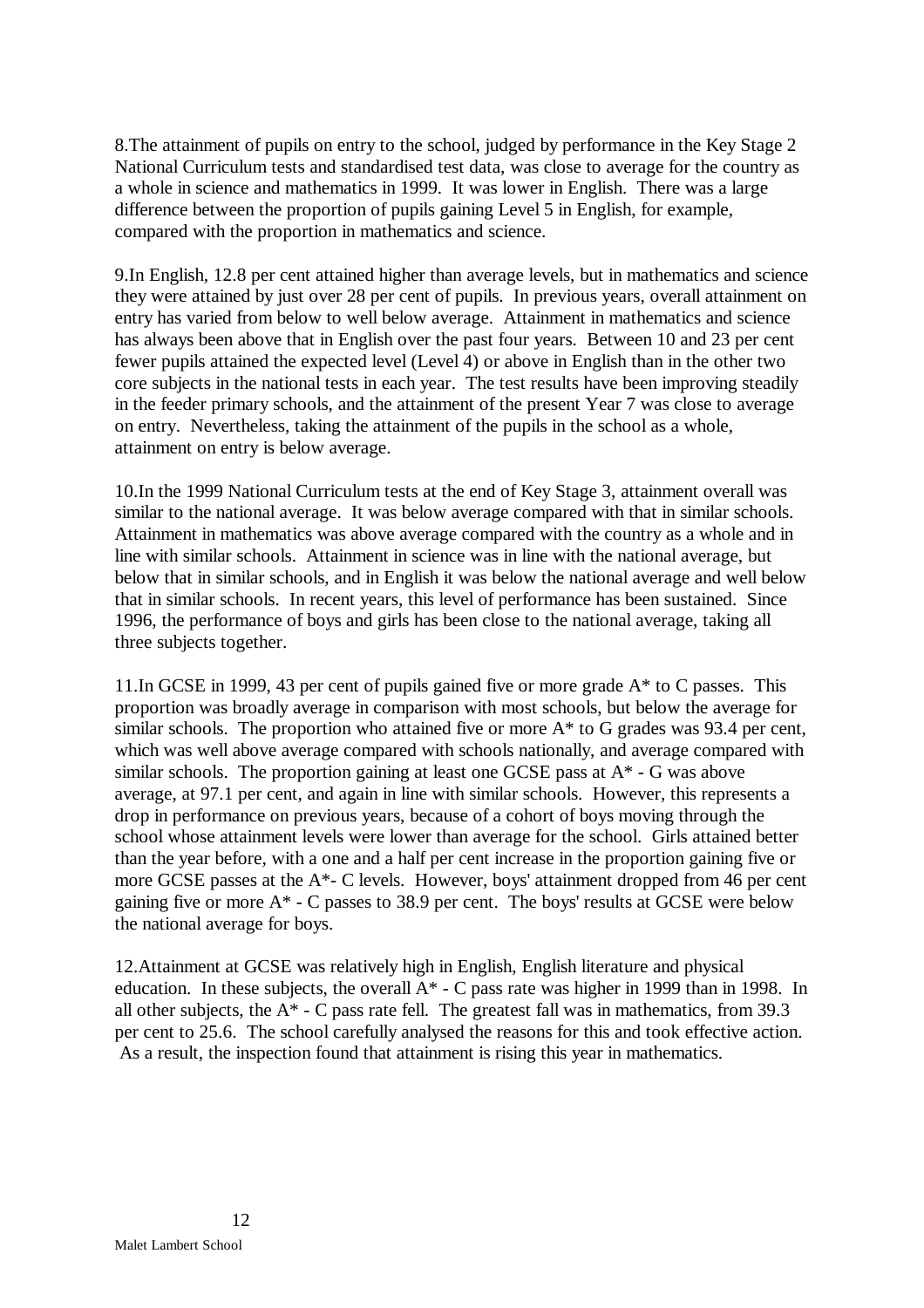8.The attainment of pupils on entry to the school, judged by performance in the Key Stage 2 National Curriculum tests and standardised test data, was close to average for the country as a whole in science and mathematics in 1999. It was lower in English. There was a large difference between the proportion of pupils gaining Level 5 in English, for example, compared with the proportion in mathematics and science.

9.In English, 12.8 per cent attained higher than average levels, but in mathematics and science they were attained by just over 28 per cent of pupils. In previous years, overall attainment on entry has varied from below to well below average. Attainment in mathematics and science has always been above that in English over the past four years. Between 10 and 23 per cent fewer pupils attained the expected level (Level 4) or above in English than in the other two core subjects in the national tests in each year. The test results have been improving steadily in the feeder primary schools, and the attainment of the present Year 7 was close to average on entry. Nevertheless, taking the attainment of the pupils in the school as a whole, attainment on entry is below average.

10.In the 1999 National Curriculum tests at the end of Key Stage 3, attainment overall was similar to the national average. It was below average compared with that in similar schools. Attainment in mathematics was above average compared with the country as a whole and in line with similar schools. Attainment in science was in line with the national average, but below that in similar schools, and in English it was below the national average and well below that in similar schools. In recent years, this level of performance has been sustained. Since 1996, the performance of boys and girls has been close to the national average, taking all three subjects together.

11.In GCSE in 1999, 43 per cent of pupils gained five or more grade A* to C passes. This proportion was broadly average in comparison with most schools, but below the average for similar schools. The proportion who attained five or more A* to G grades was 93.4 per cent, which was well above average compared with schools nationally, and average compared with similar schools. The proportion gaining at least one GCSE pass at A* - G was above average, at 97.1 per cent, and again in line with similar schools. However, this represents a drop in performance on previous years, because of a cohort of boys moving through the school whose attainment levels were lower than average for the school. Girls attained better than the year before, with a one and a half per cent increase in the proportion gaining five or more GCSE passes at the A*- C levels. However, boys' attainment dropped from 46 per cent gaining five or more A* - C passes to 38.9 per cent. The boys' results at GCSE were below the national average for boys.

12.Attainment at GCSE was relatively high in English, English literature and physical education. In these subjects, the overall A* - C pass rate was higher in 1999 than in 1998. In all other subjects, the A* - C pass rate fell. The greatest fall was in mathematics, from 39.3 per cent to 25.6. The school carefully analysed the reasons for this and took effective action. As a result, the inspection found that attainment is rising this year in mathematics.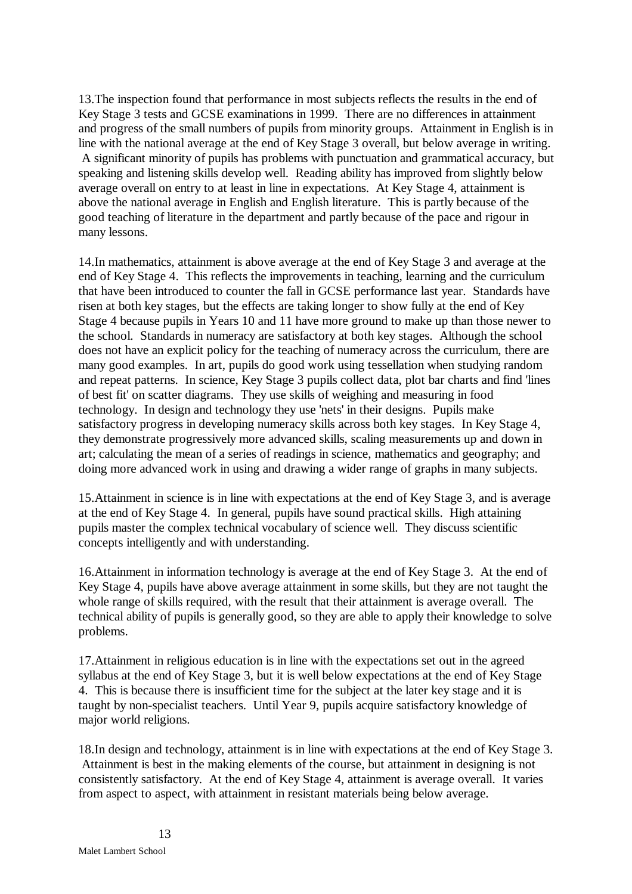13.The inspection found that performance in most subjects reflects the results in the end of Key Stage 3 tests and GCSE examinations in 1999. There are no differences in attainment and progress of the small numbers of pupils from minority groups. Attainment in English is in line with the national average at the end of Key Stage 3 overall, but below average in writing. A significant minority of pupils has problems with punctuation and grammatical accuracy, but speaking and listening skills develop well. Reading ability has improved from slightly below average overall on entry to at least in line in expectations. At Key Stage 4, attainment is above the national average in English and English literature. This is partly because of the good teaching of literature in the department and partly because of the pace and rigour in many lessons.

14.In mathematics, attainment is above average at the end of Key Stage 3 and average at the end of Key Stage 4. This reflects the improvements in teaching, learning and the curriculum that have been introduced to counter the fall in GCSE performance last year. Standards have risen at both key stages, but the effects are taking longer to show fully at the end of Key Stage 4 because pupils in Years 10 and 11 have more ground to make up than those newer to the school. Standards in numeracy are satisfactory at both key stages. Although the school does not have an explicit policy for the teaching of numeracy across the curriculum, there are many good examples. In art, pupils do good work using tessellation when studying random and repeat patterns. In science, Key Stage 3 pupils collect data, plot bar charts and find 'lines of best fit' on scatter diagrams. They use skills of weighing and measuring in food technology. In design and technology they use 'nets' in their designs. Pupils make satisfactory progress in developing numeracy skills across both key stages. In Key Stage 4, they demonstrate progressively more advanced skills, scaling measurements up and down in art; calculating the mean of a series of readings in science, mathematics and geography; and doing more advanced work in using and drawing a wider range of graphs in many subjects.

15.Attainment in science is in line with expectations at the end of Key Stage 3, and is average at the end of Key Stage 4. In general, pupils have sound practical skills. High attaining pupils master the complex technical vocabulary of science well. They discuss scientific concepts intelligently and with understanding.

16.Attainment in information technology is average at the end of Key Stage 3. At the end of Key Stage 4, pupils have above average attainment in some skills, but they are not taught the whole range of skills required, with the result that their attainment is average overall. The technical ability of pupils is generally good, so they are able to apply their knowledge to solve problems.

17.Attainment in religious education is in line with the expectations set out in the agreed syllabus at the end of Key Stage 3, but it is well below expectations at the end of Key Stage 4. This is because there is insufficient time for the subject at the later key stage and it is taught by non-specialist teachers. Until Year 9, pupils acquire satisfactory knowledge of major world religions.

18.In design and technology, attainment is in line with expectations at the end of Key Stage 3. Attainment is best in the making elements of the course, but attainment in designing is not consistently satisfactory. At the end of Key Stage 4, attainment is average overall. It varies from aspect to aspect, with attainment in resistant materials being below average.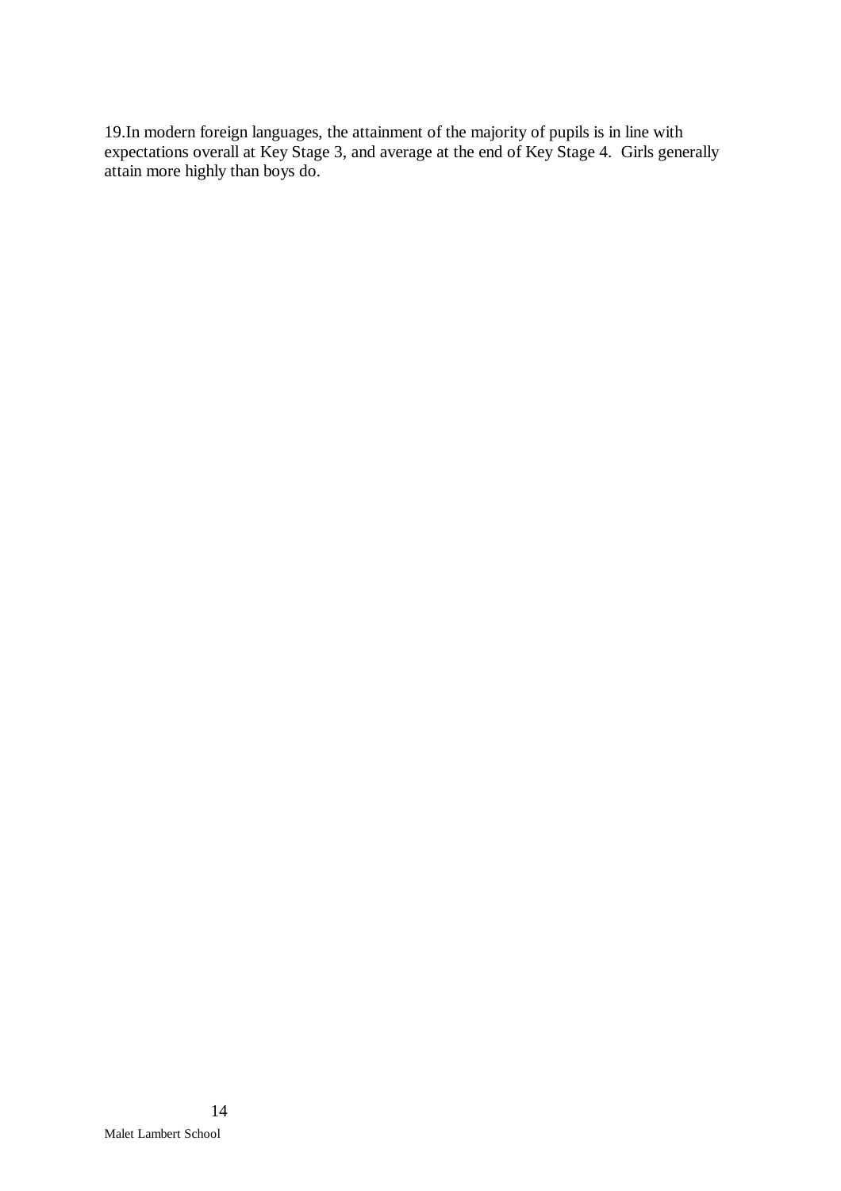19.In modern foreign languages, the attainment of the majority of pupils is in line with expectations overall at Key Stage 3, and average at the end of Key Stage 4. Girls generally attain more highly than boys do.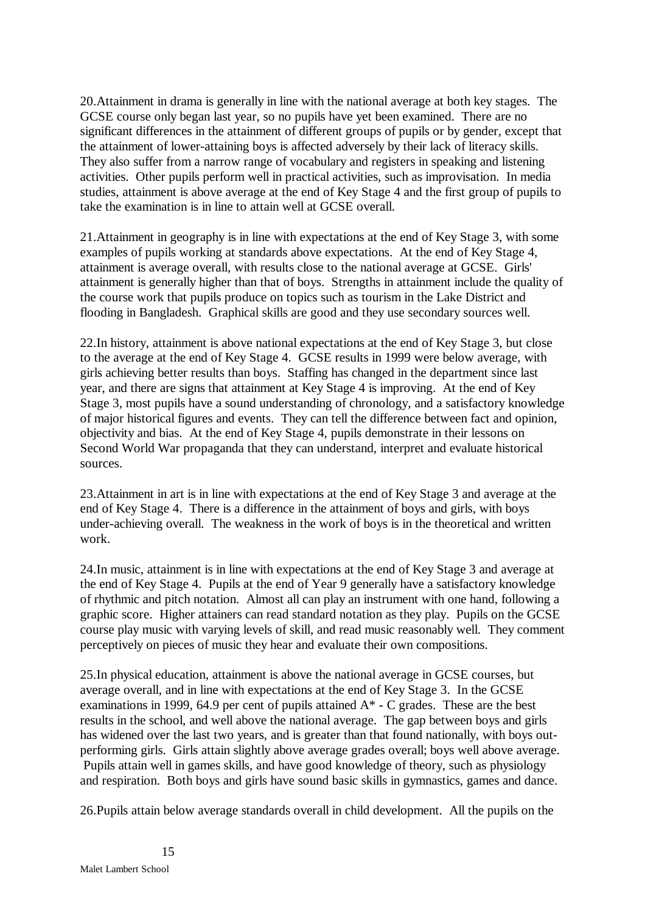20.Attainment in drama is generally in line with the national average at both key stages. The GCSE course only began last year, so no pupils have yet been examined. There are no significant differences in the attainment of different groups of pupils or by gender, except that the attainment of lower-attaining boys is affected adversely by their lack of literacy skills. They also suffer from a narrow range of vocabulary and registers in speaking and listening activities. Other pupils perform well in practical activities, such as improvisation. In media studies, attainment is above average at the end of Key Stage 4 and the first group of pupils to take the examination is in line to attain well at GCSE overall.

21.Attainment in geography is in line with expectations at the end of Key Stage 3, with some examples of pupils working at standards above expectations. At the end of Key Stage 4, attainment is average overall, with results close to the national average at GCSE. Girls' attainment is generally higher than that of boys. Strengths in attainment include the quality of the course work that pupils produce on topics such as tourism in the Lake District and flooding in Bangladesh. Graphical skills are good and they use secondary sources well.

22.In history, attainment is above national expectations at the end of Key Stage 3, but close to the average at the end of Key Stage 4. GCSE results in 1999 were below average, with girls achieving better results than boys. Staffing has changed in the department since last year, and there are signs that attainment at Key Stage 4 is improving. At the end of Key Stage 3, most pupils have a sound understanding of chronology, and a satisfactory knowledge of major historical figures and events. They can tell the difference between fact and opinion, objectivity and bias. At the end of Key Stage 4, pupils demonstrate in their lessons on Second World War propaganda that they can understand, interpret and evaluate historical sources.

23.Attainment in art is in line with expectations at the end of Key Stage 3 and average at the end of Key Stage 4. There is a difference in the attainment of boys and girls, with boys under-achieving overall. The weakness in the work of boys is in the theoretical and written work.

24.In music, attainment is in line with expectations at the end of Key Stage 3 and average at the end of Key Stage 4. Pupils at the end of Year 9 generally have a satisfactory knowledge of rhythmic and pitch notation. Almost all can play an instrument with one hand, following a graphic score. Higher attainers can read standard notation as they play. Pupils on the GCSE course play music with varying levels of skill, and read music reasonably well. They comment perceptively on pieces of music they hear and evaluate their own compositions.

25.In physical education, attainment is above the national average in GCSE courses, but average overall, and in line with expectations at the end of Key Stage 3. In the GCSE examinations in 1999, 64.9 per cent of pupils attained A* - C grades. These are the best results in the school, and well above the national average. The gap between boys and girls has widened over the last two years, and is greater than that found nationally, with boys out-performing girls. Girls attain slightly above average grades overall; boys well above average. Pupils attain well in games skills, and have good knowledge of theory, such as physiology and respiration. Both boys and girls have sound basic skills in gymnastics, games and dance.

26.Pupils attain below average standards overall in child development. All the pupils on the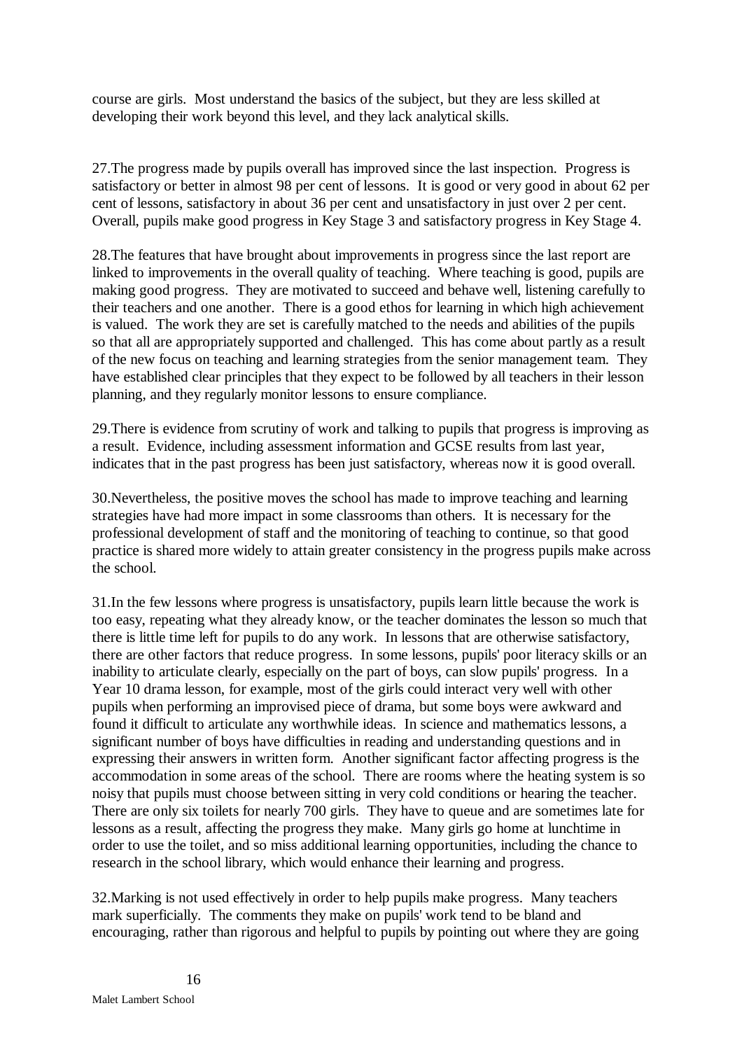course are girls. Most understand the basics of the subject, but they are less skilled at developing their work beyond this level, and they lack analytical skills.

27.The progress made by pupils overall has improved since the last inspection. Progress is satisfactory or better in almost 98 per cent of lessons. It is good or very good in about 62 per cent of lessons, satisfactory in about 36 per cent and unsatisfactory in just over 2 per cent. Overall, pupils make good progress in Key Stage 3 and satisfactory progress in Key Stage 4.

28.The features that have brought about improvements in progress since the last report are linked to improvements in the overall quality of teaching. Where teaching is good, pupils are making good progress. They are motivated to succeed and behave well, listening carefully to their teachers and one another. There is a good ethos for learning in which high achievement is valued. The work they are set is carefully matched to the needs and abilities of the pupils so that all are appropriately supported and challenged. This has come about partly as a result of the new focus on teaching and learning strategies from the senior management team. They have established clear principles that they expect to be followed by all teachers in their lesson planning, and they regularly monitor lessons to ensure compliance.

29.There is evidence from scrutiny of work and talking to pupils that progress is improving as a result. Evidence, including assessment information and GCSE results from last year, indicates that in the past progress has been just satisfactory, whereas now it is good overall.

30.Nevertheless, the positive moves the school has made to improve teaching and learning strategies have had more impact in some classrooms than others. It is necessary for the professional development of staff and the monitoring of teaching to continue, so that good practice is shared more widely to attain greater consistency in the progress pupils make across the school.

31.In the few lessons where progress is unsatisfactory, pupils learn little because the work is too easy, repeating what they already know, or the teacher dominates the lesson so much that there is little time left for pupils to do any work. In lessons that are otherwise satisfactory, there are other factors that reduce progress. In some lessons, pupils' poor literacy skills or an inability to articulate clearly, especially on the part of boys, can slow pupils' progress. In a Year 10 drama lesson, for example, most of the girls could interact very well with other pupils when performing an improvised piece of drama, but some boys were awkward and found it difficult to articulate any worthwhile ideas. In science and mathematics lessons, a significant number of boys have difficulties in reading and understanding questions and in expressing their answers in written form. Another significant factor affecting progress is the accommodation in some areas of the school. There are rooms where the heating system is so noisy that pupils must choose between sitting in very cold conditions or hearing the teacher. There are only six toilets for nearly 700 girls. They have to queue and are sometimes late for lessons as a result, affecting the progress they make. Many girls go home at lunchtime in order to use the toilet, and so miss additional learning opportunities, including the chance to research in the school library, which would enhance their learning and progress.

32.Marking is not used effectively in order to help pupils make progress. Many teachers mark superficially. The comments they make on pupils' work tend to be bland and encouraging, rather than rigorous and helpful to pupils by pointing out where they are going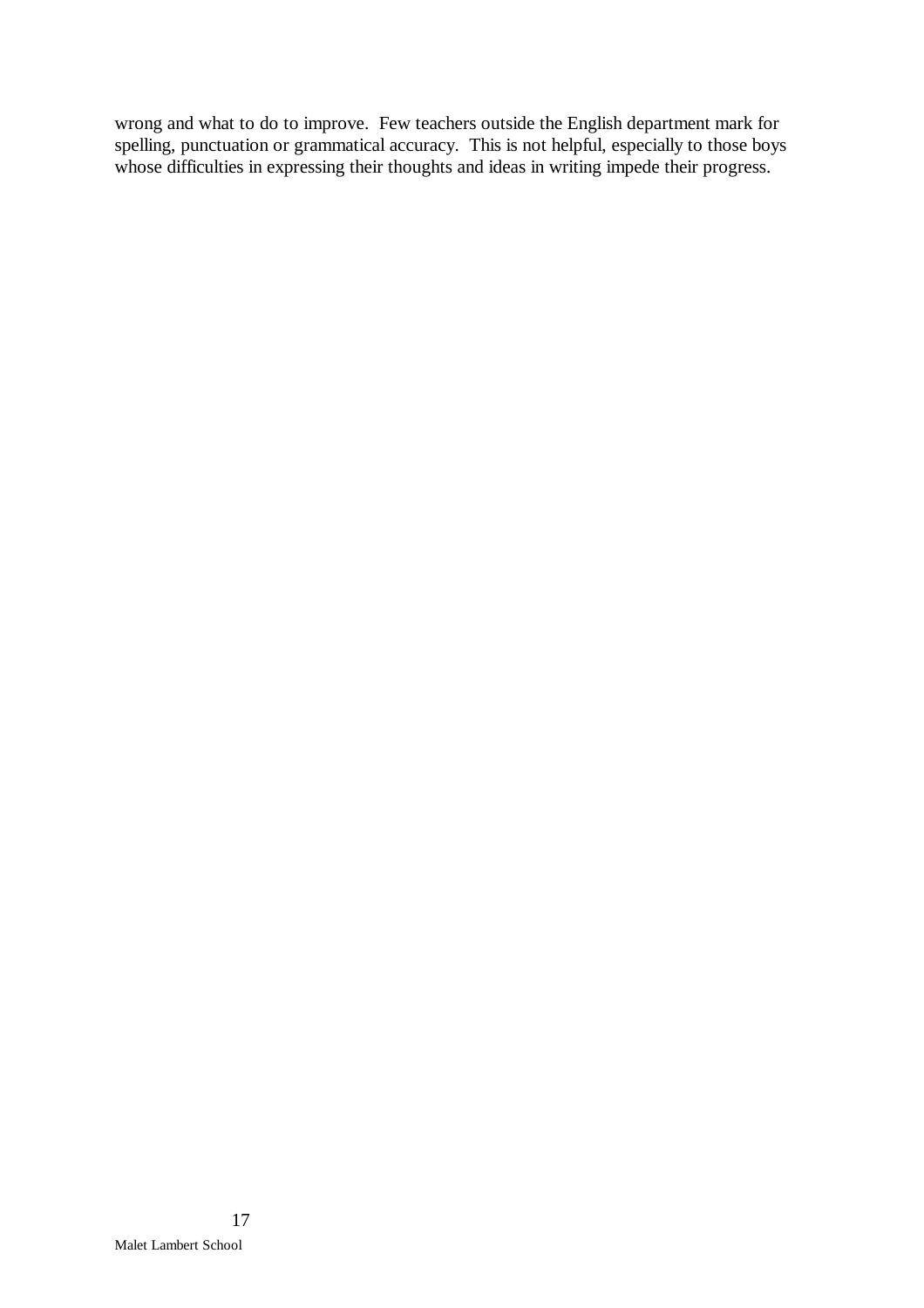wrong and what to do to improve.  Few teachers outside the English department mark for spelling, punctuation or grammatical accuracy.  This is not helpful, especially to those boys whose difficulties in expressing their thoughts and ideas in writing impede their progress.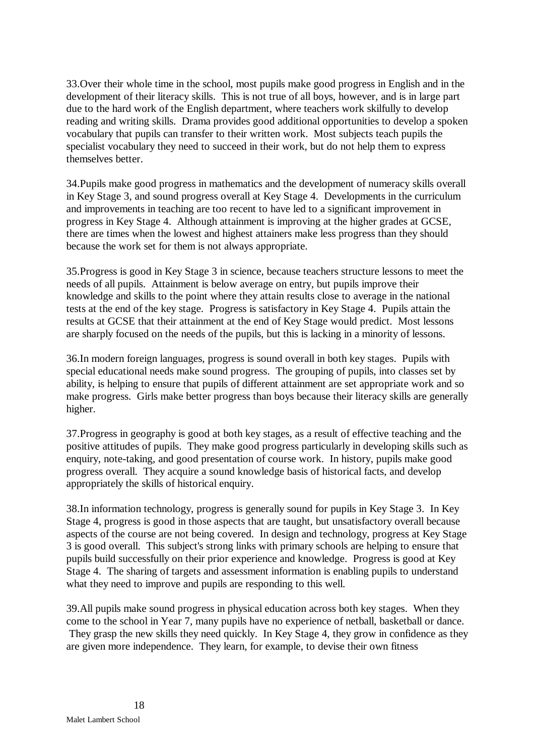33.Over their whole time in the school, most pupils make good progress in English and in the development of their literacy skills. This is not true of all boys, however, and is in large part due to the hard work of the English department, where teachers work skilfully to develop reading and writing skills. Drama provides good additional opportunities to develop a spoken vocabulary that pupils can transfer to their written work. Most subjects teach pupils the specialist vocabulary they need to succeed in their work, but do not help them to express themselves better.

34.Pupils make good progress in mathematics and the development of numeracy skills overall in Key Stage 3, and sound progress overall at Key Stage 4. Developments in the curriculum and improvements in teaching are too recent to have led to a significant improvement in progress in Key Stage 4. Although attainment is improving at the higher grades at GCSE, there are times when the lowest and highest attainers make less progress than they should because the work set for them is not always appropriate.

35.Progress is good in Key Stage 3 in science, because teachers structure lessons to meet the needs of all pupils. Attainment is below average on entry, but pupils improve their knowledge and skills to the point where they attain results close to average in the national tests at the end of the key stage. Progress is satisfactory in Key Stage 4. Pupils attain the results at GCSE that their attainment at the end of Key Stage would predict. Most lessons are sharply focused on the needs of the pupils, but this is lacking in a minority of lessons.

36.In modern foreign languages, progress is sound overall in both key stages. Pupils with special educational needs make sound progress. The grouping of pupils, into classes set by ability, is helping to ensure that pupils of different attainment are set appropriate work and so make progress. Girls make better progress than boys because their literacy skills are generally higher.

37.Progress in geography is good at both key stages, as a result of effective teaching and the positive attitudes of pupils. They make good progress particularly in developing skills such as enquiry, note-taking, and good presentation of course work. In history, pupils make good progress overall. They acquire a sound knowledge basis of historical facts, and develop appropriately the skills of historical enquiry.

38.In information technology, progress is generally sound for pupils in Key Stage 3. In Key Stage 4, progress is good in those aspects that are taught, but unsatisfactory overall because aspects of the course are not being covered. In design and technology, progress at Key Stage 3 is good overall. This subject's strong links with primary schools are helping to ensure that pupils build successfully on their prior experience and knowledge. Progress is good at Key Stage 4. The sharing of targets and assessment information is enabling pupils to understand what they need to improve and pupils are responding to this well.

39.All pupils make sound progress in physical education across both key stages. When they come to the school in Year 7, many pupils have no experience of netball, basketball or dance. They grasp the new skills they need quickly. In Key Stage 4, they grow in confidence as they are given more independence. They learn, for example, to devise their own fitness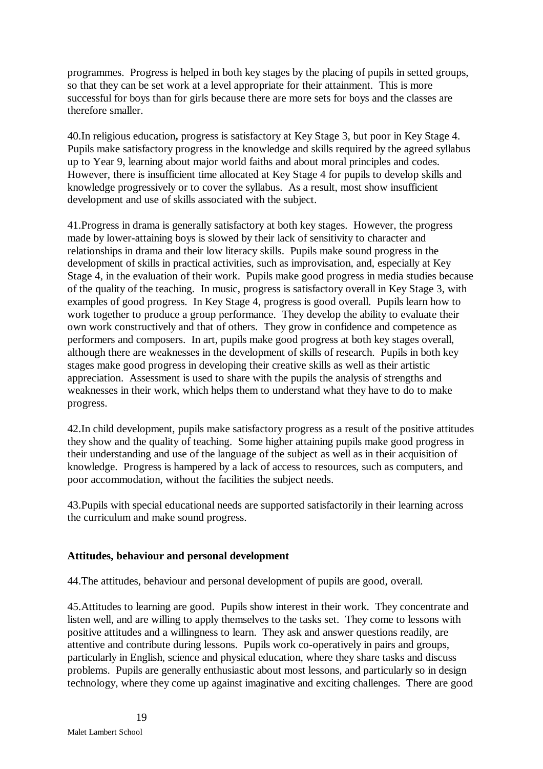programmes. Progress is helped in both key stages by the placing of pupils in setted groups, so that they can be set work at a level appropriate for their attainment. This is more successful for boys than for girls because there are more sets for boys and the classes are therefore smaller.

40.In religious education**,** progress is satisfactory at Key Stage 3, but poor in Key Stage 4. Pupils make satisfactory progress in the knowledge and skills required by the agreed syllabus up to Year 9, learning about major world faiths and about moral principles and codes. However, there is insufficient time allocated at Key Stage 4 for pupils to develop skills and knowledge progressively or to cover the syllabus. As a result, most show insufficient development and use of skills associated with the subject.

41.Progress in drama is generally satisfactory at both key stages. However, the progress made by lower-attaining boys is slowed by their lack of sensitivity to character and relationships in drama and their low literacy skills. Pupils make sound progress in the development of skills in practical activities, such as improvisation, and, especially at Key Stage 4, in the evaluation of their work. Pupils make good progress in media studies because of the quality of the teaching. In music, progress is satisfactory overall in Key Stage 3, with examples of good progress. In Key Stage 4, progress is good overall. Pupils learn how to work together to produce a group performance. They develop the ability to evaluate their own work constructively and that of others. They grow in confidence and competence as performers and composers. In art, pupils make good progress at both key stages overall, although there are weaknesses in the development of skills of research. Pupils in both key stages make good progress in developing their creative skills as well as their artistic appreciation. Assessment is used to share with the pupils the analysis of strengths and weaknesses in their work, which helps them to understand what they have to do to make progress.

42.In child development, pupils make satisfactory progress as a result of the positive attitudes they show and the quality of teaching. Some higher attaining pupils make good progress in their understanding and use of the language of the subject as well as in their acquisition of knowledge. Progress is hampered by a lack of access to resources, such as computers, and poor accommodation, without the facilities the subject needs.

43.Pupils with special educational needs are supported satisfactorily in their learning across the curriculum and make sound progress.

**Attitudes, behaviour and personal development**

44.The attitudes, behaviour and personal development of pupils are good, overall.

45.Attitudes to learning are good. Pupils show interest in their work. They concentrate and listen well, and are willing to apply themselves to the tasks set. They come to lessons with positive attitudes and a willingness to learn. They ask and answer questions readily, are attentive and contribute during lessons. Pupils work co-operatively in pairs and groups, particularly in English, science and physical education, where they share tasks and discuss problems. Pupils are generally enthusiastic about most lessons, and particularly so in design technology, where they come up against imaginative and exciting challenges. There are good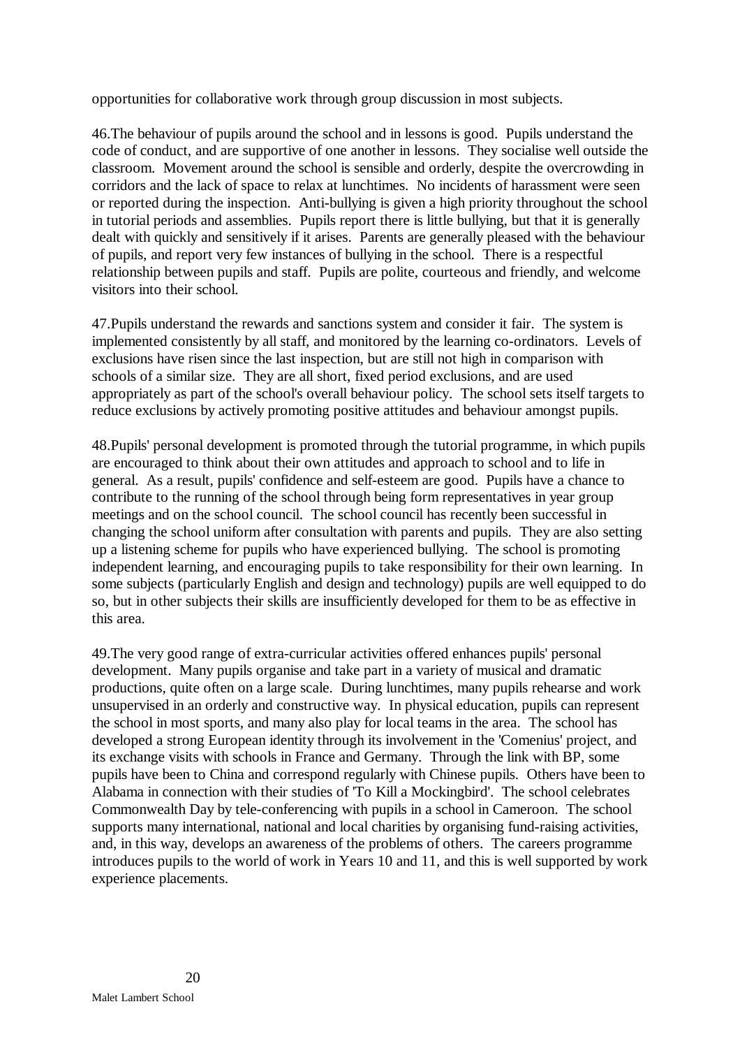opportunities for collaborative work through group discussion in most subjects.

46.The behaviour of pupils around the school and in lessons is good. Pupils understand the code of conduct, and are supportive of one another in lessons. They socialise well outside the classroom. Movement around the school is sensible and orderly, despite the overcrowding in corridors and the lack of space to relax at lunchtimes. No incidents of harassment were seen or reported during the inspection. Anti-bullying is given a high priority throughout the school in tutorial periods and assemblies. Pupils report there is little bullying, but that it is generally dealt with quickly and sensitively if it arises. Parents are generally pleased with the behaviour of pupils, and report very few instances of bullying in the school. There is a respectful relationship between pupils and staff. Pupils are polite, courteous and friendly, and welcome visitors into their school.

47.Pupils understand the rewards and sanctions system and consider it fair. The system is implemented consistently by all staff, and monitored by the learning co-ordinators. Levels of exclusions have risen since the last inspection, but are still not high in comparison with schools of a similar size. They are all short, fixed period exclusions, and are used appropriately as part of the school's overall behaviour policy. The school sets itself targets to reduce exclusions by actively promoting positive attitudes and behaviour amongst pupils.

48.Pupils' personal development is promoted through the tutorial programme, in which pupils are encouraged to think about their own attitudes and approach to school and to life in general. As a result, pupils' confidence and self-esteem are good. Pupils have a chance to contribute to the running of the school through being form representatives in year group meetings and on the school council. The school council has recently been successful in changing the school uniform after consultation with parents and pupils. They are also setting up a listening scheme for pupils who have experienced bullying. The school is promoting independent learning, and encouraging pupils to take responsibility for their own learning. In some subjects (particularly English and design and technology) pupils are well equipped to do so, but in other subjects their skills are insufficiently developed for them to be as effective in this area.

49.The very good range of extra-curricular activities offered enhances pupils' personal development. Many pupils organise and take part in a variety of musical and dramatic productions, quite often on a large scale. During lunchtimes, many pupils rehearse and work unsupervised in an orderly and constructive way. In physical education, pupils can represent the school in most sports, and many also play for local teams in the area. The school has developed a strong European identity through its involvement in the 'Comenius' project, and its exchange visits with schools in France and Germany. Through the link with BP, some pupils have been to China and correspond regularly with Chinese pupils. Others have been to Alabama in connection with their studies of 'To Kill a Mockingbird'. The school celebrates Commonwealth Day by tele-conferencing with pupils in a school in Cameroon. The school supports many international, national and local charities by organising fund-raising activities, and, in this way, develops an awareness of the problems of others. The careers programme introduces pupils to the world of work in Years 10 and 11, and this is well supported by work experience placements.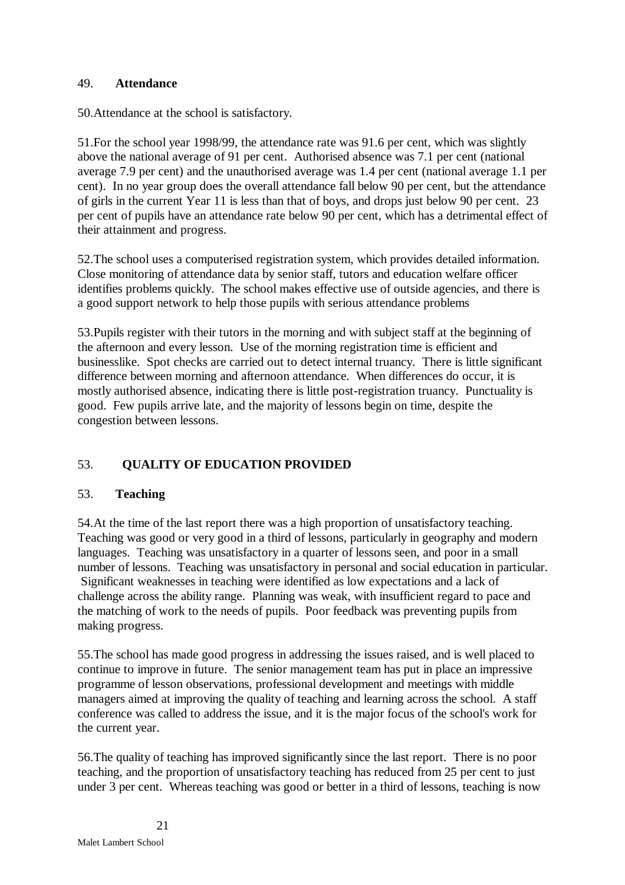49. **Attendance**

50.Attendance at the school is satisfactory.

51.For the school year 1998/99, the attendance rate was 91.6 per cent, which was slightly above the national average of 91 per cent. Authorised absence was 7.1 per cent (national average 7.9 per cent) and the unauthorised average was 1.4 per cent (national average 1.1 per cent). In no year group does the overall attendance fall below 90 per cent, but the attendance of girls in the current Year 11 is less than that of boys, and drops just below 90 per cent. 23 per cent of pupils have an attendance rate below 90 per cent, which has a detrimental effect of their attainment and progress.

52.The school uses a computerised registration system, which provides detailed information. Close monitoring of attendance data by senior staff, tutors and education welfare officer identifies problems quickly. The school makes effective use of outside agencies, and there is a good support network to help those pupils with serious attendance problems

53.Pupils register with their tutors in the morning and with subject staff at the beginning of the afternoon and every lesson. Use of the morning registration time is efficient and businesslike. Spot checks are carried out to detect internal truancy. There is little significant difference between morning and afternoon attendance. When differences do occur, it is mostly authorised absence, indicating there is little post-registration truancy. Punctuality is good. Few pupils arrive late, and the majority of lessons begin on time, despite the congestion between lessons.

## 53. QUALITY OF EDUCATION PROVIDED

53. **Teaching**

54.At the time of the last report there was a high proportion of unsatisfactory teaching. Teaching was good or very good in a third of lessons, particularly in geography and modern languages. Teaching was unsatisfactory in a quarter of lessons seen, and poor in a small number of lessons. Teaching was unsatisfactory in personal and social education in particular. Significant weaknesses in teaching were identified as low expectations and a lack of challenge across the ability range. Planning was weak, with insufficient regard to pace and the matching of work to the needs of pupils. Poor feedback was preventing pupils from making progress.

55.The school has made good progress in addressing the issues raised, and is well placed to continue to improve in future. The senior management team has put in place an impressive programme of lesson observations, professional development and meetings with middle managers aimed at improving the quality of teaching and learning across the school. A staff conference was called to address the issue, and it is the major focus of the school's work for the current year.

56.The quality of teaching has improved significantly since the last report. There is no poor teaching, and the proportion of unsatisfactory teaching has reduced from 25 per cent to just under 3 per cent. Whereas teaching was good or better in a third of lessons, teaching is now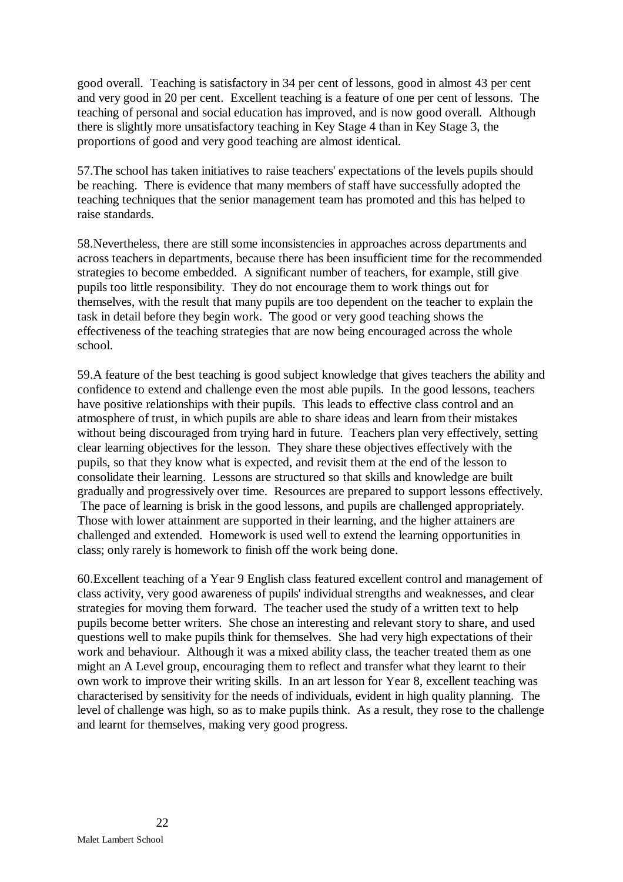good overall. Teaching is satisfactory in 34 per cent of lessons, good in almost 43 per cent and very good in 20 per cent. Excellent teaching is a feature of one per cent of lessons. The teaching of personal and social education has improved, and is now good overall. Although there is slightly more unsatisfactory teaching in Key Stage 4 than in Key Stage 3, the proportions of good and very good teaching are almost identical.

57.The school has taken initiatives to raise teachers' expectations of the levels pupils should be reaching. There is evidence that many members of staff have successfully adopted the teaching techniques that the senior management team has promoted and this has helped to raise standards.

58.Nevertheless, there are still some inconsistencies in approaches across departments and across teachers in departments, because there has been insufficient time for the recommended strategies to become embedded. A significant number of teachers, for example, still give pupils too little responsibility. They do not encourage them to work things out for themselves, with the result that many pupils are too dependent on the teacher to explain the task in detail before they begin work. The good or very good teaching shows the effectiveness of the teaching strategies that are now being encouraged across the whole school.

59.A feature of the best teaching is good subject knowledge that gives teachers the ability and confidence to extend and challenge even the most able pupils. In the good lessons, teachers have positive relationships with their pupils. This leads to effective class control and an atmosphere of trust, in which pupils are able to share ideas and learn from their mistakes without being discouraged from trying hard in future. Teachers plan very effectively, setting clear learning objectives for the lesson. They share these objectives effectively with the pupils, so that they know what is expected, and revisit them at the end of the lesson to consolidate their learning. Lessons are structured so that skills and knowledge are built gradually and progressively over time. Resources are prepared to support lessons effectively. The pace of learning is brisk in the good lessons, and pupils are challenged appropriately. Those with lower attainment are supported in their learning, and the higher attainers are challenged and extended. Homework is used well to extend the learning opportunities in class; only rarely is homework to finish off the work being done.

60.Excellent teaching of a Year 9 English class featured excellent control and management of class activity, very good awareness of pupils' individual strengths and weaknesses, and clear strategies for moving them forward. The teacher used the study of a written text to help pupils become better writers. She chose an interesting and relevant story to share, and used questions well to make pupils think for themselves. She had very high expectations of their work and behaviour. Although it was a mixed ability class, the teacher treated them as one might an A Level group, encouraging them to reflect and transfer what they learnt to their own work to improve their writing skills. In an art lesson for Year 8, excellent teaching was characterised by sensitivity for the needs of individuals, evident in high quality planning. The level of challenge was high, so as to make pupils think. As a result, they rose to the challenge and learnt for themselves, making very good progress.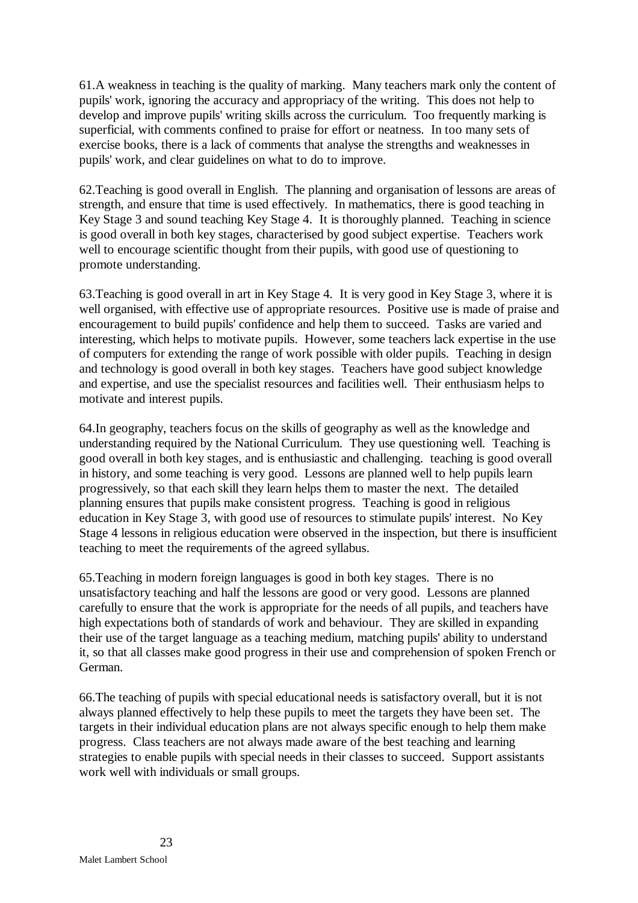61.A weakness in teaching is the quality of marking. Many teachers mark only the content of pupils' work, ignoring the accuracy and appropriacy of the writing. This does not help to develop and improve pupils' writing skills across the curriculum. Too frequently marking is superficial, with comments confined to praise for effort or neatness. In too many sets of exercise books, there is a lack of comments that analyse the strengths and weaknesses in pupils' work, and clear guidelines on what to do to improve.

62.Teaching is good overall in English. The planning and organisation of lessons are areas of strength, and ensure that time is used effectively. In mathematics, there is good teaching in Key Stage 3 and sound teaching Key Stage 4. It is thoroughly planned. Teaching in science is good overall in both key stages, characterised by good subject expertise. Teachers work well to encourage scientific thought from their pupils, with good use of questioning to promote understanding.

63.Teaching is good overall in art in Key Stage 4. It is very good in Key Stage 3, where it is well organised, with effective use of appropriate resources. Positive use is made of praise and encouragement to build pupils' confidence and help them to succeed. Tasks are varied and interesting, which helps to motivate pupils. However, some teachers lack expertise in the use of computers for extending the range of work possible with older pupils. Teaching in design and technology is good overall in both key stages. Teachers have good subject knowledge and expertise, and use the specialist resources and facilities well. Their enthusiasm helps to motivate and interest pupils.

64.In geography, teachers focus on the skills of geography as well as the knowledge and understanding required by the National Curriculum. They use questioning well. Teaching is good overall in both key stages, and is enthusiastic and challenging. teaching is good overall in history, and some teaching is very good. Lessons are planned well to help pupils learn progressively, so that each skill they learn helps them to master the next. The detailed planning ensures that pupils make consistent progress. Teaching is good in religious education in Key Stage 3, with good use of resources to stimulate pupils' interest. No Key Stage 4 lessons in religious education were observed in the inspection, but there is insufficient teaching to meet the requirements of the agreed syllabus.

65.Teaching in modern foreign languages is good in both key stages. There is no unsatisfactory teaching and half the lessons are good or very good. Lessons are planned carefully to ensure that the work is appropriate for the needs of all pupils, and teachers have high expectations both of standards of work and behaviour. They are skilled in expanding their use of the target language as a teaching medium, matching pupils' ability to understand it, so that all classes make good progress in their use and comprehension of spoken French or German.

66.The teaching of pupils with special educational needs is satisfactory overall, but it is not always planned effectively to help these pupils to meet the targets they have been set. The targets in their individual education plans are not always specific enough to help them make progress. Class teachers are not always made aware of the best teaching and learning strategies to enable pupils with special needs in their classes to succeed. Support assistants work well with individuals or small groups.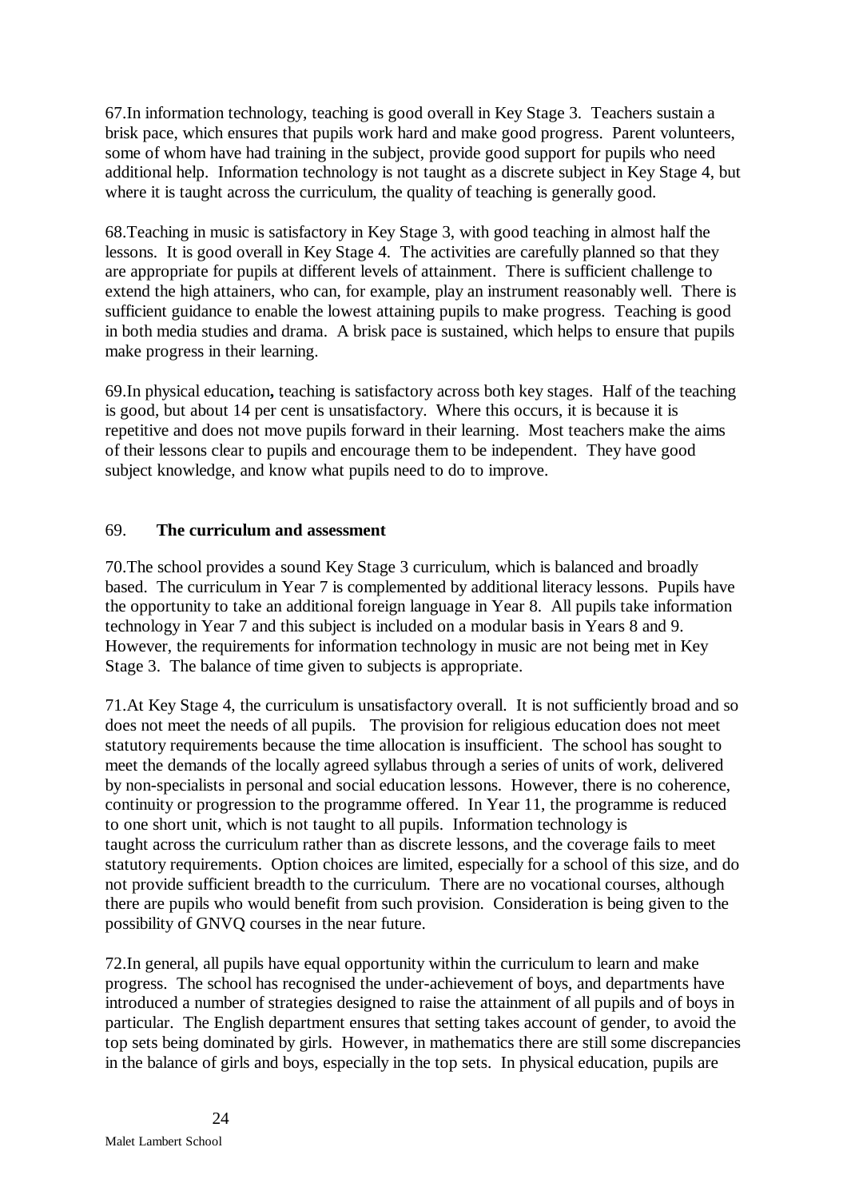67.In information technology, teaching is good overall in Key Stage 3. Teachers sustain a brisk pace, which ensures that pupils work hard and make good progress. Parent volunteers, some of whom have had training in the subject, provide good support for pupils who need additional help. Information technology is not taught as a discrete subject in Key Stage 4, but where it is taught across the curriculum, the quality of teaching is generally good.

68.Teaching in music is satisfactory in Key Stage 3, with good teaching in almost half the lessons. It is good overall in Key Stage 4. The activities are carefully planned so that they are appropriate for pupils at different levels of attainment. There is sufficient challenge to extend the high attainers, who can, for example, play an instrument reasonably well. There is sufficient guidance to enable the lowest attaining pupils to make progress. Teaching is good in both media studies and drama. A brisk pace is sustained, which helps to ensure that pupils make progress in their learning.

69.In physical education**,** teaching is satisfactory across both key stages. Half of the teaching is good, but about 14 per cent is unsatisfactory. Where this occurs, it is because it is repetitive and does not move pupils forward in their learning. Most teachers make the aims of their lessons clear to pupils and encourage them to be independent. They have good subject knowledge, and know what pupils need to do to improve.

69. **The curriculum and assessment**

70.The school provides a sound Key Stage 3 curriculum, which is balanced and broadly based. The curriculum in Year 7 is complemented by additional literacy lessons. Pupils have the opportunity to take an additional foreign language in Year 8. All pupils take information technology in Year 7 and this subject is included on a modular basis in Years 8 and 9. However, the requirements for information technology in music are not being met in Key Stage 3. The balance of time given to subjects is appropriate.

71.At Key Stage 4, the curriculum is unsatisfactory overall. It is not sufficiently broad and so does not meet the needs of all pupils. The provision for religious education does not meet statutory requirements because the time allocation is insufficient. The school has sought to meet the demands of the locally agreed syllabus through a series of units of work, delivered by non-specialists in personal and social education lessons. However, there is no coherence, continuity or progression to the programme offered. In Year 11, the programme is reduced to one short unit, which is not taught to all pupils. Information technology is taught across the curriculum rather than as discrete lessons, and the coverage fails to meet statutory requirements. Option choices are limited, especially for a school of this size, and do not provide sufficient breadth to the curriculum. There are no vocational courses, although there are pupils who would benefit from such provision. Consideration is being given to the possibility of GNVQ courses in the near future.

72.In general, all pupils have equal opportunity within the curriculum to learn and make progress. The school has recognised the under-achievement of boys, and departments have introduced a number of strategies designed to raise the attainment of all pupils and of boys in particular. The English department ensures that setting takes account of gender, to avoid the top sets being dominated by girls. However, in mathematics there are still some discrepancies in the balance of girls and boys, especially in the top sets. In physical education, pupils are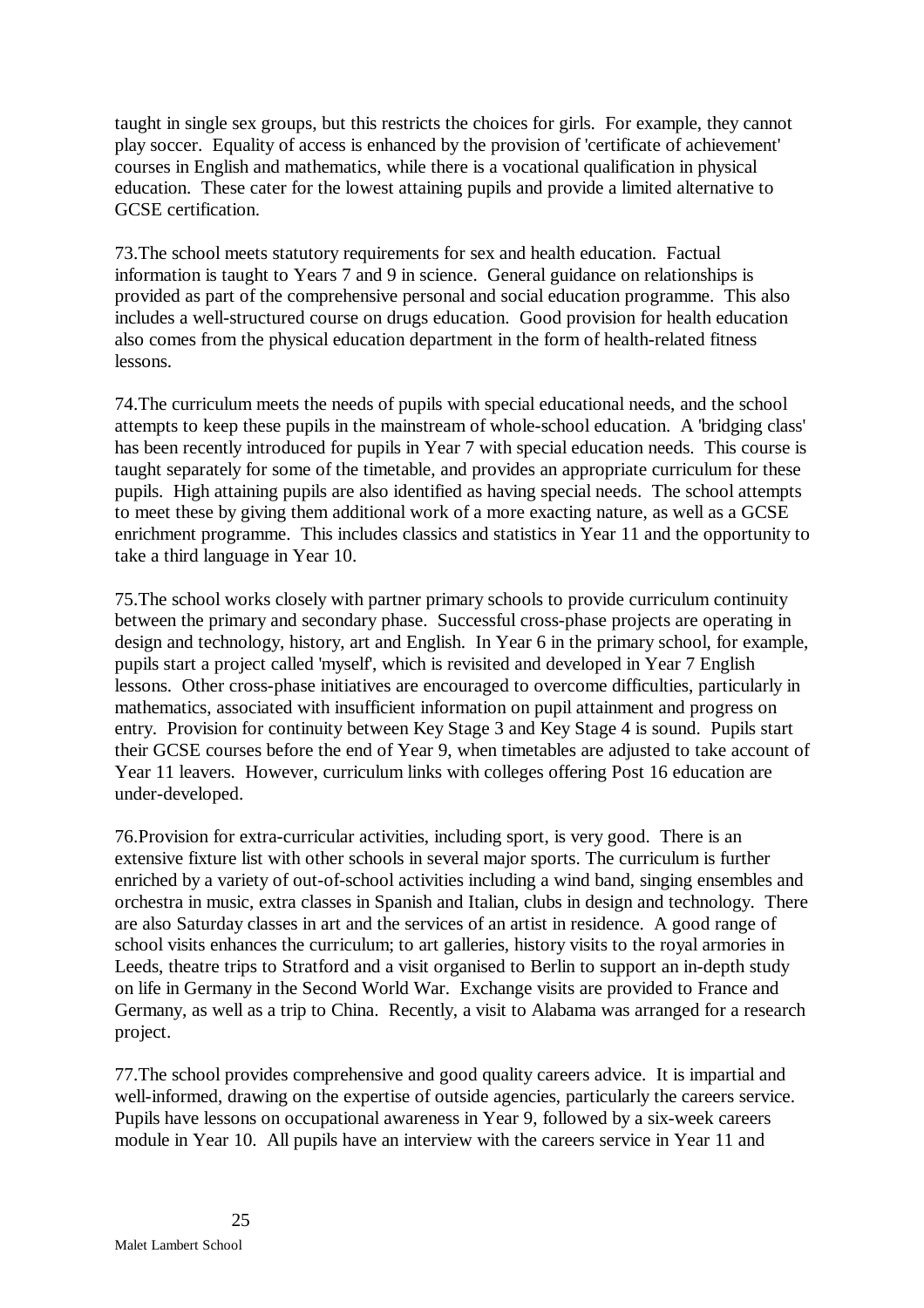taught in single sex groups, but this restricts the choices for girls. For example, they cannot play soccer. Equality of access is enhanced by the provision of 'certificate of achievement' courses in English and mathematics, while there is a vocational qualification in physical education. These cater for the lowest attaining pupils and provide a limited alternative to GCSE certification.

73.The school meets statutory requirements for sex and health education. Factual information is taught to Years 7 and 9 in science. General guidance on relationships is provided as part of the comprehensive personal and social education programme. This also includes a well-structured course on drugs education. Good provision for health education also comes from the physical education department in the form of health-related fitness lessons.

74.The curriculum meets the needs of pupils with special educational needs, and the school attempts to keep these pupils in the mainstream of whole-school education. A 'bridging class' has been recently introduced for pupils in Year 7 with special education needs. This course is taught separately for some of the timetable, and provides an appropriate curriculum for these pupils. High attaining pupils are also identified as having special needs. The school attempts to meet these by giving them additional work of a more exacting nature, as well as a GCSE enrichment programme. This includes classics and statistics in Year 11 and the opportunity to take a third language in Year 10.

75.The school works closely with partner primary schools to provide curriculum continuity between the primary and secondary phase. Successful cross-phase projects are operating in design and technology, history, art and English. In Year 6 in the primary school, for example, pupils start a project called 'myself', which is revisited and developed in Year 7 English lessons. Other cross-phase initiatives are encouraged to overcome difficulties, particularly in mathematics, associated with insufficient information on pupil attainment and progress on entry. Provision for continuity between Key Stage 3 and Key Stage 4 is sound. Pupils start their GCSE courses before the end of Year 9, when timetables are adjusted to take account of Year 11 leavers. However, curriculum links with colleges offering Post 16 education are under-developed.

76.Provision for extra-curricular activities, including sport, is very good. There is an extensive fixture list with other schools in several major sports. The curriculum is further enriched by a variety of out-of-school activities including a wind band, singing ensembles and orchestra in music, extra classes in Spanish and Italian, clubs in design and technology. There are also Saturday classes in art and the services of an artist in residence. A good range of school visits enhances the curriculum; to art galleries, history visits to the royal armories in Leeds, theatre trips to Stratford and a visit organised to Berlin to support an in-depth study on life in Germany in the Second World War. Exchange visits are provided to France and Germany, as well as a trip to China. Recently, a visit to Alabama was arranged for a research project.

77.The school provides comprehensive and good quality careers advice. It is impartial and well-informed, drawing on the expertise of outside agencies, particularly the careers service. Pupils have lessons on occupational awareness in Year 9, followed by a six-week careers module in Year 10. All pupils have an interview with the careers service in Year 11 and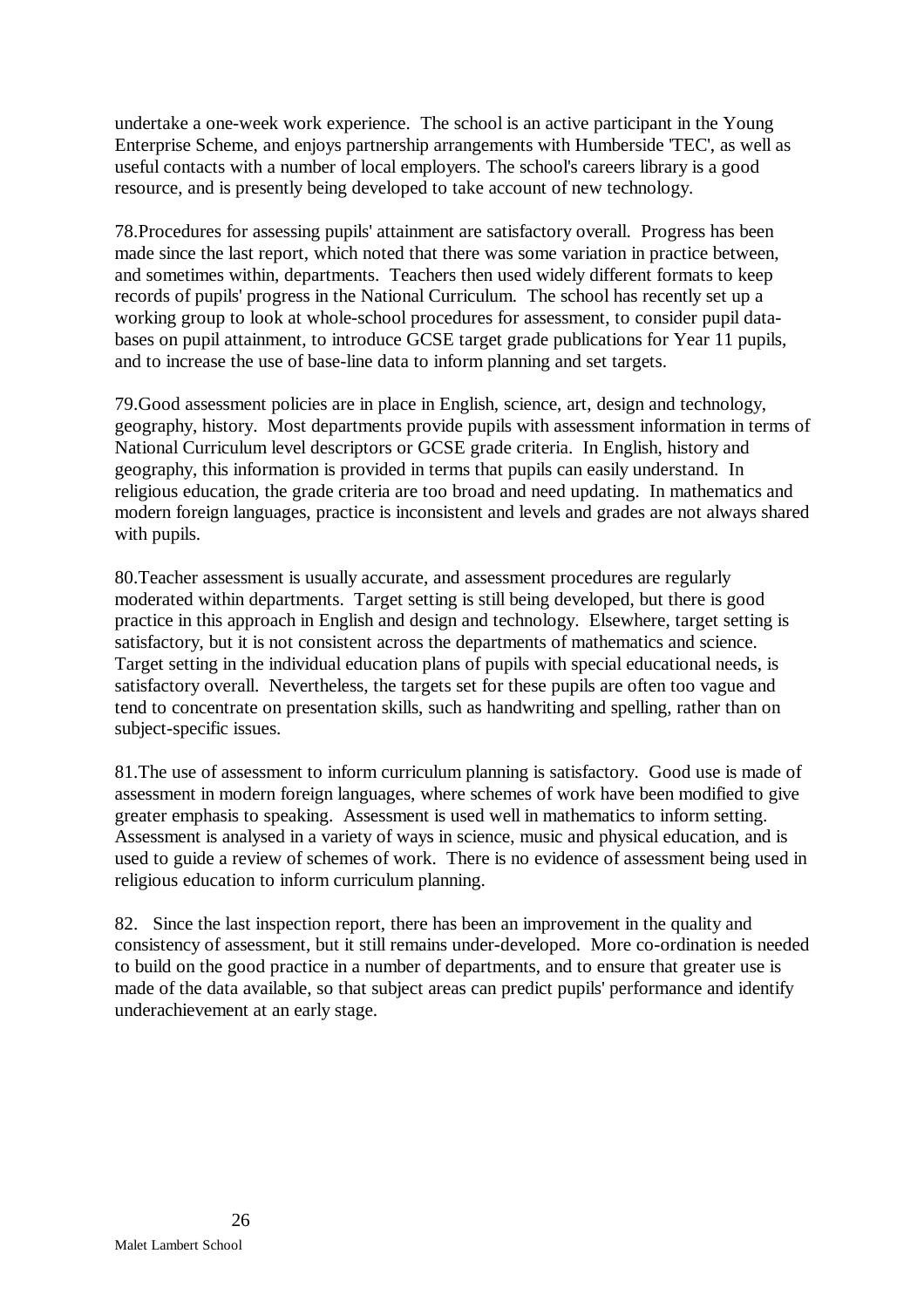undertake a one-week work experience. The school is an active participant in the Young Enterprise Scheme, and enjoys partnership arrangements with Humberside 'TEC', as well as useful contacts with a number of local employers. The school's careers library is a good resource, and is presently being developed to take account of new technology.

78.Procedures for assessing pupils' attainment are satisfactory overall. Progress has been made since the last report, which noted that there was some variation in practice between, and sometimes within, departments. Teachers then used widely different formats to keep records of pupils' progress in the National Curriculum. The school has recently set up a working group to look at whole-school procedures for assessment, to consider pupil data-bases on pupil attainment, to introduce GCSE target grade publications for Year 11 pupils, and to increase the use of base-line data to inform planning and set targets.

79.Good assessment policies are in place in English, science, art, design and technology, geography, history. Most departments provide pupils with assessment information in terms of National Curriculum level descriptors or GCSE grade criteria. In English, history and geography, this information is provided in terms that pupils can easily understand. In religious education, the grade criteria are too broad and need updating. In mathematics and modern foreign languages, practice is inconsistent and levels and grades are not always shared with pupils.

80.Teacher assessment is usually accurate, and assessment procedures are regularly moderated within departments. Target setting is still being developed, but there is good practice in this approach in English and design and technology. Elsewhere, target setting is satisfactory, but it is not consistent across the departments of mathematics and science. Target setting in the individual education plans of pupils with special educational needs, is satisfactory overall. Nevertheless, the targets set for these pupils are often too vague and tend to concentrate on presentation skills, such as handwriting and spelling, rather than on subject-specific issues.

81.The use of assessment to inform curriculum planning is satisfactory. Good use is made of assessment in modern foreign languages, where schemes of work have been modified to give greater emphasis to speaking. Assessment is used well in mathematics to inform setting. Assessment is analysed in a variety of ways in science, music and physical education, and is used to guide a review of schemes of work. There is no evidence of assessment being used in religious education to inform curriculum planning.

82. Since the last inspection report, there has been an improvement in the quality and consistency of assessment, but it still remains under-developed. More co-ordination is needed to build on the good practice in a number of departments, and to ensure that greater use is made of the data available, so that subject areas can predict pupils' performance and identify underachievement at an early stage.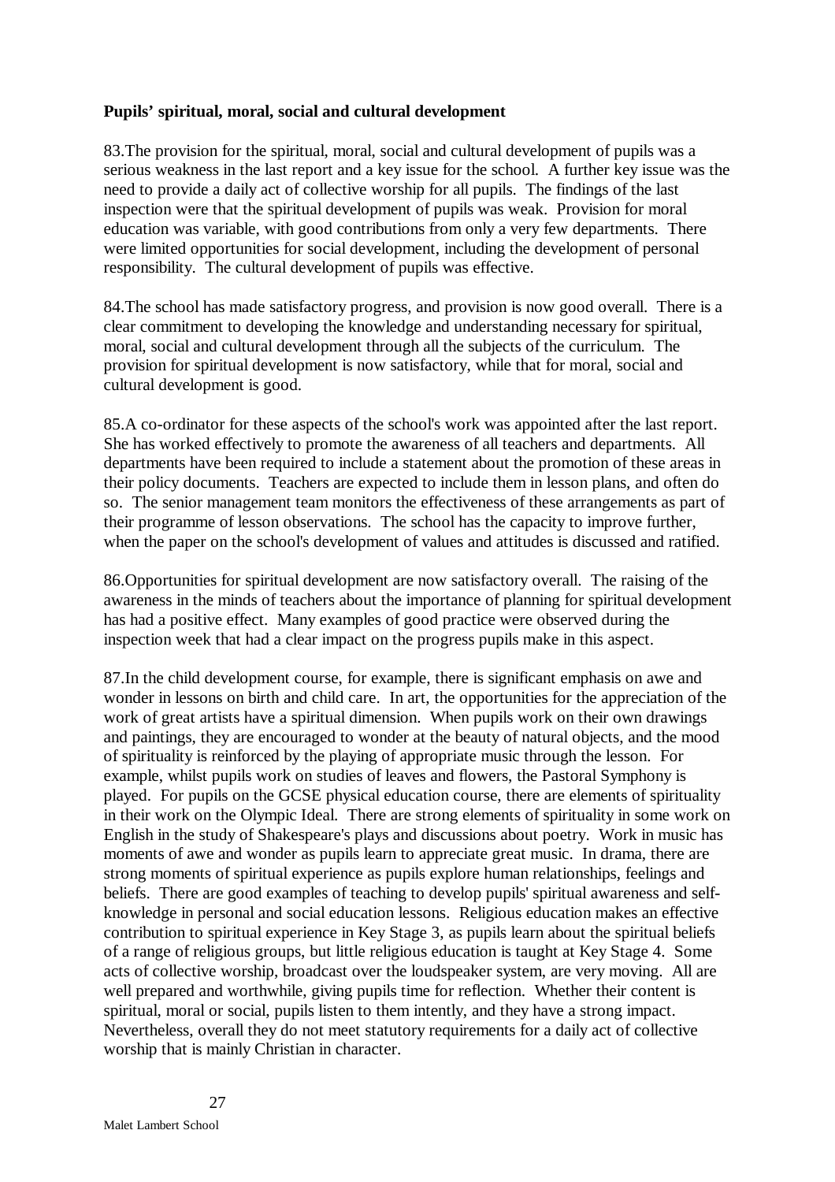**Pupils' spiritual, moral, social and cultural development**

83.The provision for the spiritual, moral, social and cultural development of pupils was a serious weakness in the last report and a key issue for the school. A further key issue was the need to provide a daily act of collective worship for all pupils. The findings of the last inspection were that the spiritual development of pupils was weak. Provision for moral education was variable, with good contributions from only a very few departments. There were limited opportunities for social development, including the development of personal responsibility. The cultural development of pupils was effective.

84.The school has made satisfactory progress, and provision is now good overall. There is a clear commitment to developing the knowledge and understanding necessary for spiritual, moral, social and cultural development through all the subjects of the curriculum. The provision for spiritual development is now satisfactory, while that for moral, social and cultural development is good.

85.A co-ordinator for these aspects of the school's work was appointed after the last report. She has worked effectively to promote the awareness of all teachers and departments. All departments have been required to include a statement about the promotion of these areas in their policy documents. Teachers are expected to include them in lesson plans, and often do so. The senior management team monitors the effectiveness of these arrangements as part of their programme of lesson observations. The school has the capacity to improve further, when the paper on the school's development of values and attitudes is discussed and ratified.

86.Opportunities for spiritual development are now satisfactory overall. The raising of the awareness in the minds of teachers about the importance of planning for spiritual development has had a positive effect. Many examples of good practice were observed during the inspection week that had a clear impact on the progress pupils make in this aspect.

87.In the child development course, for example, there is significant emphasis on awe and wonder in lessons on birth and child care. In art, the opportunities for the appreciation of the work of great artists have a spiritual dimension. When pupils work on their own drawings and paintings, they are encouraged to wonder at the beauty of natural objects, and the mood of spirituality is reinforced by the playing of appropriate music through the lesson. For example, whilst pupils work on studies of leaves and flowers, the Pastoral Symphony is played. For pupils on the GCSE physical education course, there are elements of spirituality in their work on the Olympic Ideal. There are strong elements of spirituality in some work on English in the study of Shakespeare's plays and discussions about poetry. Work in music has moments of awe and wonder as pupils learn to appreciate great music. In drama, there are strong moments of spiritual experience as pupils explore human relationships, feelings and beliefs. There are good examples of teaching to develop pupils' spiritual awareness and self-knowledge in personal and social education lessons. Religious education makes an effective contribution to spiritual experience in Key Stage 3, as pupils learn about the spiritual beliefs of a range of religious groups, but little religious education is taught at Key Stage 4. Some acts of collective worship, broadcast over the loudspeaker system, are very moving. All are well prepared and worthwhile, giving pupils time for reflection. Whether their content is spiritual, moral or social, pupils listen to them intently, and they have a strong impact. Nevertheless, overall they do not meet statutory requirements for a daily act of collective worship that is mainly Christian in character.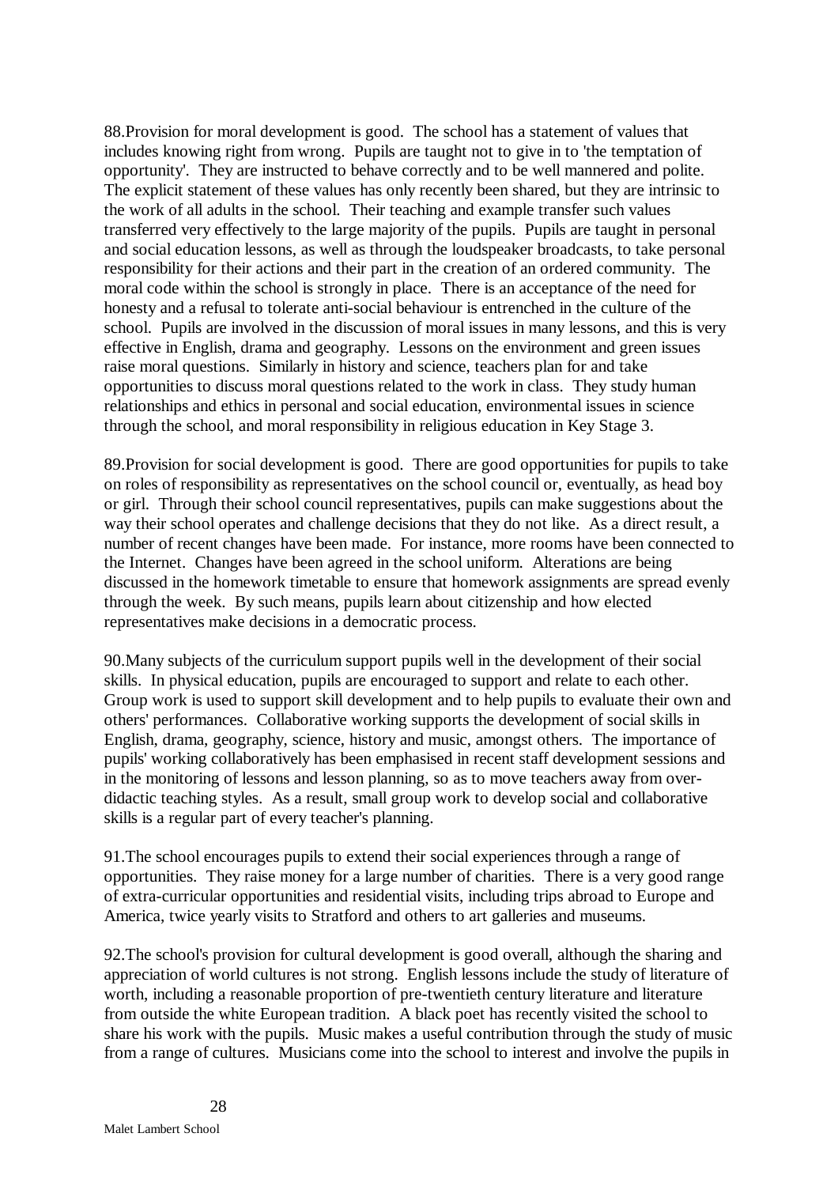88.Provision for moral development is good. The school has a statement of values that includes knowing right from wrong. Pupils are taught not to give in to 'the temptation of opportunity'. They are instructed to behave correctly and to be well mannered and polite. The explicit statement of these values has only recently been shared, but they are intrinsic to the work of all adults in the school. Their teaching and example transfer such values transferred very effectively to the large majority of the pupils. Pupils are taught in personal and social education lessons, as well as through the loudspeaker broadcasts, to take personal responsibility for their actions and their part in the creation of an ordered community. The moral code within the school is strongly in place. There is an acceptance of the need for honesty and a refusal to tolerate anti-social behaviour is entrenched in the culture of the school. Pupils are involved in the discussion of moral issues in many lessons, and this is very effective in English, drama and geography. Lessons on the environment and green issues raise moral questions. Similarly in history and science, teachers plan for and take opportunities to discuss moral questions related to the work in class. They study human relationships and ethics in personal and social education, environmental issues in science through the school, and moral responsibility in religious education in Key Stage 3.

89.Provision for social development is good. There are good opportunities for pupils to take on roles of responsibility as representatives on the school council or, eventually, as head boy or girl. Through their school council representatives, pupils can make suggestions about the way their school operates and challenge decisions that they do not like. As a direct result, a number of recent changes have been made. For instance, more rooms have been connected to the Internet. Changes have been agreed in the school uniform. Alterations are being discussed in the homework timetable to ensure that homework assignments are spread evenly through the week. By such means, pupils learn about citizenship and how elected representatives make decisions in a democratic process.

90.Many subjects of the curriculum support pupils well in the development of their social skills. In physical education, pupils are encouraged to support and relate to each other. Group work is used to support skill development and to help pupils to evaluate their own and others' performances. Collaborative working supports the development of social skills in English, drama, geography, science, history and music, amongst others. The importance of pupils' working collaboratively has been emphasised in recent staff development sessions and in the monitoring of lessons and lesson planning, so as to move teachers away from over-didactic teaching styles. As a result, small group work to develop social and collaborative skills is a regular part of every teacher's planning.

91.The school encourages pupils to extend their social experiences through a range of opportunities. They raise money for a large number of charities. There is a very good range of extra-curricular opportunities and residential visits, including trips abroad to Europe and America, twice yearly visits to Stratford and others to art galleries and museums.

92.The school's provision for cultural development is good overall, although the sharing and appreciation of world cultures is not strong. English lessons include the study of literature of worth, including a reasonable proportion of pre-twentieth century literature and literature from outside the white European tradition. A black poet has recently visited the school to share his work with the pupils. Music makes a useful contribution through the study of music from a range of cultures. Musicians come into the school to interest and involve the pupils in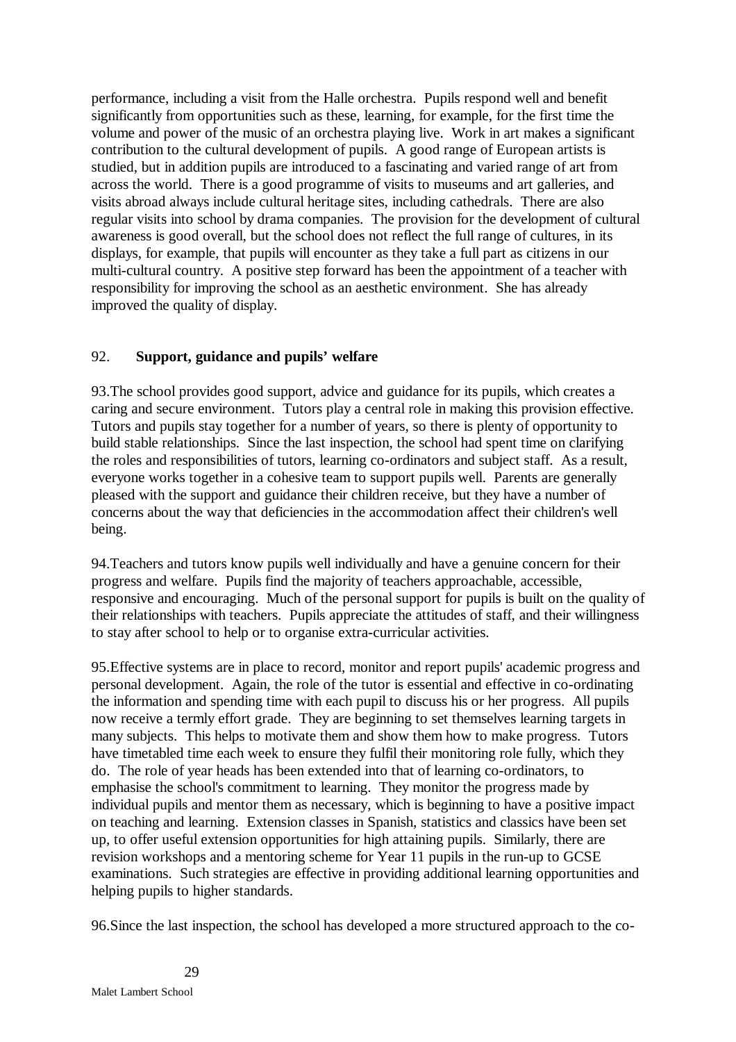performance, including a visit from the Halle orchestra. Pupils respond well and benefit significantly from opportunities such as these, learning, for example, for the first time the volume and power of the music of an orchestra playing live. Work in art makes a significant contribution to the cultural development of pupils. A good range of European artists is studied, but in addition pupils are introduced to a fascinating and varied range of art from across the world. There is a good programme of visits to museums and art galleries, and visits abroad always include cultural heritage sites, including cathedrals. There are also regular visits into school by drama companies. The provision for the development of cultural awareness is good overall, but the school does not reflect the full range of cultures, in its displays, for example, that pupils will encounter as they take a full part as citizens in our multi-cultural country. A positive step forward has been the appointment of a teacher with responsibility for improving the school as an aesthetic environment. She has already improved the quality of display.

92. **Support, guidance and pupils' welfare**

93.The school provides good support, advice and guidance for its pupils, which creates a caring and secure environment. Tutors play a central role in making this provision effective. Tutors and pupils stay together for a number of years, so there is plenty of opportunity to build stable relationships. Since the last inspection, the school had spent time on clarifying the roles and responsibilities of tutors, learning co-ordinators and subject staff. As a result, everyone works together in a cohesive team to support pupils well. Parents are generally pleased with the support and guidance their children receive, but they have a number of concerns about the way that deficiencies in the accommodation affect their children's well being.

94.Teachers and tutors know pupils well individually and have a genuine concern for their progress and welfare. Pupils find the majority of teachers approachable, accessible, responsive and encouraging. Much of the personal support for pupils is built on the quality of their relationships with teachers. Pupils appreciate the attitudes of staff, and their willingness to stay after school to help or to organise extra-curricular activities.

95.Effective systems are in place to record, monitor and report pupils' academic progress and personal development. Again, the role of the tutor is essential and effective in co-ordinating the information and spending time with each pupil to discuss his or her progress. All pupils now receive a termly effort grade. They are beginning to set themselves learning targets in many subjects. This helps to motivate them and show them how to make progress. Tutors have timetabled time each week to ensure they fulfil their monitoring role fully, which they do. The role of year heads has been extended into that of learning co-ordinators, to emphasise the school's commitment to learning. They monitor the progress made by individual pupils and mentor them as necessary, which is beginning to have a positive impact on teaching and learning. Extension classes in Spanish, statistics and classics have been set up, to offer useful extension opportunities for high attaining pupils. Similarly, there are revision workshops and a mentoring scheme for Year 11 pupils in the run-up to GCSE examinations. Such strategies are effective in providing additional learning opportunities and helping pupils to higher standards.

96.Since the last inspection, the school has developed a more structured approach to the co-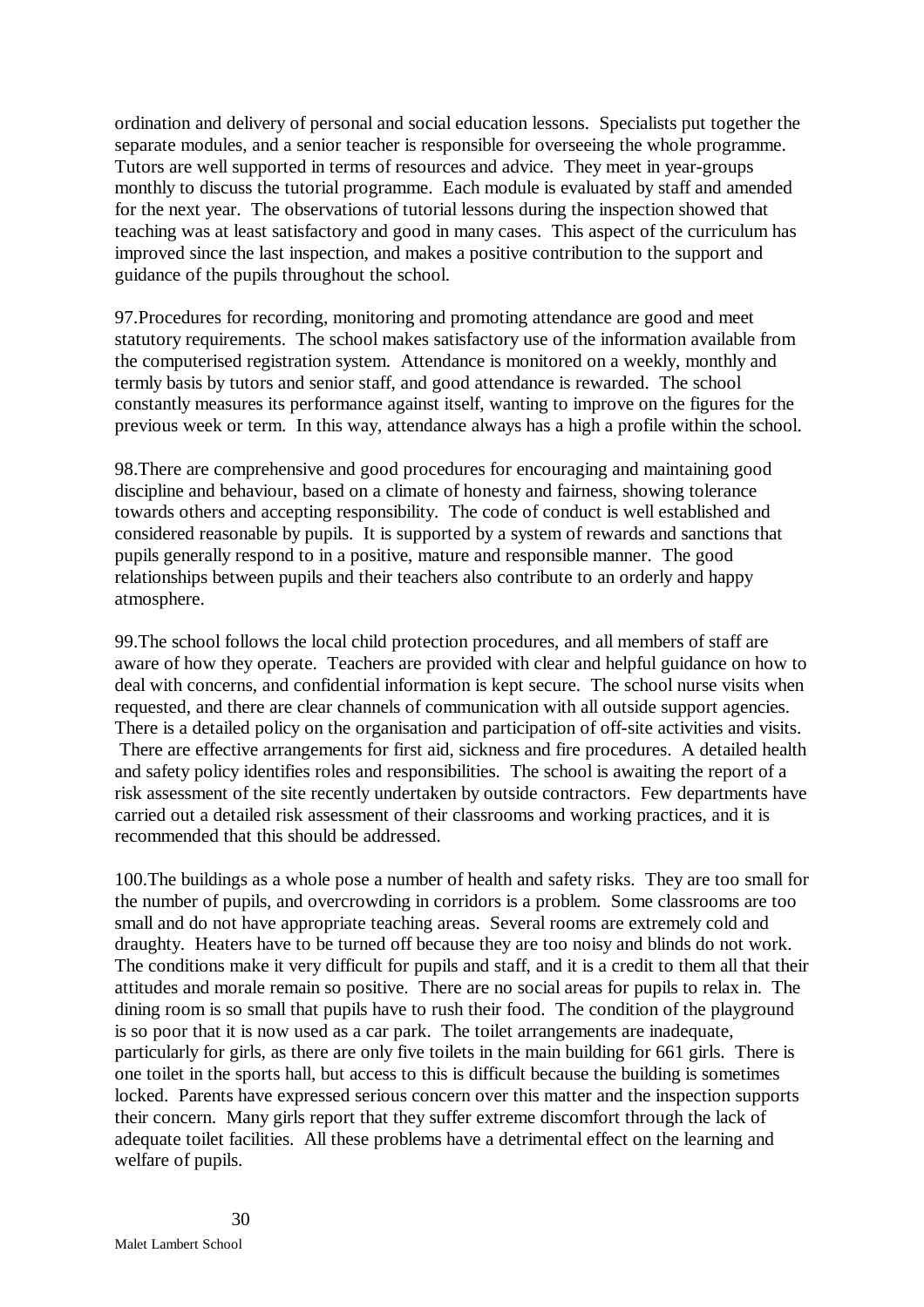ordination and delivery of personal and social education lessons. Specialists put together the separate modules, and a senior teacher is responsible for overseeing the whole programme. Tutors are well supported in terms of resources and advice. They meet in year-groups monthly to discuss the tutorial programme. Each module is evaluated by staff and amended for the next year. The observations of tutorial lessons during the inspection showed that teaching was at least satisfactory and good in many cases. This aspect of the curriculum has improved since the last inspection, and makes a positive contribution to the support and guidance of the pupils throughout the school.

97.Procedures for recording, monitoring and promoting attendance are good and meet statutory requirements. The school makes satisfactory use of the information available from the computerised registration system. Attendance is monitored on a weekly, monthly and termly basis by tutors and senior staff, and good attendance is rewarded. The school constantly measures its performance against itself, wanting to improve on the figures for the previous week or term. In this way, attendance always has a high a profile within the school.

98.There are comprehensive and good procedures for encouraging and maintaining good discipline and behaviour, based on a climate of honesty and fairness, showing tolerance towards others and accepting responsibility. The code of conduct is well established and considered reasonable by pupils. It is supported by a system of rewards and sanctions that pupils generally respond to in a positive, mature and responsible manner. The good relationships between pupils and their teachers also contribute to an orderly and happy atmosphere.

99.The school follows the local child protection procedures, and all members of staff are aware of how they operate. Teachers are provided with clear and helpful guidance on how to deal with concerns, and confidential information is kept secure. The school nurse visits when requested, and there are clear channels of communication with all outside support agencies. There is a detailed policy on the organisation and participation of off-site activities and visits. There are effective arrangements for first aid, sickness and fire procedures. A detailed health and safety policy identifies roles and responsibilities. The school is awaiting the report of a risk assessment of the site recently undertaken by outside contractors. Few departments have carried out a detailed risk assessment of their classrooms and working practices, and it is recommended that this should be addressed.

100.The buildings as a whole pose a number of health and safety risks. They are too small for the number of pupils, and overcrowding in corridors is a problem. Some classrooms are too small and do not have appropriate teaching areas. Several rooms are extremely cold and draughty. Heaters have to be turned off because they are too noisy and blinds do not work. The conditions make it very difficult for pupils and staff, and it is a credit to them all that their attitudes and morale remain so positive. There are no social areas for pupils to relax in. The dining room is so small that pupils have to rush their food. The condition of the playground is so poor that it is now used as a car park. The toilet arrangements are inadequate, particularly for girls, as there are only five toilets in the main building for 661 girls. There is one toilet in the sports hall, but access to this is difficult because the building is sometimes locked. Parents have expressed serious concern over this matter and the inspection supports their concern. Many girls report that they suffer extreme discomfort through the lack of adequate toilet facilities. All these problems have a detrimental effect on the learning and welfare of pupils.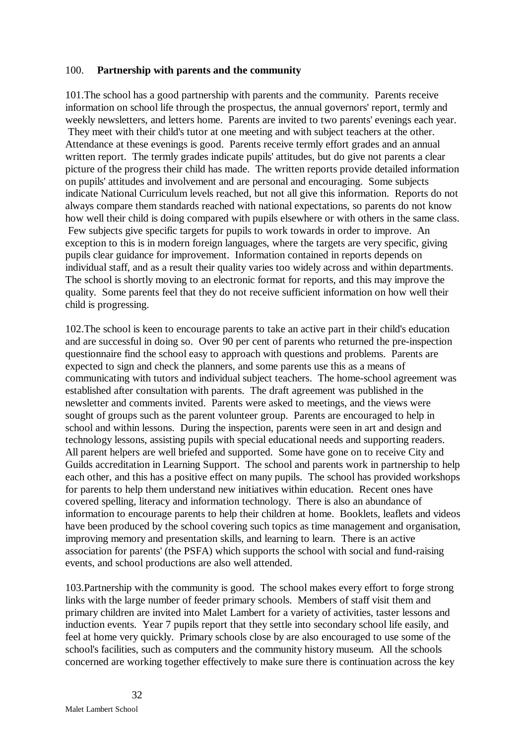100. **Partnership with parents and the community**

101.The school has a good partnership with parents and the community. Parents receive information on school life through the prospectus, the annual governors' report, termly and weekly newsletters, and letters home. Parents are invited to two parents' evenings each year. They meet with their child's tutor at one meeting and with subject teachers at the other. Attendance at these evenings is good. Parents receive termly effort grades and an annual written report. The termly grades indicate pupils' attitudes, but do give not parents a clear picture of the progress their child has made. The written reports provide detailed information on pupils' attitudes and involvement and are personal and encouraging. Some subjects indicate National Curriculum levels reached, but not all give this information. Reports do not always compare them standards reached with national expectations, so parents do not know how well their child is doing compared with pupils elsewhere or with others in the same class. Few subjects give specific targets for pupils to work towards in order to improve. An exception to this is in modern foreign languages, where the targets are very specific, giving pupils clear guidance for improvement. Information contained in reports depends on individual staff, and as a result their quality varies too widely across and within departments. The school is shortly moving to an electronic format for reports, and this may improve the quality. Some parents feel that they do not receive sufficient information on how well their child is progressing.

102.The school is keen to encourage parents to take an active part in their child's education and are successful in doing so. Over 90 per cent of parents who returned the pre-inspection questionnaire find the school easy to approach with questions and problems. Parents are expected to sign and check the planners, and some parents use this as a means of communicating with tutors and individual subject teachers. The home-school agreement was established after consultation with parents. The draft agreement was published in the newsletter and comments invited. Parents were asked to meetings, and the views were sought of groups such as the parent volunteer group. Parents are encouraged to help in school and within lessons. During the inspection, parents were seen in art and design and technology lessons, assisting pupils with special educational needs and supporting readers. All parent helpers are well briefed and supported. Some have gone on to receive City and Guilds accreditation in Learning Support. The school and parents work in partnership to help each other, and this has a positive effect on many pupils. The school has provided workshops for parents to help them understand new initiatives within education. Recent ones have covered spelling, literacy and information technology. There is also an abundance of information to encourage parents to help their children at home. Booklets, leaflets and videos have been produced by the school covering such topics as time management and organisation, improving memory and presentation skills, and learning to learn. There is an active association for parents' (the PSFA) which supports the school with social and fund-raising events, and school productions are also well attended.

103.Partnership with the community is good. The school makes every effort to forge strong links with the large number of feeder primary schools. Members of staff visit them and primary children are invited into Malet Lambert for a variety of activities, taster lessons and induction events. Year 7 pupils report that they settle into secondary school life easily, and feel at home very quickly. Primary schools close by are also encouraged to use some of the school's facilities, such as computers and the community history museum. All the schools concerned are working together effectively to make sure there is continuation across the key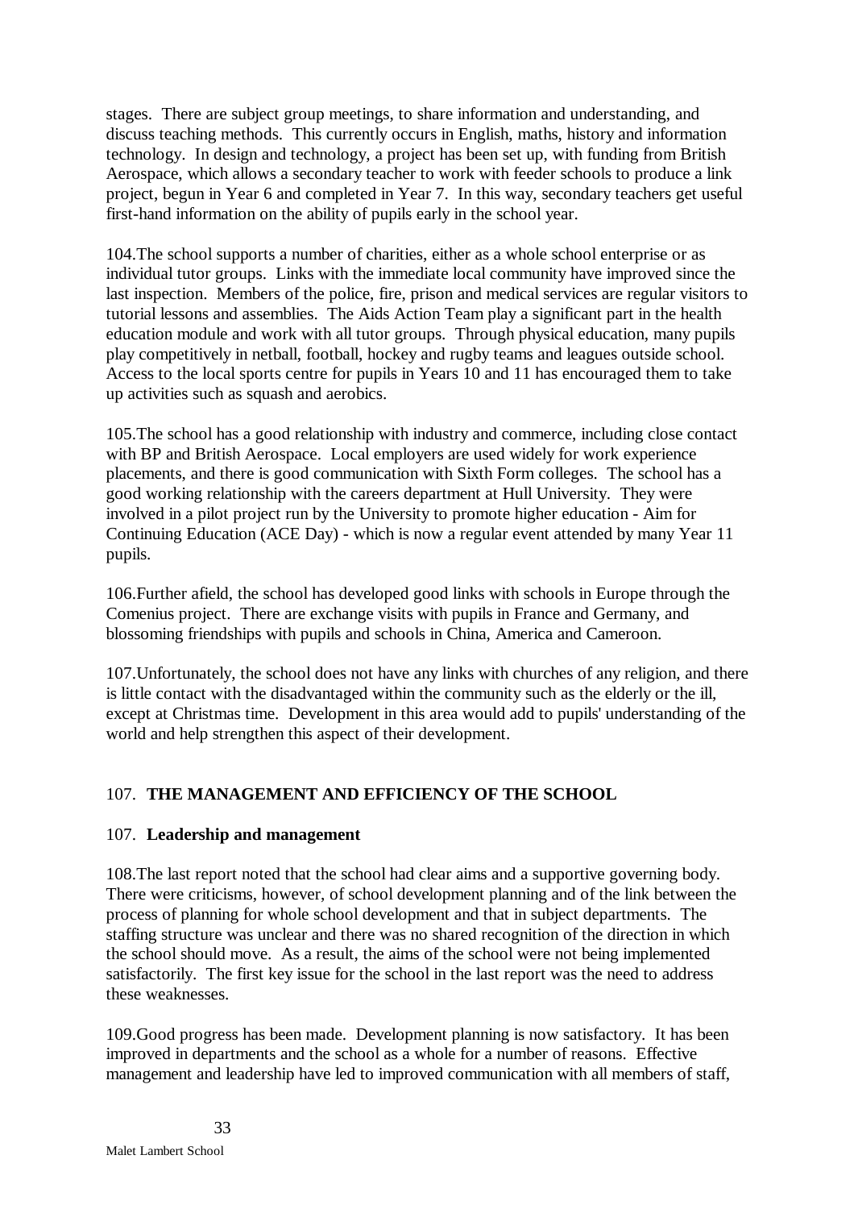stages. There are subject group meetings, to share information and understanding, and discuss teaching methods. This currently occurs in English, maths, history and information technology. In design and technology, a project has been set up, with funding from British Aerospace, which allows a secondary teacher to work with feeder schools to produce a link project, begun in Year 6 and completed in Year 7. In this way, secondary teachers get useful first-hand information on the ability of pupils early in the school year.

104.The school supports a number of charities, either as a whole school enterprise or as individual tutor groups. Links with the immediate local community have improved since the last inspection. Members of the police, fire, prison and medical services are regular visitors to tutorial lessons and assemblies. The Aids Action Team play a significant part in the health education module and work with all tutor groups. Through physical education, many pupils play competitively in netball, football, hockey and rugby teams and leagues outside school. Access to the local sports centre for pupils in Years 10 and 11 has encouraged them to take up activities such as squash and aerobics.

105.The school has a good relationship with industry and commerce, including close contact with BP and British Aerospace. Local employers are used widely for work experience placements, and there is good communication with Sixth Form colleges. The school has a good working relationship with the careers department at Hull University. They were involved in a pilot project run by the University to promote higher education - Aim for Continuing Education (ACE Day) - which is now a regular event attended by many Year 11 pupils.

106.Further afield, the school has developed good links with schools in Europe through the Comenius project. There are exchange visits with pupils in France and Germany, and blossoming friendships with pupils and schools in China, America and Cameroon.

107.Unfortunately, the school does not have any links with churches of any religion, and there is little contact with the disadvantaged within the community such as the elderly or the ill, except at Christmas time. Development in this area would add to pupils' understanding of the world and help strengthen this aspect of their development.

## 107. THE MANAGEMENT AND EFFICIENCY OF THE SCHOOL

### 107. Leadership and management

108.The last report noted that the school had clear aims and a supportive governing body. There were criticisms, however, of school development planning and of the link between the process of planning for whole school development and that in subject departments. The staffing structure was unclear and there was no shared recognition of the direction in which the school should move. As a result, the aims of the school were not being implemented satisfactorily. The first key issue for the school in the last report was the need to address these weaknesses.

109.Good progress has been made. Development planning is now satisfactory. It has been improved in departments and the school as a whole for a number of reasons. Effective management and leadership have led to improved communication with all members of staff,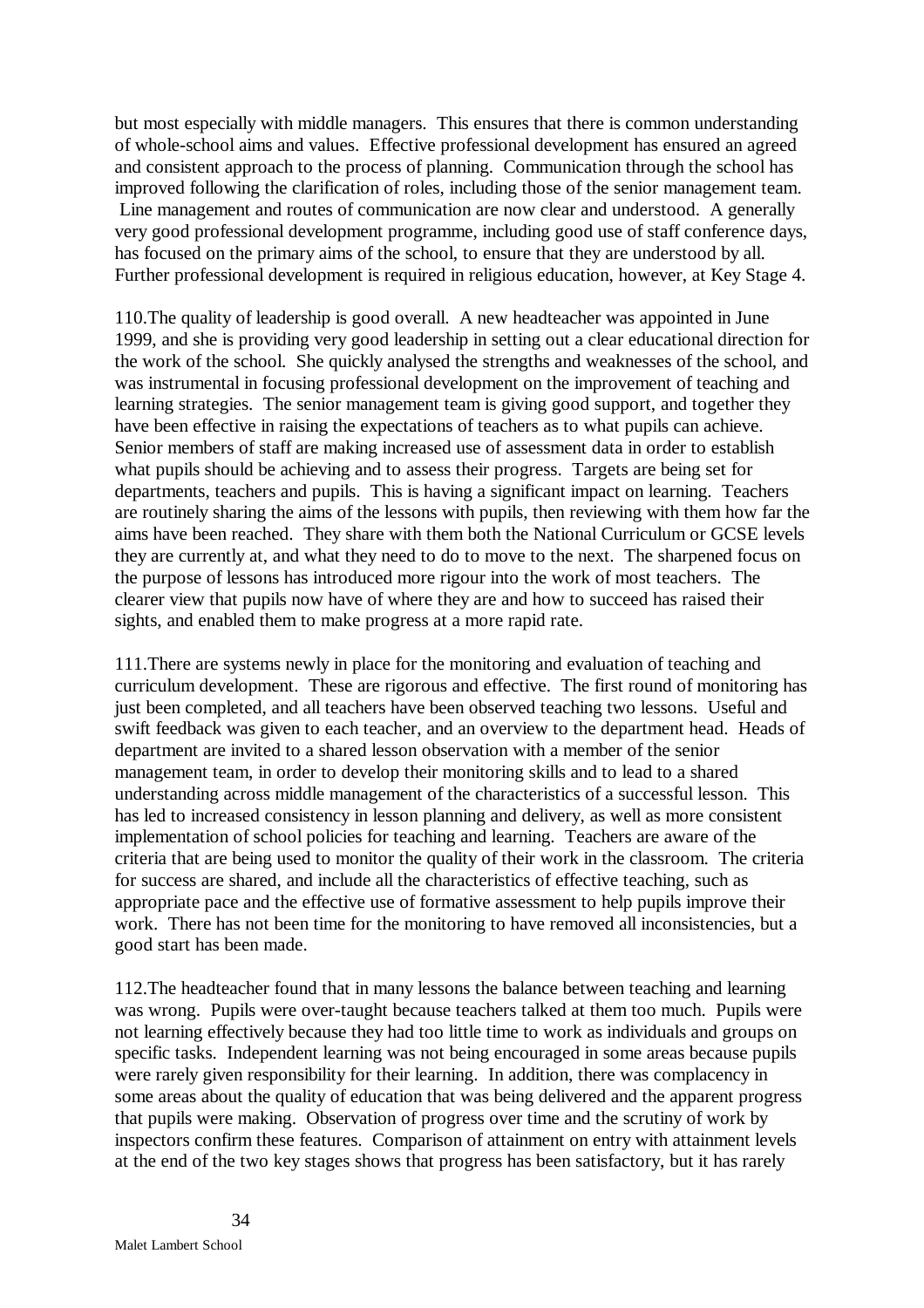but most especially with middle managers. This ensures that there is common understanding of whole-school aims and values. Effective professional development has ensured an agreed and consistent approach to the process of planning. Communication through the school has improved following the clarification of roles, including those of the senior management team. Line management and routes of communication are now clear and understood. A generally very good professional development programme, including good use of staff conference days, has focused on the primary aims of the school, to ensure that they are understood by all. Further professional development is required in religious education, however, at Key Stage 4.

110.The quality of leadership is good overall. A new headteacher was appointed in June 1999, and she is providing very good leadership in setting out a clear educational direction for the work of the school. She quickly analysed the strengths and weaknesses of the school, and was instrumental in focusing professional development on the improvement of teaching and learning strategies. The senior management team is giving good support, and together they have been effective in raising the expectations of teachers as to what pupils can achieve. Senior members of staff are making increased use of assessment data in order to establish what pupils should be achieving and to assess their progress. Targets are being set for departments, teachers and pupils. This is having a significant impact on learning. Teachers are routinely sharing the aims of the lessons with pupils, then reviewing with them how far the aims have been reached. They share with them both the National Curriculum or GCSE levels they are currently at, and what they need to do to move to the next. The sharpened focus on the purpose of lessons has introduced more rigour into the work of most teachers. The clearer view that pupils now have of where they are and how to succeed has raised their sights, and enabled them to make progress at a more rapid rate.

111.There are systems newly in place for the monitoring and evaluation of teaching and curriculum development. These are rigorous and effective. The first round of monitoring has just been completed, and all teachers have been observed teaching two lessons. Useful and swift feedback was given to each teacher, and an overview to the department head. Heads of department are invited to a shared lesson observation with a member of the senior management team, in order to develop their monitoring skills and to lead to a shared understanding across middle management of the characteristics of a successful lesson. This has led to increased consistency in lesson planning and delivery, as well as more consistent implementation of school policies for teaching and learning. Teachers are aware of the criteria that are being used to monitor the quality of their work in the classroom. The criteria for success are shared, and include all the characteristics of effective teaching, such as appropriate pace and the effective use of formative assessment to help pupils improve their work. There has not been time for the monitoring to have removed all inconsistencies, but a good start has been made.

112.The headteacher found that in many lessons the balance between teaching and learning was wrong. Pupils were over-taught because teachers talked at them too much. Pupils were not learning effectively because they had too little time to work as individuals and groups on specific tasks. Independent learning was not being encouraged in some areas because pupils were rarely given responsibility for their learning. In addition, there was complacency in some areas about the quality of education that was being delivered and the apparent progress that pupils were making. Observation of progress over time and the scrutiny of work by inspectors confirm these features. Comparison of attainment on entry with attainment levels at the end of the two key stages shows that progress has been satisfactory, but it has rarely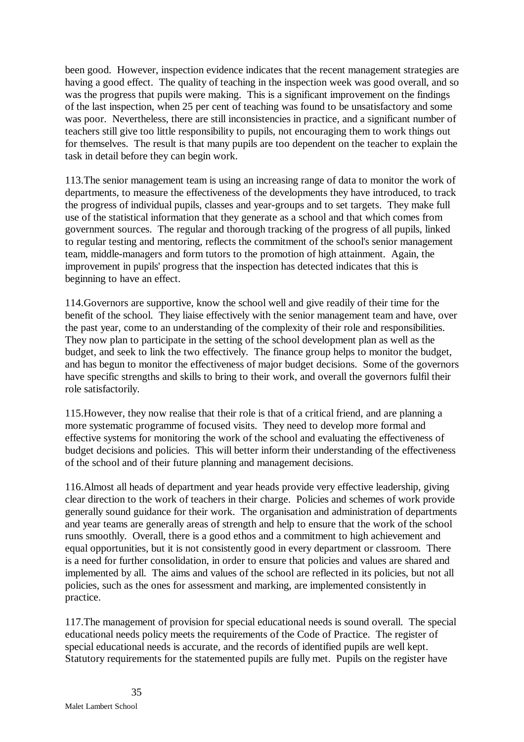been good. However, inspection evidence indicates that the recent management strategies are having a good effect. The quality of teaching in the inspection week was good overall, and so was the progress that pupils were making. This is a significant improvement on the findings of the last inspection, when 25 per cent of teaching was found to be unsatisfactory and some was poor. Nevertheless, there are still inconsistencies in practice, and a significant number of teachers still give too little responsibility to pupils, not encouraging them to work things out for themselves. The result is that many pupils are too dependent on the teacher to explain the task in detail before they can begin work.

113.The senior management team is using an increasing range of data to monitor the work of departments, to measure the effectiveness of the developments they have introduced, to track the progress of individual pupils, classes and year-groups and to set targets. They make full use of the statistical information that they generate as a school and that which comes from government sources. The regular and thorough tracking of the progress of all pupils, linked to regular testing and mentoring, reflects the commitment of the school's senior management team, middle-managers and form tutors to the promotion of high attainment. Again, the improvement in pupils' progress that the inspection has detected indicates that this is beginning to have an effect.

114.Governors are supportive, know the school well and give readily of their time for the benefit of the school. They liaise effectively with the senior management team and have, over the past year, come to an understanding of the complexity of their role and responsibilities. They now plan to participate in the setting of the school development plan as well as the budget, and seek to link the two effectively. The finance group helps to monitor the budget, and has begun to monitor the effectiveness of major budget decisions. Some of the governors have specific strengths and skills to bring to their work, and overall the governors fulfil their role satisfactorily.

115.However, they now realise that their role is that of a critical friend, and are planning a more systematic programme of focused visits. They need to develop more formal and effective systems for monitoring the work of the school and evaluating the effectiveness of budget decisions and policies. This will better inform their understanding of the effectiveness of the school and of their future planning and management decisions.

116.Almost all heads of department and year heads provide very effective leadership, giving clear direction to the work of teachers in their charge. Policies and schemes of work provide generally sound guidance for their work. The organisation and administration of departments and year teams are generally areas of strength and help to ensure that the work of the school runs smoothly. Overall, there is a good ethos and a commitment to high achievement and equal opportunities, but it is not consistently good in every department or classroom. There is a need for further consolidation, in order to ensure that policies and values are shared and implemented by all. The aims and values of the school are reflected in its policies, but not all policies, such as the ones for assessment and marking, are implemented consistently in practice.

117.The management of provision for special educational needs is sound overall. The special educational needs policy meets the requirements of the Code of Practice. The register of special educational needs is accurate, and the records of identified pupils are well kept. Statutory requirements for the statemented pupils are fully met. Pupils on the register have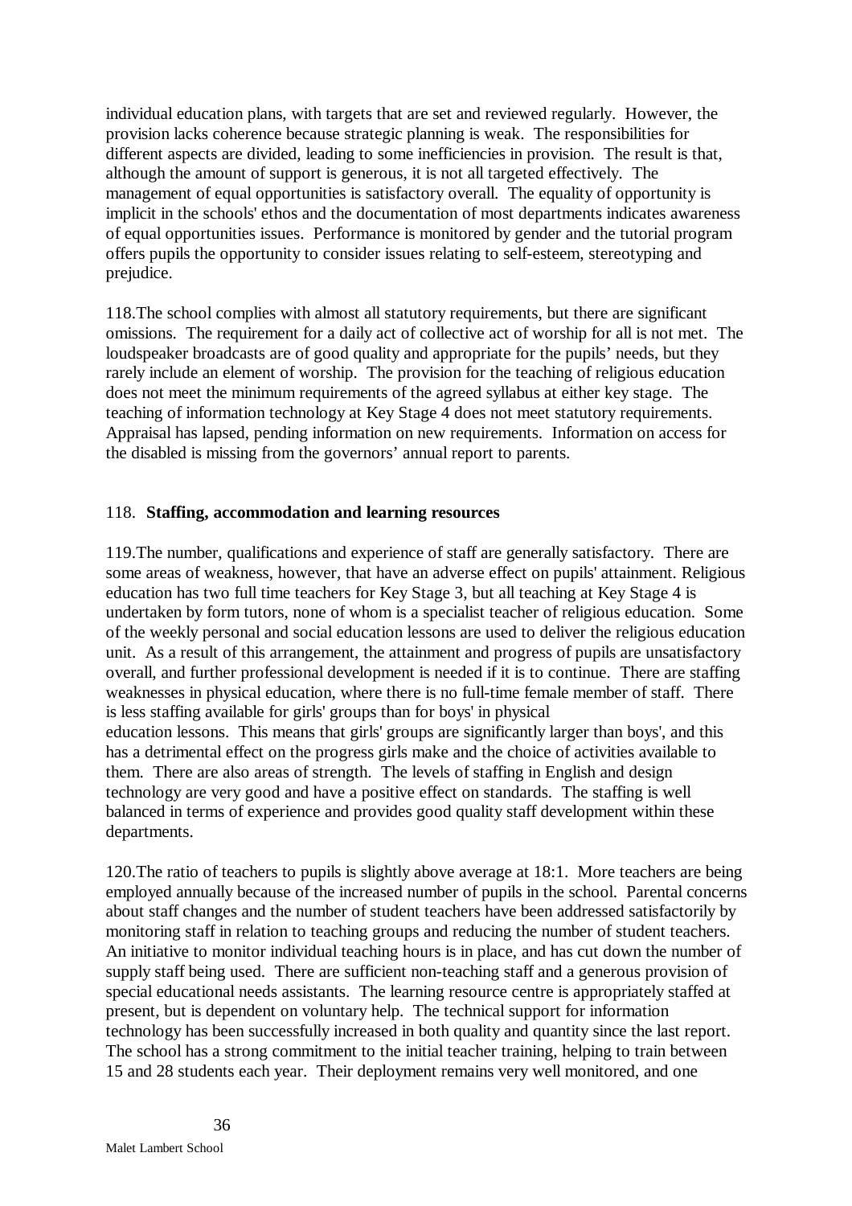individual education plans, with targets that are set and reviewed regularly. However, the provision lacks coherence because strategic planning is weak. The responsibilities for different aspects are divided, leading to some inefficiencies in provision. The result is that, although the amount of support is generous, it is not all targeted effectively. The management of equal opportunities is satisfactory overall. The equality of opportunity is implicit in the schools' ethos and the documentation of most departments indicates awareness of equal opportunities issues. Performance is monitored by gender and the tutorial program offers pupils the opportunity to consider issues relating to self-esteem, stereotyping and prejudice.

118.The school complies with almost all statutory requirements, but there are significant omissions. The requirement for a daily act of collective act of worship for all is not met. The loudspeaker broadcasts are of good quality and appropriate for the pupils' needs, but they rarely include an element of worship. The provision for the teaching of religious education does not meet the minimum requirements of the agreed syllabus at either key stage. The teaching of information technology at Key Stage 4 does not meet statutory requirements. Appraisal has lapsed, pending information on new requirements. Information on access for the disabled is missing from the governors' annual report to parents.

118. **Staffing, accommodation and learning resources**

119.The number, qualifications and experience of staff are generally satisfactory. There are some areas of weakness, however, that have an adverse effect on pupils' attainment. Religious education has two full time teachers for Key Stage 3, but all teaching at Key Stage 4 is undertaken by form tutors, none of whom is a specialist teacher of religious education. Some of the weekly personal and social education lessons are used to deliver the religious education unit. As a result of this arrangement, the attainment and progress of pupils are unsatisfactory overall, and further professional development is needed if it is to continue. There are staffing weaknesses in physical education, where there is no full-time female member of staff. There is less staffing available for girls' groups than for boys' in physical education lessons. This means that girls' groups are significantly larger than boys', and this has a detrimental effect on the progress girls make and the choice of activities available to them. There are also areas of strength. The levels of staffing in English and design technology are very good and have a positive effect on standards. The staffing is well balanced in terms of experience and provides good quality staff development within these departments.

120.The ratio of teachers to pupils is slightly above average at 18:1. More teachers are being employed annually because of the increased number of pupils in the school. Parental concerns about staff changes and the number of student teachers have been addressed satisfactorily by monitoring staff in relation to teaching groups and reducing the number of student teachers. An initiative to monitor individual teaching hours is in place, and has cut down the number of supply staff being used. There are sufficient non-teaching staff and a generous provision of special educational needs assistants. The learning resource centre is appropriately staffed at present, but is dependent on voluntary help. The technical support for information technology has been successfully increased in both quality and quantity since the last report. The school has a strong commitment to the initial teacher training, helping to train between 15 and 28 students each year. Their deployment remains very well monitored, and one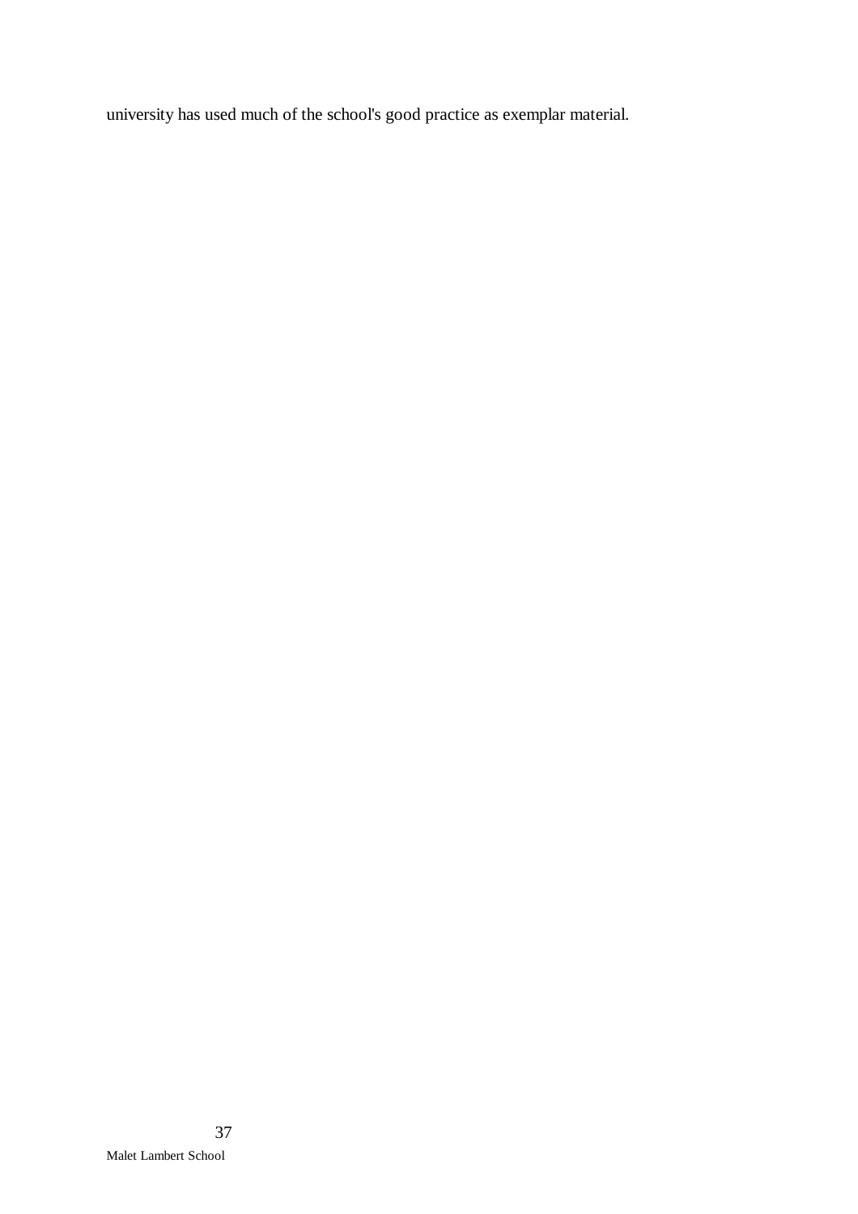university has used much of the school's good practice as exemplar material.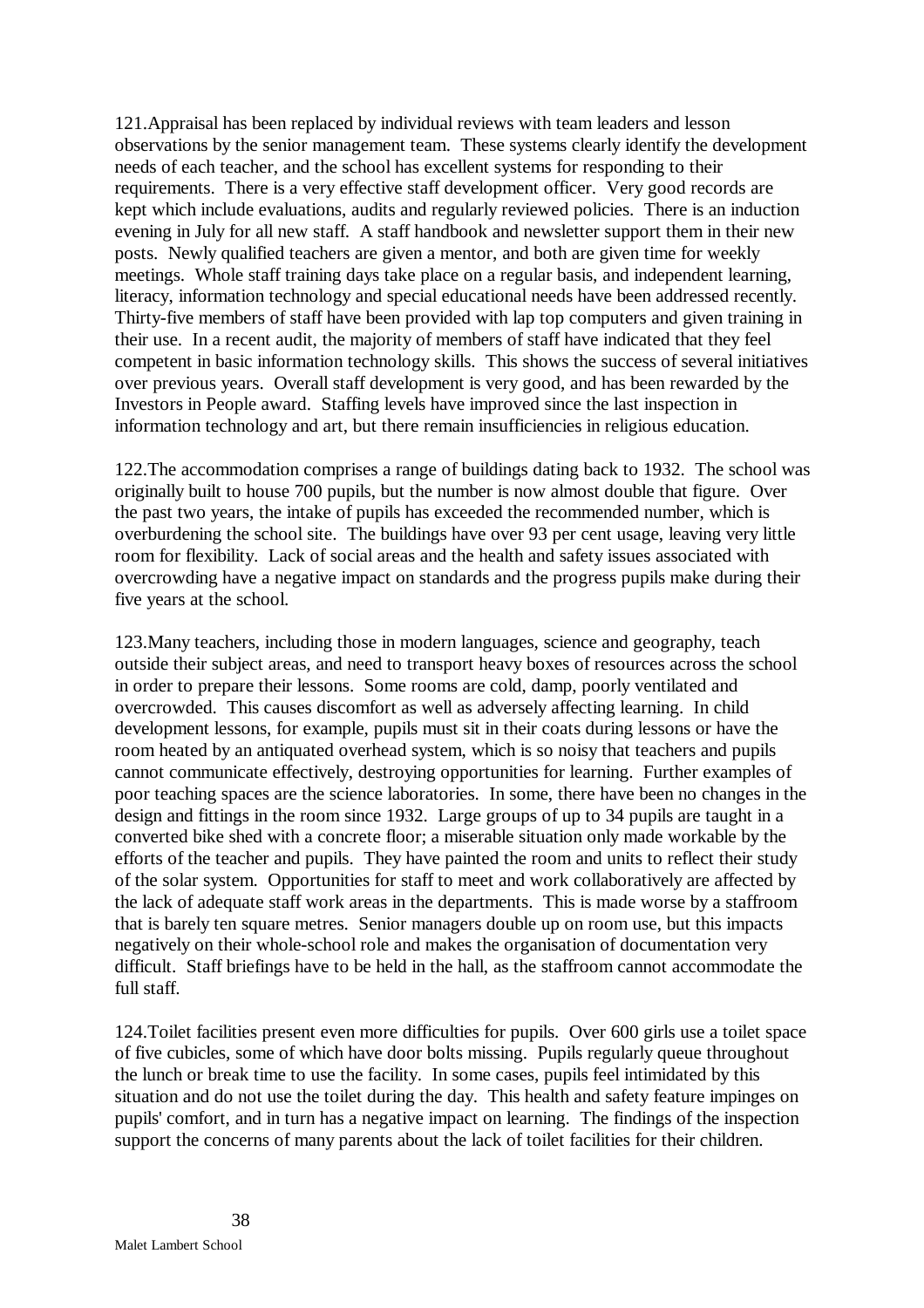121.Appraisal has been replaced by individual reviews with team leaders and lesson observations by the senior management team. These systems clearly identify the development needs of each teacher, and the school has excellent systems for responding to their requirements. There is a very effective staff development officer. Very good records are kept which include evaluations, audits and regularly reviewed policies. There is an induction evening in July for all new staff. A staff handbook and newsletter support them in their new posts. Newly qualified teachers are given a mentor, and both are given time for weekly meetings. Whole staff training days take place on a regular basis, and independent learning, literacy, information technology and special educational needs have been addressed recently. Thirty-five members of staff have been provided with lap top computers and given training in their use. In a recent audit, the majority of members of staff have indicated that they feel competent in basic information technology skills. This shows the success of several initiatives over previous years. Overall staff development is very good, and has been rewarded by the Investors in People award. Staffing levels have improved since the last inspection in information technology and art, but there remain insufficiencies in religious education.

122.The accommodation comprises a range of buildings dating back to 1932. The school was originally built to house 700 pupils, but the number is now almost double that figure. Over the past two years, the intake of pupils has exceeded the recommended number, which is overburdening the school site. The buildings have over 93 per cent usage, leaving very little room for flexibility. Lack of social areas and the health and safety issues associated with overcrowding have a negative impact on standards and the progress pupils make during their five years at the school.

123.Many teachers, including those in modern languages, science and geography, teach outside their subject areas, and need to transport heavy boxes of resources across the school in order to prepare their lessons. Some rooms are cold, damp, poorly ventilated and overcrowded. This causes discomfort as well as adversely affecting learning. In child development lessons, for example, pupils must sit in their coats during lessons or have the room heated by an antiquated overhead system, which is so noisy that teachers and pupils cannot communicate effectively, destroying opportunities for learning. Further examples of poor teaching spaces are the science laboratories. In some, there have been no changes in the design and fittings in the room since 1932. Large groups of up to 34 pupils are taught in a converted bike shed with a concrete floor; a miserable situation only made workable by the efforts of the teacher and pupils. They have painted the room and units to reflect their study of the solar system. Opportunities for staff to meet and work collaboratively are affected by the lack of adequate staff work areas in the departments. This is made worse by a staffroom that is barely ten square metres. Senior managers double up on room use, but this impacts negatively on their whole-school role and makes the organisation of documentation very difficult. Staff briefings have to be held in the hall, as the staffroom cannot accommodate the full staff.

124.Toilet facilities present even more difficulties for pupils. Over 600 girls use a toilet space of five cubicles, some of which have door bolts missing. Pupils regularly queue throughout the lunch or break time to use the facility. In some cases, pupils feel intimidated by this situation and do not use the toilet during the day. This health and safety feature impinges on pupils' comfort, and in turn has a negative impact on learning. The findings of the inspection support the concerns of many parents about the lack of toilet facilities for their children.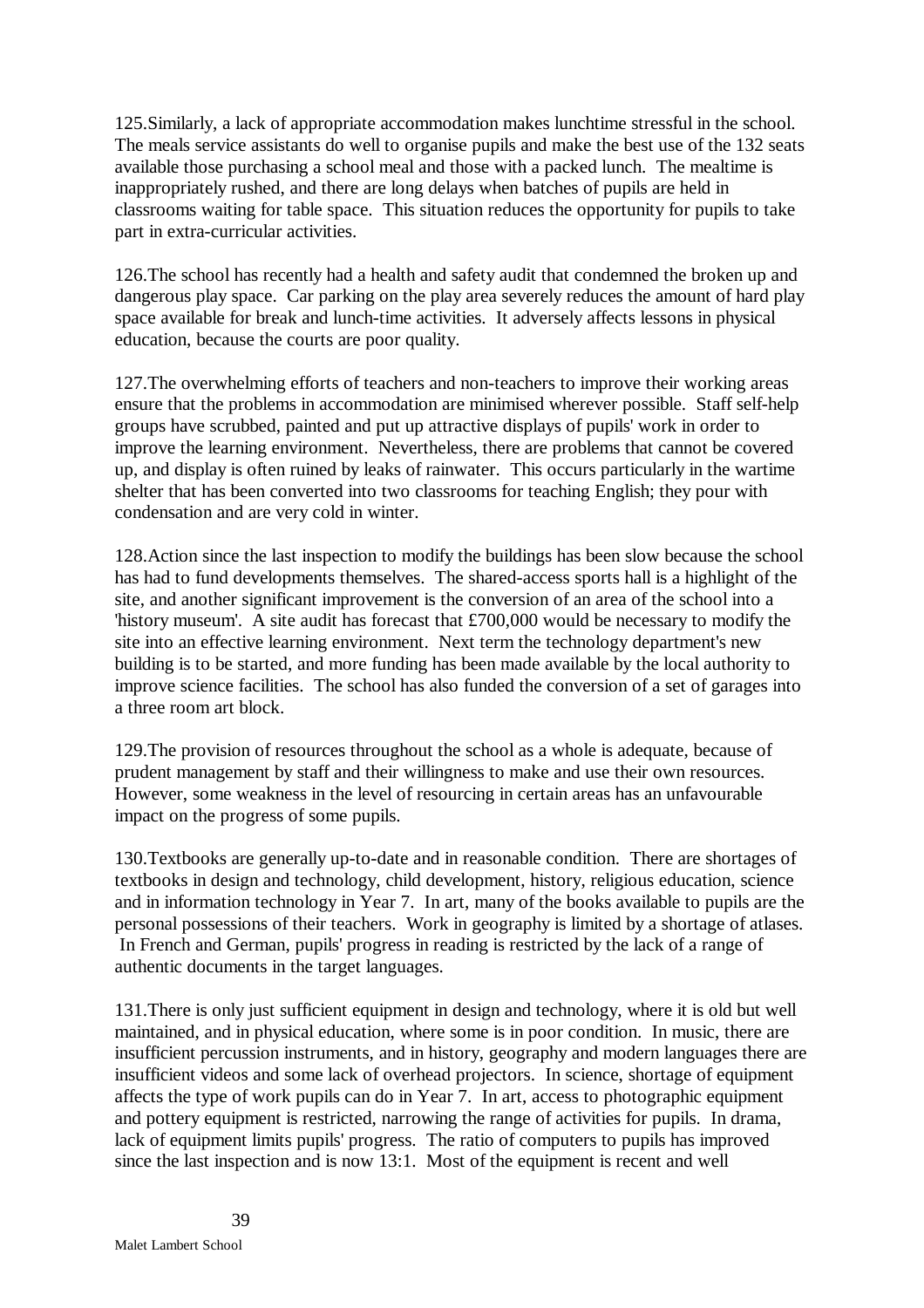125.Similarly, a lack of appropriate accommodation makes lunchtime stressful in the school. The meals service assistants do well to organise pupils and make the best use of the 132 seats available those purchasing a school meal and those with a packed lunch. The mealtime is inappropriately rushed, and there are long delays when batches of pupils are held in classrooms waiting for table space. This situation reduces the opportunity for pupils to take part in extra-curricular activities.

126.The school has recently had a health and safety audit that condemned the broken up and dangerous play space. Car parking on the play area severely reduces the amount of hard play space available for break and lunch-time activities. It adversely affects lessons in physical education, because the courts are poor quality.

127.The overwhelming efforts of teachers and non-teachers to improve their working areas ensure that the problems in accommodation are minimised wherever possible. Staff self-help groups have scrubbed, painted and put up attractive displays of pupils' work in order to improve the learning environment. Nevertheless, there are problems that cannot be covered up, and display is often ruined by leaks of rainwater. This occurs particularly in the wartime shelter that has been converted into two classrooms for teaching English; they pour with condensation and are very cold in winter.

128.Action since the last inspection to modify the buildings has been slow because the school has had to fund developments themselves. The shared-access sports hall is a highlight of the site, and another significant improvement is the conversion of an area of the school into a 'history museum'. A site audit has forecast that £700,000 would be necessary to modify the site into an effective learning environment. Next term the technology department's new building is to be started, and more funding has been made available by the local authority to improve science facilities. The school has also funded the conversion of a set of garages into a three room art block.

129.The provision of resources throughout the school as a whole is adequate, because of prudent management by staff and their willingness to make and use their own resources. However, some weakness in the level of resourcing in certain areas has an unfavourable impact on the progress of some pupils.

130.Textbooks are generally up-to-date and in reasonable condition. There are shortages of textbooks in design and technology, child development, history, religious education, science and in information technology in Year 7. In art, many of the books available to pupils are the personal possessions of their teachers. Work in geography is limited by a shortage of atlases. In French and German, pupils' progress in reading is restricted by the lack of a range of authentic documents in the target languages.

131.There is only just sufficient equipment in design and technology, where it is old but well maintained, and in physical education, where some is in poor condition. In music, there are insufficient percussion instruments, and in history, geography and modern languages there are insufficient videos and some lack of overhead projectors. In science, shortage of equipment affects the type of work pupils can do in Year 7. In art, access to photographic equipment and pottery equipment is restricted, narrowing the range of activities for pupils. In drama, lack of equipment limits pupils' progress. The ratio of computers to pupils has improved since the last inspection and is now 13:1. Most of the equipment is recent and well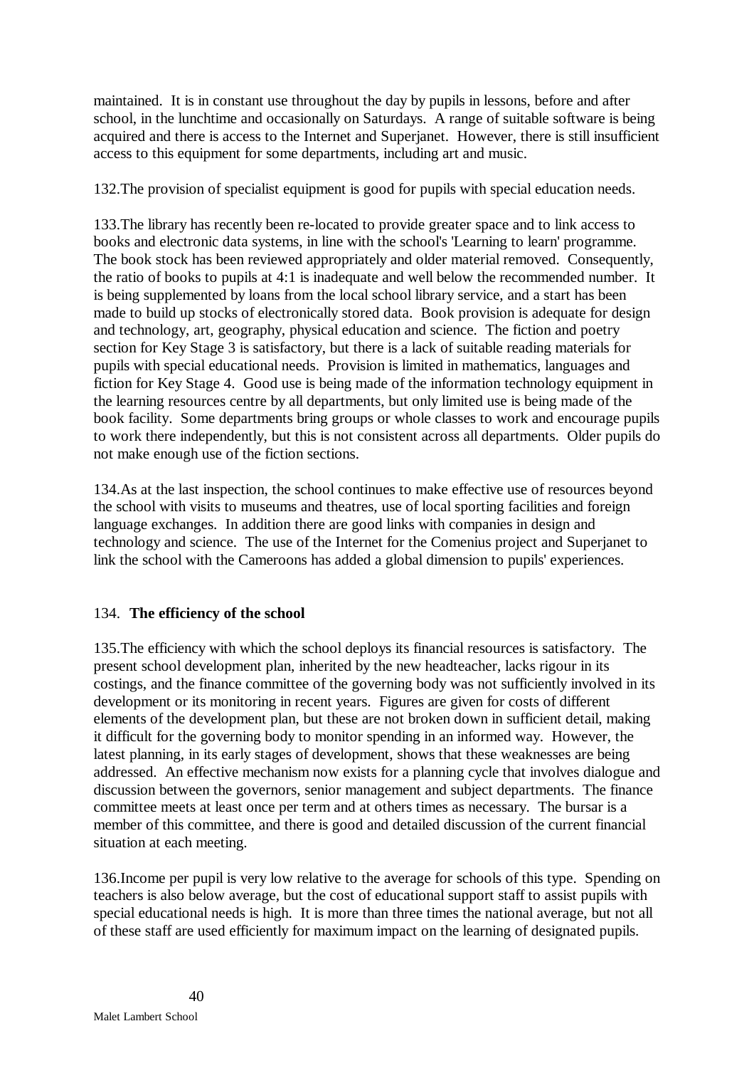maintained. It is in constant use throughout the day by pupils in lessons, before and after school, in the lunchtime and occasionally on Saturdays. A range of suitable software is being acquired and there is access to the Internet and Superjanet. However, there is still insufficient access to this equipment for some departments, including art and music.

132.The provision of specialist equipment is good for pupils with special education needs.

133.The library has recently been re-located to provide greater space and to link access to books and electronic data systems, in line with the school's 'Learning to learn' programme. The book stock has been reviewed appropriately and older material removed. Consequently, the ratio of books to pupils at 4:1 is inadequate and well below the recommended number. It is being supplemented by loans from the local school library service, and a start has been made to build up stocks of electronically stored data. Book provision is adequate for design and technology, art, geography, physical education and science. The fiction and poetry section for Key Stage 3 is satisfactory, but there is a lack of suitable reading materials for pupils with special educational needs. Provision is limited in mathematics, languages and fiction for Key Stage 4. Good use is being made of the information technology equipment in the learning resources centre by all departments, but only limited use is being made of the book facility. Some departments bring groups or whole classes to work and encourage pupils to work there independently, but this is not consistent across all departments. Older pupils do not make enough use of the fiction sections.

134.As at the last inspection, the school continues to make effective use of resources beyond the school with visits to museums and theatres, use of local sporting facilities and foreign language exchanges. In addition there are good links with companies in design and technology and science. The use of the Internet for the Comenius project and Superjanet to link the school with the Cameroons has added a global dimension to pupils' experiences.

## 134. **The efficiency of the school**

135.The efficiency with which the school deploys its financial resources is satisfactory. The present school development plan, inherited by the new headteacher, lacks rigour in its costings, and the finance committee of the governing body was not sufficiently involved in its development or its monitoring in recent years. Figures are given for costs of different elements of the development plan, but these are not broken down in sufficient detail, making it difficult for the governing body to monitor spending in an informed way. However, the latest planning, in its early stages of development, shows that these weaknesses are being addressed. An effective mechanism now exists for a planning cycle that involves dialogue and discussion between the governors, senior management and subject departments. The finance committee meets at least once per term and at others times as necessary. The bursar is a member of this committee, and there is good and detailed discussion of the current financial situation at each meeting.

136.Income per pupil is very low relative to the average for schools of this type. Spending on teachers is also below average, but the cost of educational support staff to assist pupils with special educational needs is high. It is more than three times the national average, but not all of these staff are used efficiently for maximum impact on the learning of designated pupils.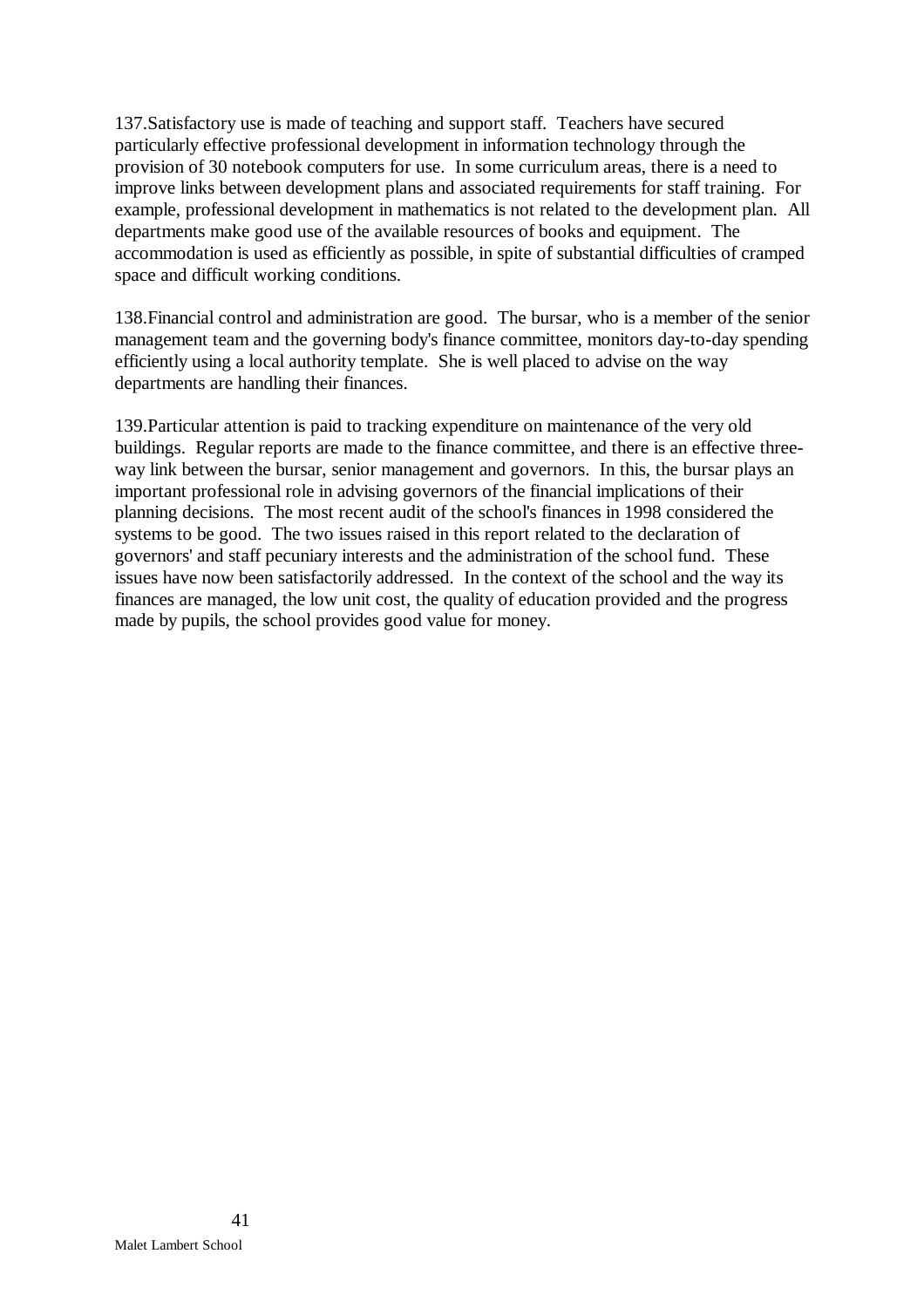137.Satisfactory use is made of teaching and support staff. Teachers have secured particularly effective professional development in information technology through the provision of 30 notebook computers for use. In some curriculum areas, there is a need to improve links between development plans and associated requirements for staff training. For example, professional development in mathematics is not related to the development plan. All departments make good use of the available resources of books and equipment. The accommodation is used as efficiently as possible, in spite of substantial difficulties of cramped space and difficult working conditions.

138.Financial control and administration are good. The bursar, who is a member of the senior management team and the governing body's finance committee, monitors day-to-day spending efficiently using a local authority template. She is well placed to advise on the way departments are handling their finances.

139.Particular attention is paid to tracking expenditure on maintenance of the very old buildings. Regular reports are made to the finance committee, and there is an effective three-way link between the bursar, senior management and governors. In this, the bursar plays an important professional role in advising governors of the financial implications of their planning decisions. The most recent audit of the school's finances in 1998 considered the systems to be good. The two issues raised in this report related to the declaration of governors' and staff pecuniary interests and the administration of the school fund. These issues have now been satisfactorily addressed. In the context of the school and the way its finances are managed, the low unit cost, the quality of education provided and the progress made by pupils, the school provides good value for money.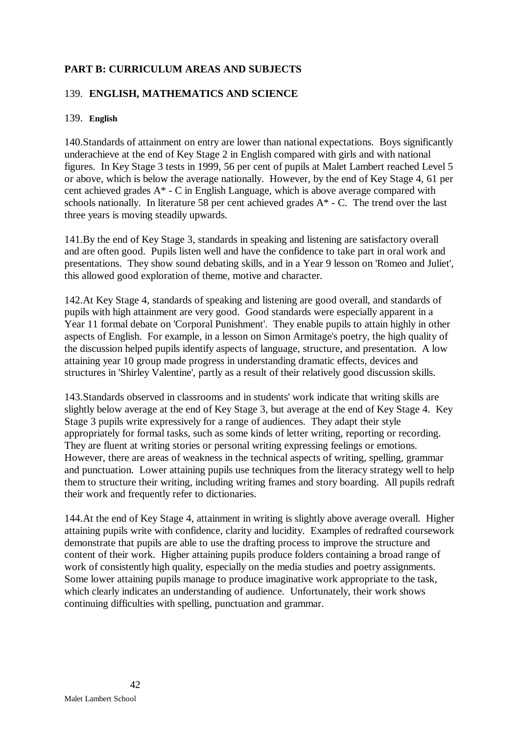## PART B: CURRICULUM AREAS AND SUBJECTS

### 139. ENGLISH, MATHEMATICS AND SCIENCE

#### 139. English

140.Standards of attainment on entry are lower than national expectations. Boys significantly underachieve at the end of Key Stage 2 in English compared with girls and with national figures. In Key Stage 3 tests in 1999, 56 per cent of pupils at Malet Lambert reached Level 5 or above, which is below the average nationally. However, by the end of Key Stage 4, 61 per cent achieved grades A* - C in English Language, which is above average compared with schools nationally. In literature 58 per cent achieved grades A* - C. The trend over the last three years is moving steadily upwards.

141.By the end of Key Stage 3, standards in speaking and listening are satisfactory overall and are often good. Pupils listen well and have the confidence to take part in oral work and presentations. They show sound debating skills, and in a Year 9 lesson on 'Romeo and Juliet', this allowed good exploration of theme, motive and character.

142.At Key Stage 4, standards of speaking and listening are good overall, and standards of pupils with high attainment are very good. Good standards were especially apparent in a Year 11 formal debate on 'Corporal Punishment'. They enable pupils to attain highly in other aspects of English. For example, in a lesson on Simon Armitage's poetry, the high quality of the discussion helped pupils identify aspects of language, structure, and presentation. A low attaining year 10 group made progress in understanding dramatic effects, devices and structures in 'Shirley Valentine', partly as a result of their relatively good discussion skills.

143.Standards observed in classrooms and in students' work indicate that writing skills are slightly below average at the end of Key Stage 3, but average at the end of Key Stage 4. Key Stage 3 pupils write expressively for a range of audiences. They adapt their style appropriately for formal tasks, such as some kinds of letter writing, reporting or recording. They are fluent at writing stories or personal writing expressing feelings or emotions. However, there are areas of weakness in the technical aspects of writing, spelling, grammar and punctuation. Lower attaining pupils use techniques from the literacy strategy well to help them to structure their writing, including writing frames and story boarding. All pupils redraft their work and frequently refer to dictionaries.

144.At the end of Key Stage 4, attainment in writing is slightly above average overall. Higher attaining pupils write with confidence, clarity and lucidity. Examples of redrafted coursework demonstrate that pupils are able to use the drafting process to improve the structure and content of their work. Higher attaining pupils produce folders containing a broad range of work of consistently high quality, especially on the media studies and poetry assignments. Some lower attaining pupils manage to produce imaginative work appropriate to the task, which clearly indicates an understanding of audience. Unfortunately, their work shows continuing difficulties with spelling, punctuation and grammar.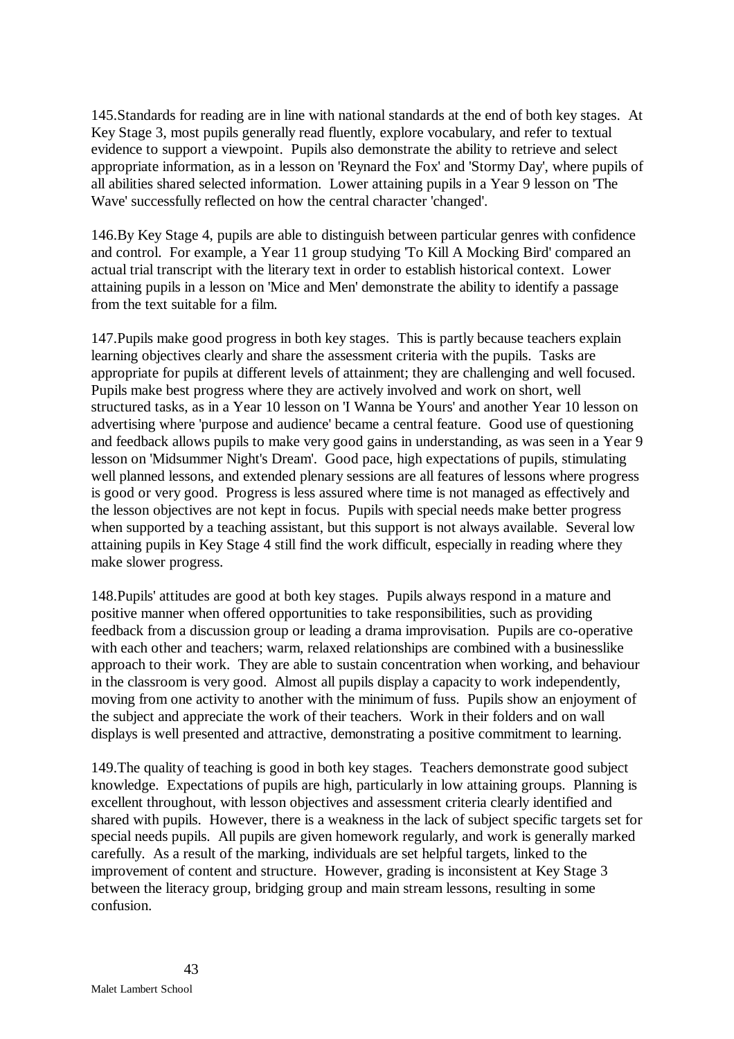145.Standards for reading are in line with national standards at the end of both key stages. At Key Stage 3, most pupils generally read fluently, explore vocabulary, and refer to textual evidence to support a viewpoint. Pupils also demonstrate the ability to retrieve and select appropriate information, as in a lesson on 'Reynard the Fox' and 'Stormy Day', where pupils of all abilities shared selected information. Lower attaining pupils in a Year 9 lesson on 'The Wave' successfully reflected on how the central character 'changed'.

146.By Key Stage 4, pupils are able to distinguish between particular genres with confidence and control. For example, a Year 11 group studying 'To Kill A Mocking Bird' compared an actual trial transcript with the literary text in order to establish historical context. Lower attaining pupils in a lesson on 'Mice and Men' demonstrate the ability to identify a passage from the text suitable for a film.

147.Pupils make good progress in both key stages. This is partly because teachers explain learning objectives clearly and share the assessment criteria with the pupils. Tasks are appropriate for pupils at different levels of attainment; they are challenging and well focused. Pupils make best progress where they are actively involved and work on short, well structured tasks, as in a Year 10 lesson on 'I Wanna be Yours' and another Year 10 lesson on advertising where 'purpose and audience' became a central feature. Good use of questioning and feedback allows pupils to make very good gains in understanding, as was seen in a Year 9 lesson on 'Midsummer Night's Dream'. Good pace, high expectations of pupils, stimulating well planned lessons, and extended plenary sessions are all features of lessons where progress is good or very good. Progress is less assured where time is not managed as effectively and the lesson objectives are not kept in focus. Pupils with special needs make better progress when supported by a teaching assistant, but this support is not always available. Several low attaining pupils in Key Stage 4 still find the work difficult, especially in reading where they make slower progress.

148.Pupils' attitudes are good at both key stages. Pupils always respond in a mature and positive manner when offered opportunities to take responsibilities, such as providing feedback from a discussion group or leading a drama improvisation. Pupils are co-operative with each other and teachers; warm, relaxed relationships are combined with a businesslike approach to their work. They are able to sustain concentration when working, and behaviour in the classroom is very good. Almost all pupils display a capacity to work independently, moving from one activity to another with the minimum of fuss. Pupils show an enjoyment of the subject and appreciate the work of their teachers. Work in their folders and on wall displays is well presented and attractive, demonstrating a positive commitment to learning.

149.The quality of teaching is good in both key stages. Teachers demonstrate good subject knowledge. Expectations of pupils are high, particularly in low attaining groups. Planning is excellent throughout, with lesson objectives and assessment criteria clearly identified and shared with pupils. However, there is a weakness in the lack of subject specific targets set for special needs pupils. All pupils are given homework regularly, and work is generally marked carefully. As a result of the marking, individuals are set helpful targets, linked to the improvement of content and structure. However, grading is inconsistent at Key Stage 3 between the literacy group, bridging group and main stream lessons, resulting in some confusion.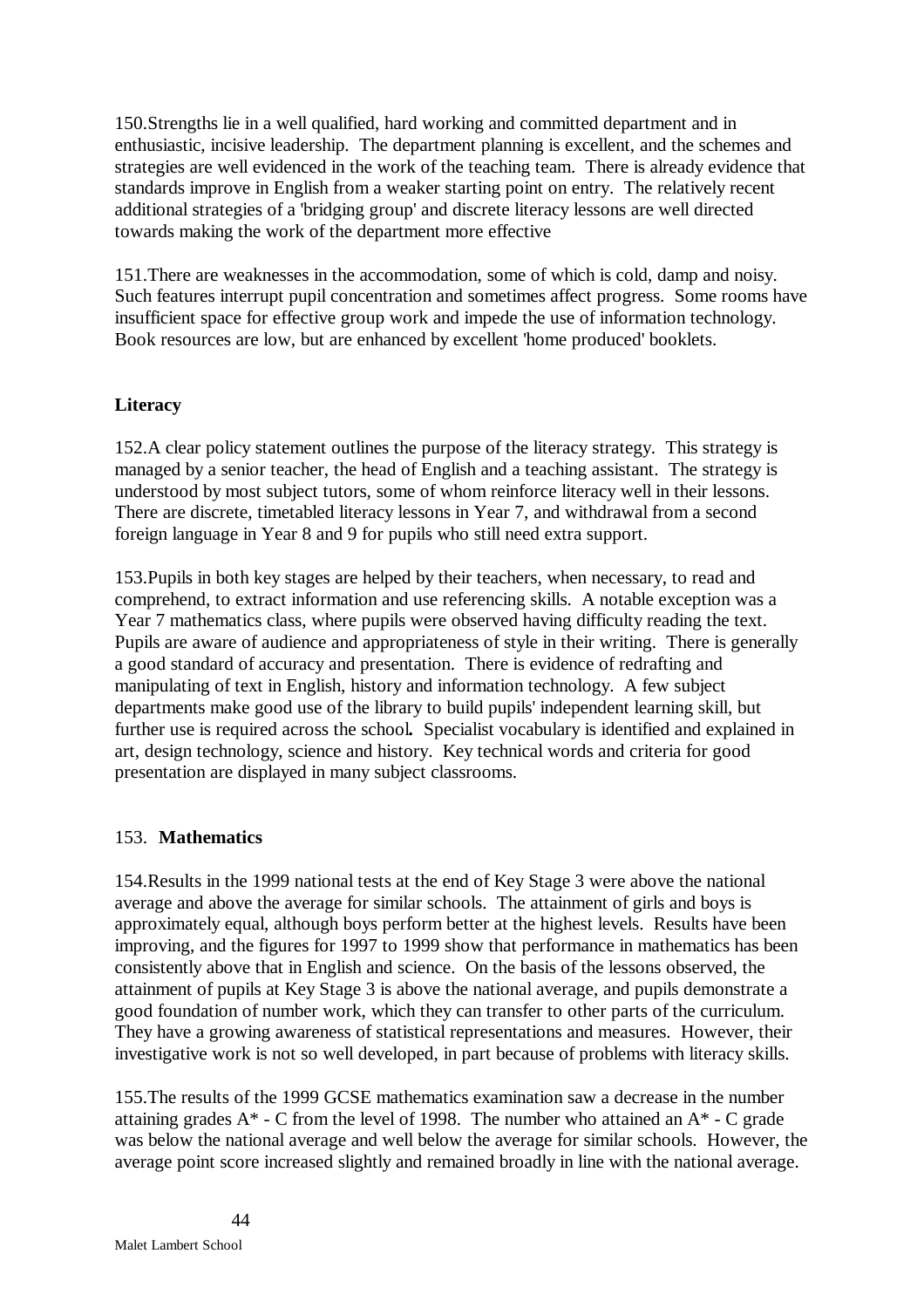150.Strengths lie in a well qualified, hard working and committed department and in enthusiastic, incisive leadership. The department planning is excellent, and the schemes and strategies are well evidenced in the work of the teaching team. There is already evidence that standards improve in English from a weaker starting point on entry. The relatively recent additional strategies of a 'bridging group' and discrete literacy lessons are well directed towards making the work of the department more effective

151.There are weaknesses in the accommodation, some of which is cold, damp and noisy. Such features interrupt pupil concentration and sometimes affect progress. Some rooms have insufficient space for effective group work and impede the use of information technology. Book resources are low, but are enhanced by excellent 'home produced' booklets.

**Literacy**

152.A clear policy statement outlines the purpose of the literacy strategy. This strategy is managed by a senior teacher, the head of English and a teaching assistant. The strategy is understood by most subject tutors, some of whom reinforce literacy well in their lessons. There are discrete, timetabled literacy lessons in Year 7, and withdrawal from a second foreign language in Year 8 and 9 for pupils who still need extra support.

153.Pupils in both key stages are helped by their teachers, when necessary, to read and comprehend, to extract information and use referencing skills. A notable exception was a Year 7 mathematics class, where pupils were observed having difficulty reading the text. Pupils are aware of audience and appropriateness of style in their writing. There is generally a good standard of accuracy and presentation. There is evidence of redrafting and manipulating of text in English, history and information technology. A few subject departments make good use of the library to build pupils' independent learning skill, but further use is required across the school**.** Specialist vocabulary is identified and explained in art, design technology, science and history. Key technical words and criteria for good presentation are displayed in many subject classrooms.

153. **Mathematics**

154.Results in the 1999 national tests at the end of Key Stage 3 were above the national average and above the average for similar schools. The attainment of girls and boys is approximately equal, although boys perform better at the highest levels. Results have been improving, and the figures for 1997 to 1999 show that performance in mathematics has been consistently above that in English and science. On the basis of the lessons observed, the attainment of pupils at Key Stage 3 is above the national average, and pupils demonstrate a good foundation of number work, which they can transfer to other parts of the curriculum. They have a growing awareness of statistical representations and measures. However, their investigative work is not so well developed, in part because of problems with literacy skills.

155.The results of the 1999 GCSE mathematics examination saw a decrease in the number attaining grades A* - C from the level of 1998. The number who attained an A* - C grade was below the national average and well below the average for similar schools. However, the average point score increased slightly and remained broadly in line with the national average.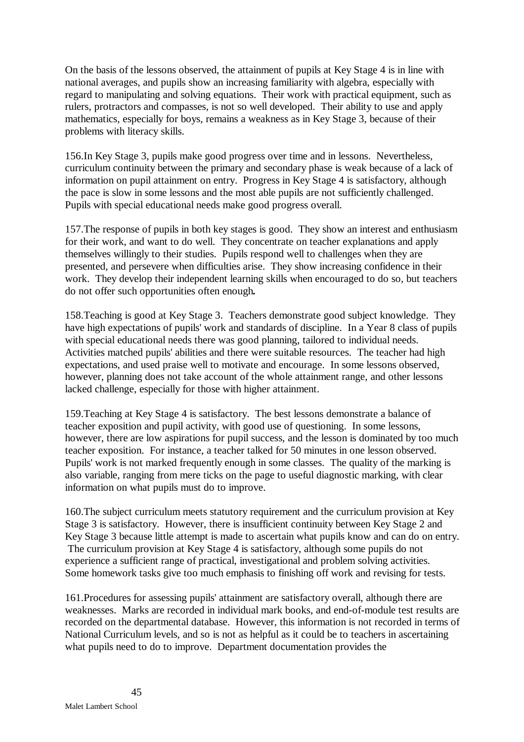On the basis of the lessons observed, the attainment of pupils at Key Stage 4 is in line with national averages, and pupils show an increasing familiarity with algebra, especially with regard to manipulating and solving equations. Their work with practical equipment, such as rulers, protractors and compasses, is not so well developed. Their ability to use and apply mathematics, especially for boys, remains a weakness as in Key Stage 3, because of their problems with literacy skills.

156.In Key Stage 3, pupils make good progress over time and in lessons. Nevertheless, curriculum continuity between the primary and secondary phase is weak because of a lack of information on pupil attainment on entry. Progress in Key Stage 4 is satisfactory, although the pace is slow in some lessons and the most able pupils are not sufficiently challenged. Pupils with special educational needs make good progress overall.

157.The response of pupils in both key stages is good. They show an interest and enthusiasm for their work, and want to do well. They concentrate on teacher explanations and apply themselves willingly to their studies. Pupils respond well to challenges when they are presented, and persevere when difficulties arise. They show increasing confidence in their work. They develop their independent learning skills when encouraged to do so, but teachers do not offer such opportunities often enough**.**

158.Teaching is good at Key Stage 3. Teachers demonstrate good subject knowledge. They have high expectations of pupils' work and standards of discipline. In a Year 8 class of pupils with special educational needs there was good planning, tailored to individual needs. Activities matched pupils' abilities and there were suitable resources. The teacher had high expectations, and used praise well to motivate and encourage. In some lessons observed, however, planning does not take account of the whole attainment range, and other lessons lacked challenge, especially for those with higher attainment.

159.Teaching at Key Stage 4 is satisfactory. The best lessons demonstrate a balance of teacher exposition and pupil activity, with good use of questioning. In some lessons, however, there are low aspirations for pupil success, and the lesson is dominated by too much teacher exposition. For instance, a teacher talked for 50 minutes in one lesson observed. Pupils' work is not marked frequently enough in some classes. The quality of the marking is also variable, ranging from mere ticks on the page to useful diagnostic marking, with clear information on what pupils must do to improve.

160.The subject curriculum meets statutory requirement and the curriculum provision at Key Stage 3 is satisfactory. However, there is insufficient continuity between Key Stage 2 and Key Stage 3 because little attempt is made to ascertain what pupils know and can do on entry. The curriculum provision at Key Stage 4 is satisfactory, although some pupils do not experience a sufficient range of practical, investigational and problem solving activities. Some homework tasks give too much emphasis to finishing off work and revising for tests.

161.Procedures for assessing pupils' attainment are satisfactory overall, although there are weaknesses. Marks are recorded in individual mark books, and end-of-module test results are recorded on the departmental database. However, this information is not recorded in terms of National Curriculum levels, and so is not as helpful as it could be to teachers in ascertaining what pupils need to do to improve. Department documentation provides the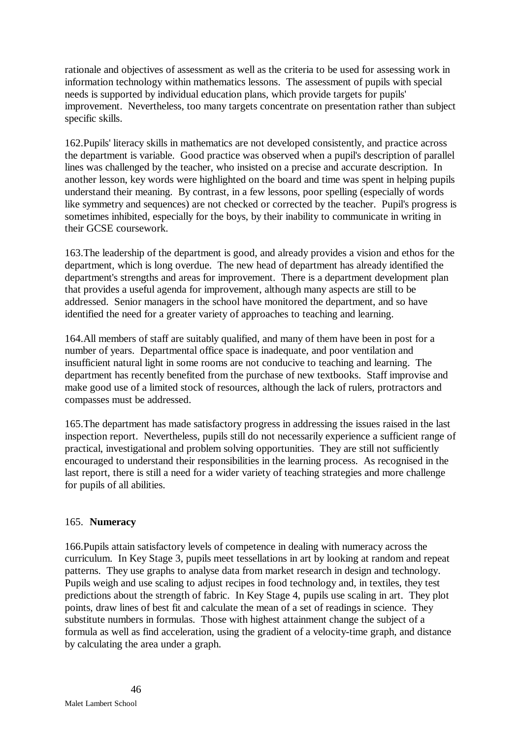rationale and objectives of assessment as well as the criteria to be used for assessing work in information technology within mathematics lessons. The assessment of pupils with special needs is supported by individual education plans, which provide targets for pupils' improvement. Nevertheless, too many targets concentrate on presentation rather than subject specific skills.

162.Pupils' literacy skills in mathematics are not developed consistently, and practice across the department is variable. Good practice was observed when a pupil's description of parallel lines was challenged by the teacher, who insisted on a precise and accurate description. In another lesson, key words were highlighted on the board and time was spent in helping pupils understand their meaning. By contrast, in a few lessons, poor spelling (especially of words like symmetry and sequences) are not checked or corrected by the teacher. Pupil's progress is sometimes inhibited, especially for the boys, by their inability to communicate in writing in their GCSE coursework.

163.The leadership of the department is good, and already provides a vision and ethos for the department, which is long overdue. The new head of department has already identified the department's strengths and areas for improvement. There is a department development plan that provides a useful agenda for improvement, although many aspects are still to be addressed. Senior managers in the school have monitored the department, and so have identified the need for a greater variety of approaches to teaching and learning.

164.All members of staff are suitably qualified, and many of them have been in post for a number of years. Departmental office space is inadequate, and poor ventilation and insufficient natural light in some rooms are not conducive to teaching and learning. The department has recently benefited from the purchase of new textbooks. Staff improvise and make good use of a limited stock of resources, although the lack of rulers, protractors and compasses must be addressed.

165.The department has made satisfactory progress in addressing the issues raised in the last inspection report. Nevertheless, pupils still do not necessarily experience a sufficient range of practical, investigational and problem solving opportunities. They are still not sufficiently encouraged to understand their responsibilities in the learning process. As recognised in the last report, there is still a need for a wider variety of teaching strategies and more challenge for pupils of all abilities.

165. **Numeracy**

166.Pupils attain satisfactory levels of competence in dealing with numeracy across the curriculum. In Key Stage 3, pupils meet tessellations in art by looking at random and repeat patterns. They use graphs to analyse data from market research in design and technology. Pupils weigh and use scaling to adjust recipes in food technology and, in textiles, they test predictions about the strength of fabric. In Key Stage 4, pupils use scaling in art. They plot points, draw lines of best fit and calculate the mean of a set of readings in science. They substitute numbers in formulas. Those with highest attainment change the subject of a formula as well as find acceleration, using the gradient of a velocity-time graph, and distance by calculating the area under a graph.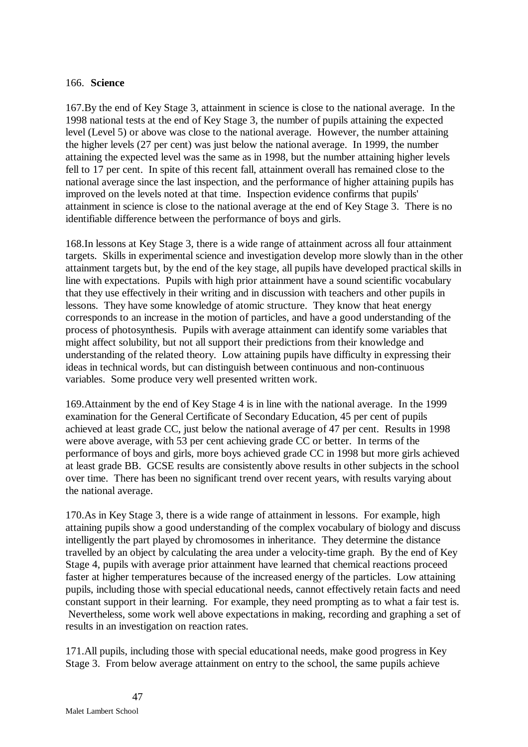166. **Science**

167.By the end of Key Stage 3, attainment in science is close to the national average. In the 1998 national tests at the end of Key Stage 3, the number of pupils attaining the expected level (Level 5) or above was close to the national average. However, the number attaining the higher levels (27 per cent) was just below the national average. In 1999, the number attaining the expected level was the same as in 1998, but the number attaining higher levels fell to 17 per cent. In spite of this recent fall, attainment overall has remained close to the national average since the last inspection, and the performance of higher attaining pupils has improved on the levels noted at that time. Inspection evidence confirms that pupils' attainment in science is close to the national average at the end of Key Stage 3. There is no identifiable difference between the performance of boys and girls.

168.In lessons at Key Stage 3, there is a wide range of attainment across all four attainment targets. Skills in experimental science and investigation develop more slowly than in the other attainment targets but, by the end of the key stage, all pupils have developed practical skills in line with expectations. Pupils with high prior attainment have a sound scientific vocabulary that they use effectively in their writing and in discussion with teachers and other pupils in lessons. They have some knowledge of atomic structure. They know that heat energy corresponds to an increase in the motion of particles, and have a good understanding of the process of photosynthesis. Pupils with average attainment can identify some variables that might affect solubility, but not all support their predictions from their knowledge and understanding of the related theory. Low attaining pupils have difficulty in expressing their ideas in technical words, but can distinguish between continuous and non-continuous variables. Some produce very well presented written work.

169.Attainment by the end of Key Stage 4 is in line with the national average. In the 1999 examination for the General Certificate of Secondary Education, 45 per cent of pupils achieved at least grade CC, just below the national average of 47 per cent. Results in 1998 were above average, with 53 per cent achieving grade CC or better. In terms of the performance of boys and girls, more boys achieved grade CC in 1998 but more girls achieved at least grade BB. GCSE results are consistently above results in other subjects in the school over time. There has been no significant trend over recent years, with results varying about the national average.

170.As in Key Stage 3, there is a wide range of attainment in lessons. For example, high attaining pupils show a good understanding of the complex vocabulary of biology and discuss intelligently the part played by chromosomes in inheritance. They determine the distance travelled by an object by calculating the area under a velocity-time graph. By the end of Key Stage 4, pupils with average prior attainment have learned that chemical reactions proceed faster at higher temperatures because of the increased energy of the particles. Low attaining pupils, including those with special educational needs, cannot effectively retain facts and need constant support in their learning. For example, they need prompting as to what a fair test is. Nevertheless, some work well above expectations in making, recording and graphing a set of results in an investigation on reaction rates.

171.All pupils, including those with special educational needs, make good progress in Key Stage 3. From below average attainment on entry to the school, the same pupils achieve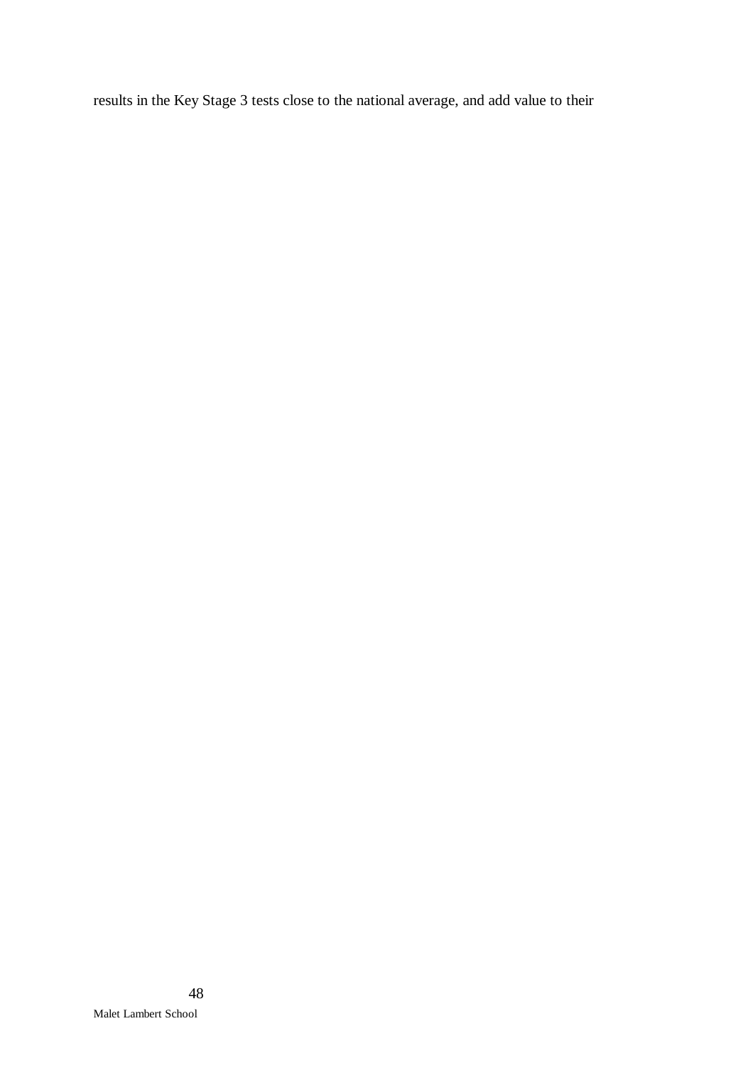results in the Key Stage 3 tests close to the national average, and add value to their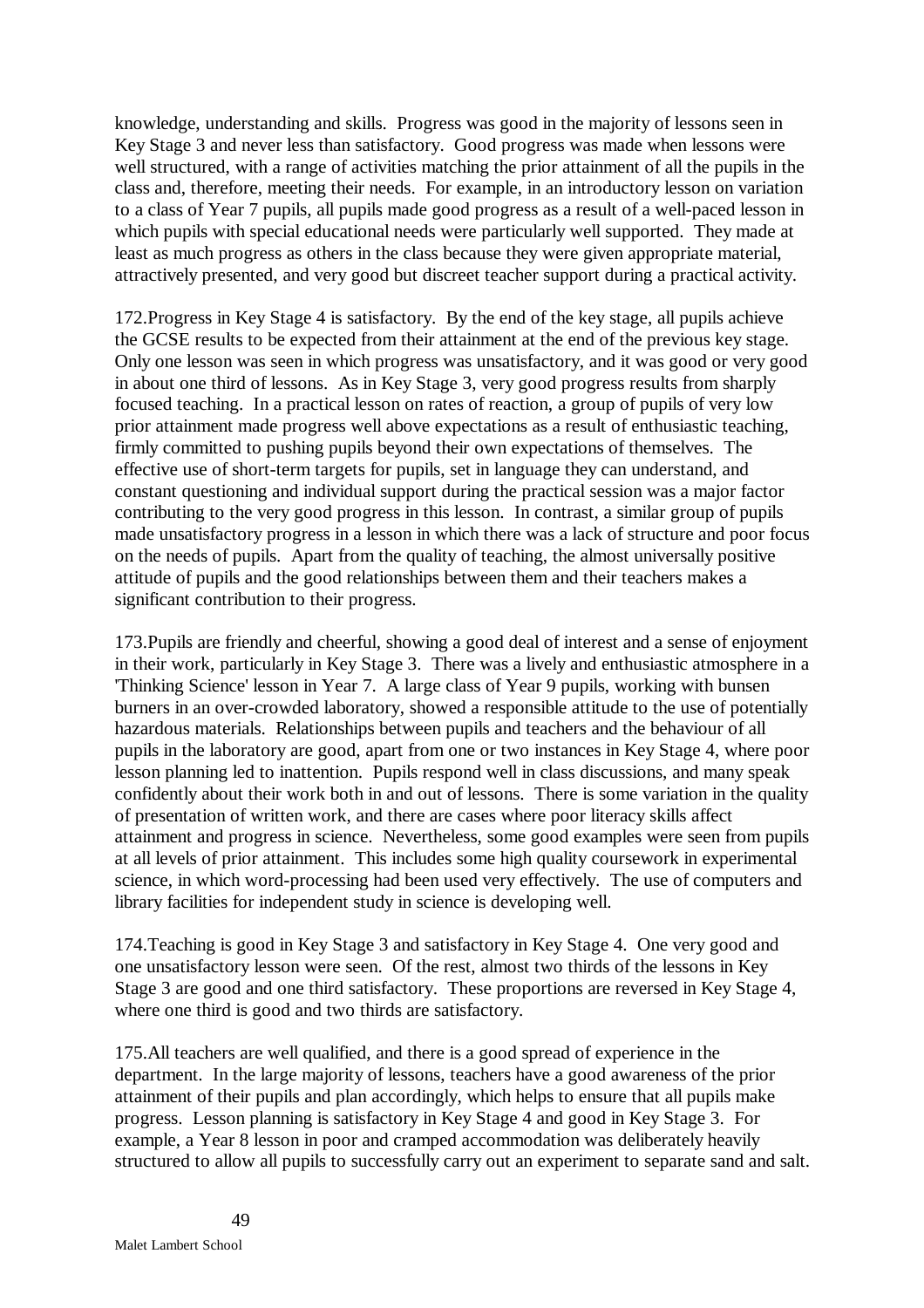knowledge, understanding and skills. Progress was good in the majority of lessons seen in Key Stage 3 and never less than satisfactory. Good progress was made when lessons were well structured, with a range of activities matching the prior attainment of all the pupils in the class and, therefore, meeting their needs. For example, in an introductory lesson on variation to a class of Year 7 pupils, all pupils made good progress as a result of a well-paced lesson in which pupils with special educational needs were particularly well supported. They made at least as much progress as others in the class because they were given appropriate material, attractively presented, and very good but discreet teacher support during a practical activity.

172.Progress in Key Stage 4 is satisfactory. By the end of the key stage, all pupils achieve the GCSE results to be expected from their attainment at the end of the previous key stage. Only one lesson was seen in which progress was unsatisfactory, and it was good or very good in about one third of lessons. As in Key Stage 3, very good progress results from sharply focused teaching. In a practical lesson on rates of reaction, a group of pupils of very low prior attainment made progress well above expectations as a result of enthusiastic teaching, firmly committed to pushing pupils beyond their own expectations of themselves. The effective use of short-term targets for pupils, set in language they can understand, and constant questioning and individual support during the practical session was a major factor contributing to the very good progress in this lesson. In contrast, a similar group of pupils made unsatisfactory progress in a lesson in which there was a lack of structure and poor focus on the needs of pupils. Apart from the quality of teaching, the almost universally positive attitude of pupils and the good relationships between them and their teachers makes a significant contribution to their progress.

173.Pupils are friendly and cheerful, showing a good deal of interest and a sense of enjoyment in their work, particularly in Key Stage 3. There was a lively and enthusiastic atmosphere in a 'Thinking Science' lesson in Year 7. A large class of Year 9 pupils, working with bunsen burners in an over-crowded laboratory, showed a responsible attitude to the use of potentially hazardous materials. Relationships between pupils and teachers and the behaviour of all pupils in the laboratory are good, apart from one or two instances in Key Stage 4, where poor lesson planning led to inattention. Pupils respond well in class discussions, and many speak confidently about their work both in and out of lessons. There is some variation in the quality of presentation of written work, and there are cases where poor literacy skills affect attainment and progress in science. Nevertheless, some good examples were seen from pupils at all levels of prior attainment. This includes some high quality coursework in experimental science, in which word-processing had been used very effectively. The use of computers and library facilities for independent study in science is developing well.

174.Teaching is good in Key Stage 3 and satisfactory in Key Stage 4. One very good and one unsatisfactory lesson were seen. Of the rest, almost two thirds of the lessons in Key Stage 3 are good and one third satisfactory. These proportions are reversed in Key Stage 4, where one third is good and two thirds are satisfactory.

175.All teachers are well qualified, and there is a good spread of experience in the department. In the large majority of lessons, teachers have a good awareness of the prior attainment of their pupils and plan accordingly, which helps to ensure that all pupils make progress. Lesson planning is satisfactory in Key Stage 4 and good in Key Stage 3. For example, a Year 8 lesson in poor and cramped accommodation was deliberately heavily structured to allow all pupils to successfully carry out an experiment to separate sand and salt.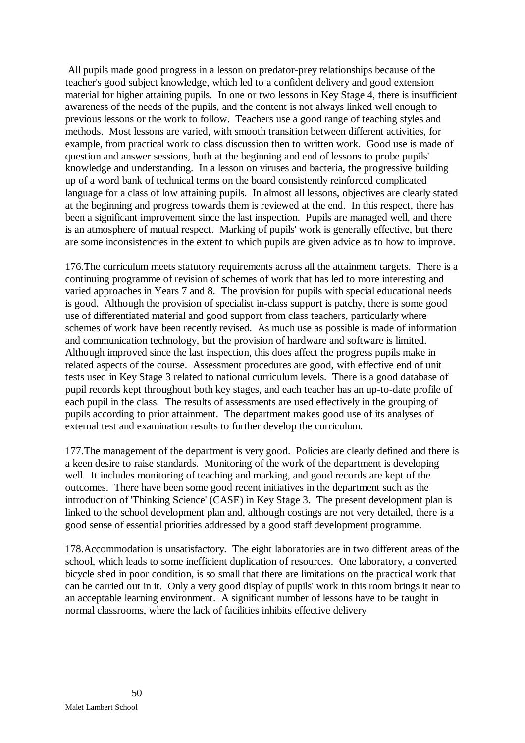All pupils made good progress in a lesson on predator-prey relationships because of the teacher's good subject knowledge, which led to a confident delivery and good extension material for higher attaining pupils. In one or two lessons in Key Stage 4, there is insufficient awareness of the needs of the pupils, and the content is not always linked well enough to previous lessons or the work to follow. Teachers use a good range of teaching styles and methods. Most lessons are varied, with smooth transition between different activities, for example, from practical work to class discussion then to written work. Good use is made of question and answer sessions, both at the beginning and end of lessons to probe pupils' knowledge and understanding. In a lesson on viruses and bacteria, the progressive building up of a word bank of technical terms on the board consistently reinforced complicated language for a class of low attaining pupils. In almost all lessons, objectives are clearly stated at the beginning and progress towards them is reviewed at the end. In this respect, there has been a significant improvement since the last inspection. Pupils are managed well, and there is an atmosphere of mutual respect. Marking of pupils' work is generally effective, but there are some inconsistencies in the extent to which pupils are given advice as to how to improve.

176.The curriculum meets statutory requirements across all the attainment targets. There is a continuing programme of revision of schemes of work that has led to more interesting and varied approaches in Years 7 and 8. The provision for pupils with special educational needs is good. Although the provision of specialist in-class support is patchy, there is some good use of differentiated material and good support from class teachers, particularly where schemes of work have been recently revised. As much use as possible is made of information and communication technology, but the provision of hardware and software is limited. Although improved since the last inspection, this does affect the progress pupils make in related aspects of the course. Assessment procedures are good, with effective end of unit tests used in Key Stage 3 related to national curriculum levels. There is a good database of pupil records kept throughout both key stages, and each teacher has an up-to-date profile of each pupil in the class. The results of assessments are used effectively in the grouping of pupils according to prior attainment. The department makes good use of its analyses of external test and examination results to further develop the curriculum.

177.The management of the department is very good. Policies are clearly defined and there is a keen desire to raise standards. Monitoring of the work of the department is developing well. It includes monitoring of teaching and marking, and good records are kept of the outcomes. There have been some good recent initiatives in the department such as the introduction of 'Thinking Science' (CASE) in Key Stage 3. The present development plan is linked to the school development plan and, although costings are not very detailed, there is a good sense of essential priorities addressed by a good staff development programme.

178.Accommodation is unsatisfactory. The eight laboratories are in two different areas of the school, which leads to some inefficient duplication of resources. One laboratory, a converted bicycle shed in poor condition, is so small that there are limitations on the practical work that can be carried out in it. Only a very good display of pupils' work in this room brings it near to an acceptable learning environment. A significant number of lessons have to be taught in normal classrooms, where the lack of facilities inhibits effective delivery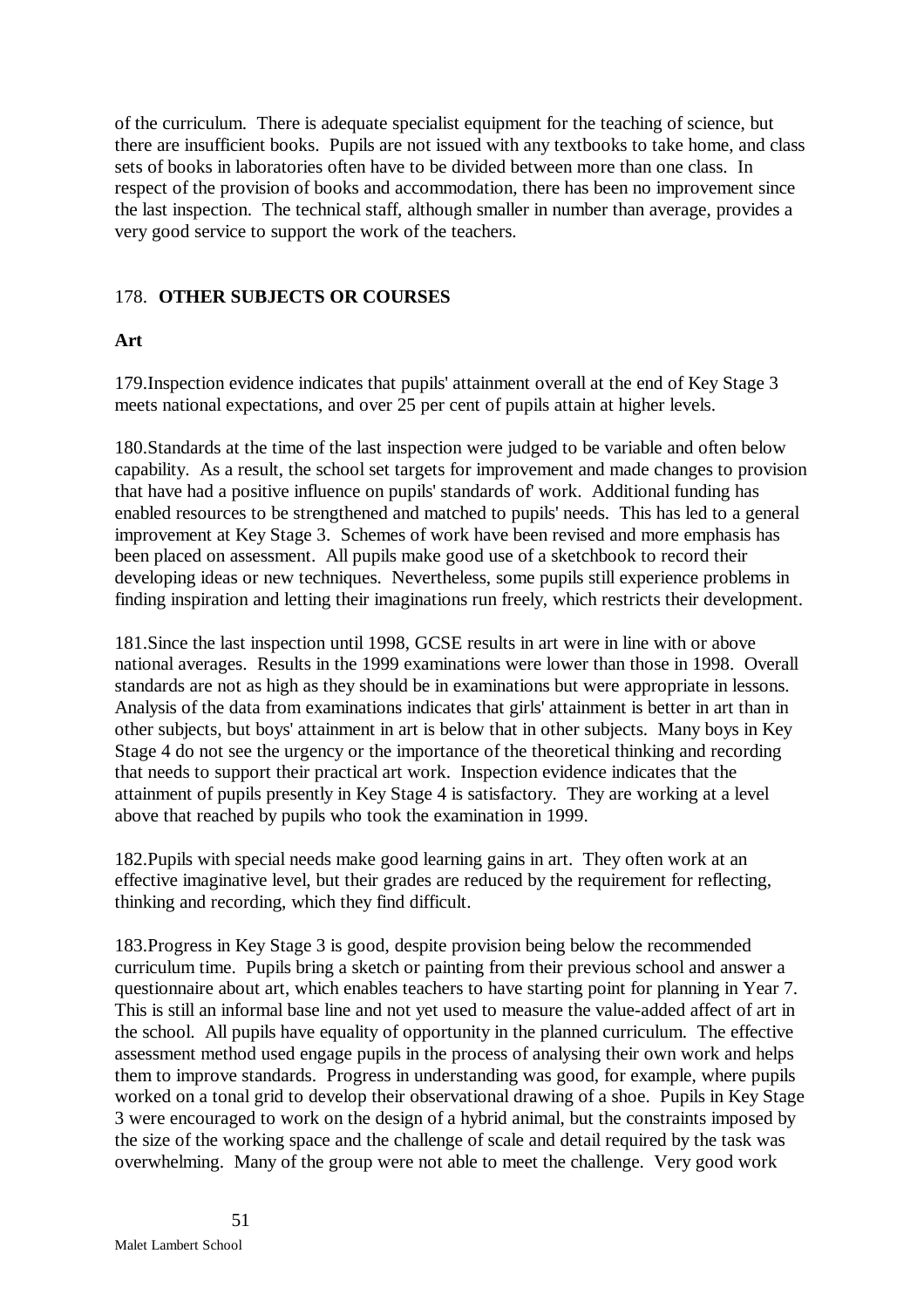of the curriculum. There is adequate specialist equipment for the teaching of science, but there are insufficient books. Pupils are not issued with any textbooks to take home, and class sets of books in laboratories often have to be divided between more than one class. In respect of the provision of books and accommodation, there has been no improvement since the last inspection. The technical staff, although smaller in number than average, provides a very good service to support the work of the teachers.

## 178. OTHER SUBJECTS OR COURSES

### Art

179.Inspection evidence indicates that pupils' attainment overall at the end of Key Stage 3 meets national expectations, and over 25 per cent of pupils attain at higher levels.

180.Standards at the time of the last inspection were judged to be variable and often below capability. As a result, the school set targets for improvement and made changes to provision that have had a positive influence on pupils' standards of' work. Additional funding has enabled resources to be strengthened and matched to pupils' needs. This has led to a general improvement at Key Stage 3. Schemes of work have been revised and more emphasis has been placed on assessment. All pupils make good use of a sketchbook to record their developing ideas or new techniques. Nevertheless, some pupils still experience problems in finding inspiration and letting their imaginations run freely, which restricts their development.

181.Since the last inspection until 1998, GCSE results in art were in line with or above national averages. Results in the 1999 examinations were lower than those in 1998. Overall standards are not as high as they should be in examinations but were appropriate in lessons. Analysis of the data from examinations indicates that girls' attainment is better in art than in other subjects, but boys' attainment in art is below that in other subjects. Many boys in Key Stage 4 do not see the urgency or the importance of the theoretical thinking and recording that needs to support their practical art work. Inspection evidence indicates that the attainment of pupils presently in Key Stage 4 is satisfactory. They are working at a level above that reached by pupils who took the examination in 1999.

182.Pupils with special needs make good learning gains in art. They often work at an effective imaginative level, but their grades are reduced by the requirement for reflecting, thinking and recording, which they find difficult.

183.Progress in Key Stage 3 is good, despite provision being below the recommended curriculum time. Pupils bring a sketch or painting from their previous school and answer a questionnaire about art, which enables teachers to have starting point for planning in Year 7. This is still an informal base line and not yet used to measure the value-added affect of art in the school. All pupils have equality of opportunity in the planned curriculum. The effective assessment method used engage pupils in the process of analysing their own work and helps them to improve standards. Progress in understanding was good, for example, where pupils worked on a tonal grid to develop their observational drawing of a shoe. Pupils in Key Stage 3 were encouraged to work on the design of a hybrid animal, but the constraints imposed by the size of the working space and the challenge of scale and detail required by the task was overwhelming. Many of the group were not able to meet the challenge. Very good work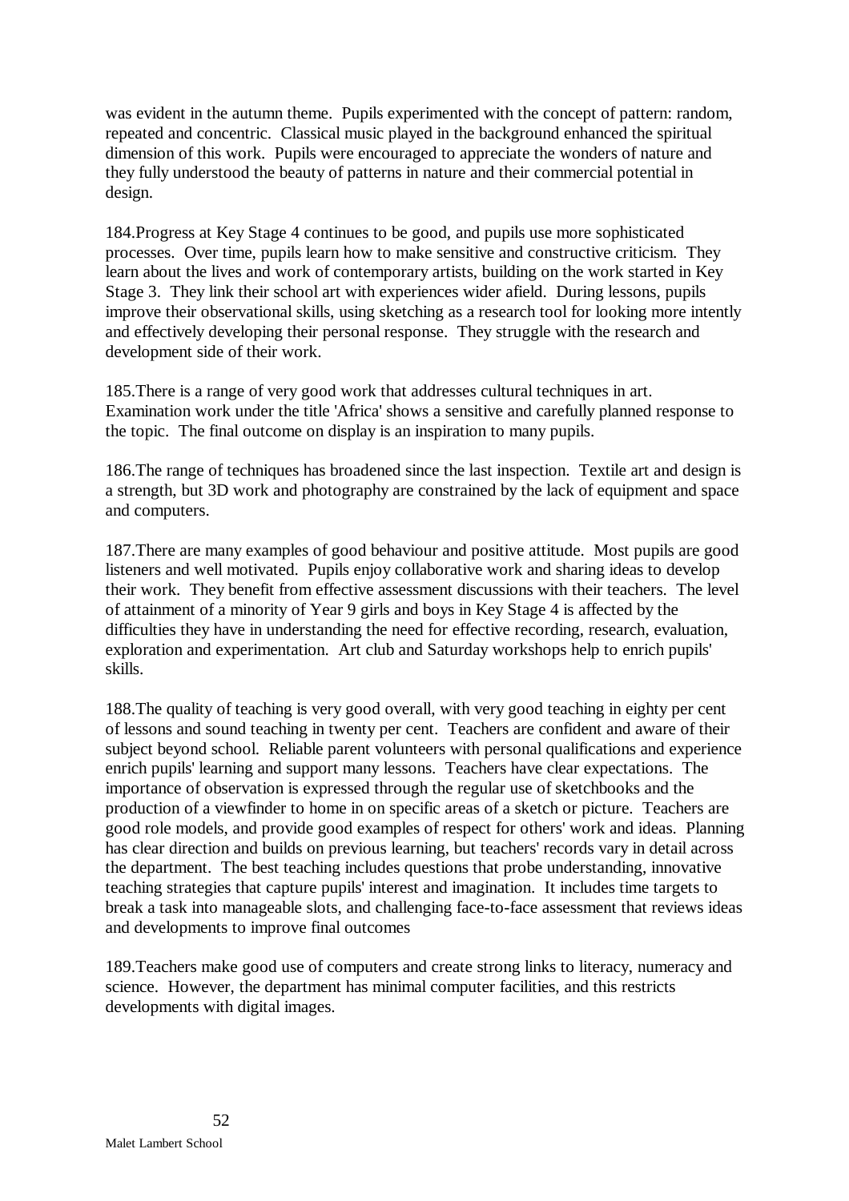was evident in the autumn theme. Pupils experimented with the concept of pattern: random, repeated and concentric. Classical music played in the background enhanced the spiritual dimension of this work. Pupils were encouraged to appreciate the wonders of nature and they fully understood the beauty of patterns in nature and their commercial potential in design.

184.Progress at Key Stage 4 continues to be good, and pupils use more sophisticated processes. Over time, pupils learn how to make sensitive and constructive criticism. They learn about the lives and work of contemporary artists, building on the work started in Key Stage 3. They link their school art with experiences wider afield. During lessons, pupils improve their observational skills, using sketching as a research tool for looking more intently and effectively developing their personal response. They struggle with the research and development side of their work.

185.There is a range of very good work that addresses cultural techniques in art. Examination work under the title 'Africa' shows a sensitive and carefully planned response to the topic. The final outcome on display is an inspiration to many pupils.

186.The range of techniques has broadened since the last inspection. Textile art and design is a strength, but 3D work and photography are constrained by the lack of equipment and space and computers.

187.There are many examples of good behaviour and positive attitude. Most pupils are good listeners and well motivated. Pupils enjoy collaborative work and sharing ideas to develop their work. They benefit from effective assessment discussions with their teachers. The level of attainment of a minority of Year 9 girls and boys in Key Stage 4 is affected by the difficulties they have in understanding the need for effective recording, research, evaluation, exploration and experimentation. Art club and Saturday workshops help to enrich pupils' skills.

188.The quality of teaching is very good overall, with very good teaching in eighty per cent of lessons and sound teaching in twenty per cent. Teachers are confident and aware of their subject beyond school. Reliable parent volunteers with personal qualifications and experience enrich pupils' learning and support many lessons. Teachers have clear expectations. The importance of observation is expressed through the regular use of sketchbooks and the production of a viewfinder to home in on specific areas of a sketch or picture. Teachers are good role models, and provide good examples of respect for others' work and ideas. Planning has clear direction and builds on previous learning, but teachers' records vary in detail across the department. The best teaching includes questions that probe understanding, innovative teaching strategies that capture pupils' interest and imagination. It includes time targets to break a task into manageable slots, and challenging face-to-face assessment that reviews ideas and developments to improve final outcomes

189.Teachers make good use of computers and create strong links to literacy, numeracy and science. However, the department has minimal computer facilities, and this restricts developments with digital images.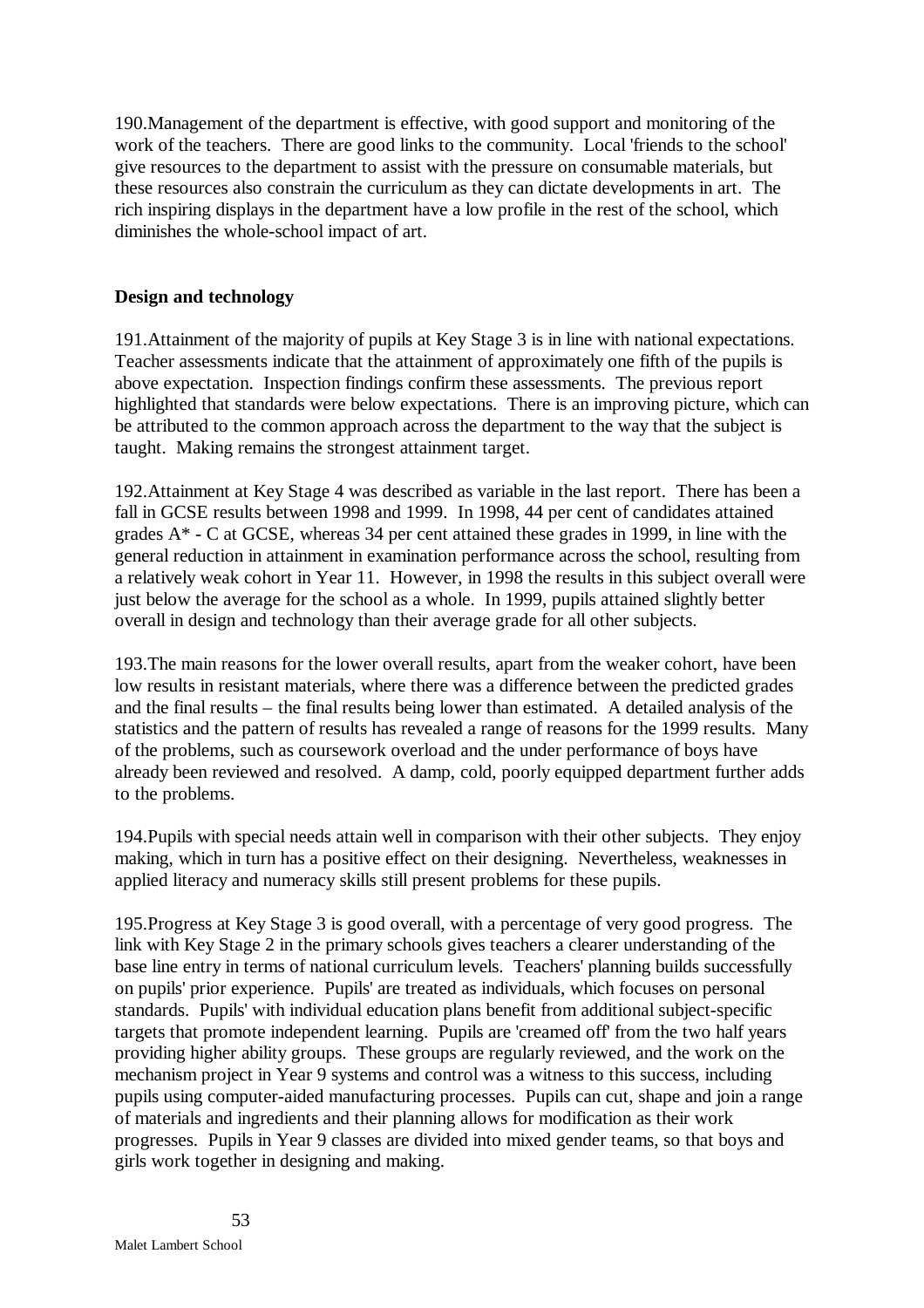190.Management of the department is effective, with good support and monitoring of the work of the teachers. There are good links to the community. Local 'friends to the school' give resources to the department to assist with the pressure on consumable materials, but these resources also constrain the curriculum as they can dictate developments in art. The rich inspiring displays in the department have a low profile in the rest of the school, which diminishes the whole-school impact of art.

**Design and technology**

191.Attainment of the majority of pupils at Key Stage 3 is in line with national expectations. Teacher assessments indicate that the attainment of approximately one fifth of the pupils is above expectation. Inspection findings confirm these assessments. The previous report highlighted that standards were below expectations. There is an improving picture, which can be attributed to the common approach across the department to the way that the subject is taught. Making remains the strongest attainment target.

192.Attainment at Key Stage 4 was described as variable in the last report. There has been a fall in GCSE results between 1998 and 1999. In 1998, 44 per cent of candidates attained grades A* - C at GCSE, whereas 34 per cent attained these grades in 1999, in line with the general reduction in attainment in examination performance across the school, resulting from a relatively weak cohort in Year 11. However, in 1998 the results in this subject overall were just below the average for the school as a whole. In 1999, pupils attained slightly better overall in design and technology than their average grade for all other subjects.

193.The main reasons for the lower overall results, apart from the weaker cohort, have been low results in resistant materials, where there was a difference between the predicted grades and the final results – the final results being lower than estimated. A detailed analysis of the statistics and the pattern of results has revealed a range of reasons for the 1999 results. Many of the problems, such as coursework overload and the under performance of boys have already been reviewed and resolved. A damp, cold, poorly equipped department further adds to the problems.

194.Pupils with special needs attain well in comparison with their other subjects. They enjoy making, which in turn has a positive effect on their designing. Nevertheless, weaknesses in applied literacy and numeracy skills still present problems for these pupils.

195.Progress at Key Stage 3 is good overall, with a percentage of very good progress. The link with Key Stage 2 in the primary schools gives teachers a clearer understanding of the base line entry in terms of national curriculum levels. Teachers' planning builds successfully on pupils' prior experience. Pupils' are treated as individuals, which focuses on personal standards. Pupils' with individual education plans benefit from additional subject-specific targets that promote independent learning. Pupils are 'creamed off' from the two half years providing higher ability groups. These groups are regularly reviewed, and the work on the mechanism project in Year 9 systems and control was a witness to this success, including pupils using computer-aided manufacturing processes. Pupils can cut, shape and join a range of materials and ingredients and their planning allows for modification as their work progresses. Pupils in Year 9 classes are divided into mixed gender teams, so that boys and girls work together in designing and making.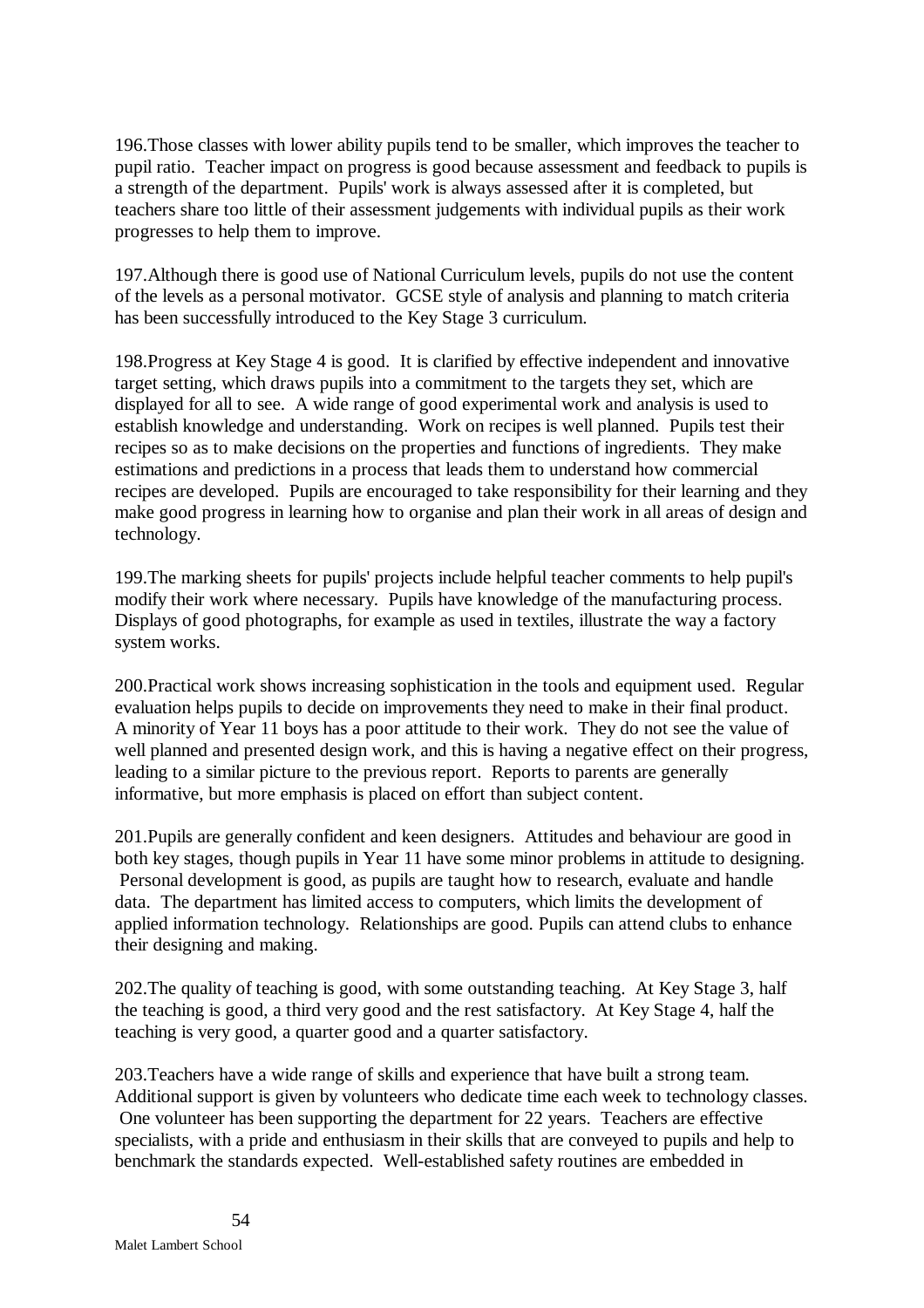196.Those classes with lower ability pupils tend to be smaller, which improves the teacher to pupil ratio. Teacher impact on progress is good because assessment and feedback to pupils is a strength of the department. Pupils' work is always assessed after it is completed, but teachers share too little of their assessment judgements with individual pupils as their work progresses to help them to improve.

197.Although there is good use of National Curriculum levels, pupils do not use the content of the levels as a personal motivator. GCSE style of analysis and planning to match criteria has been successfully introduced to the Key Stage 3 curriculum.

198.Progress at Key Stage 4 is good. It is clarified by effective independent and innovative target setting, which draws pupils into a commitment to the targets they set, which are displayed for all to see. A wide range of good experimental work and analysis is used to establish knowledge and understanding. Work on recipes is well planned. Pupils test their recipes so as to make decisions on the properties and functions of ingredients. They make estimations and predictions in a process that leads them to understand how commercial recipes are developed. Pupils are encouraged to take responsibility for their learning and they make good progress in learning how to organise and plan their work in all areas of design and technology.

199.The marking sheets for pupils' projects include helpful teacher comments to help pupil's modify their work where necessary. Pupils have knowledge of the manufacturing process. Displays of good photographs, for example as used in textiles, illustrate the way a factory system works.

200.Practical work shows increasing sophistication in the tools and equipment used. Regular evaluation helps pupils to decide on improvements they need to make in their final product. A minority of Year 11 boys has a poor attitude to their work. They do not see the value of well planned and presented design work, and this is having a negative effect on their progress, leading to a similar picture to the previous report. Reports to parents are generally informative, but more emphasis is placed on effort than subject content.

201.Pupils are generally confident and keen designers. Attitudes and behaviour are good in both key stages, though pupils in Year 11 have some minor problems in attitude to designing. Personal development is good, as pupils are taught how to research, evaluate and handle data. The department has limited access to computers, which limits the development of applied information technology. Relationships are good. Pupils can attend clubs to enhance their designing and making.

202.The quality of teaching is good, with some outstanding teaching. At Key Stage 3, half the teaching is good, a third very good and the rest satisfactory. At Key Stage 4, half the teaching is very good, a quarter good and a quarter satisfactory.

203.Teachers have a wide range of skills and experience that have built a strong team. Additional support is given by volunteers who dedicate time each week to technology classes. One volunteer has been supporting the department for 22 years. Teachers are effective specialists, with a pride and enthusiasm in their skills that are conveyed to pupils and help to benchmark the standards expected. Well-established safety routines are embedded in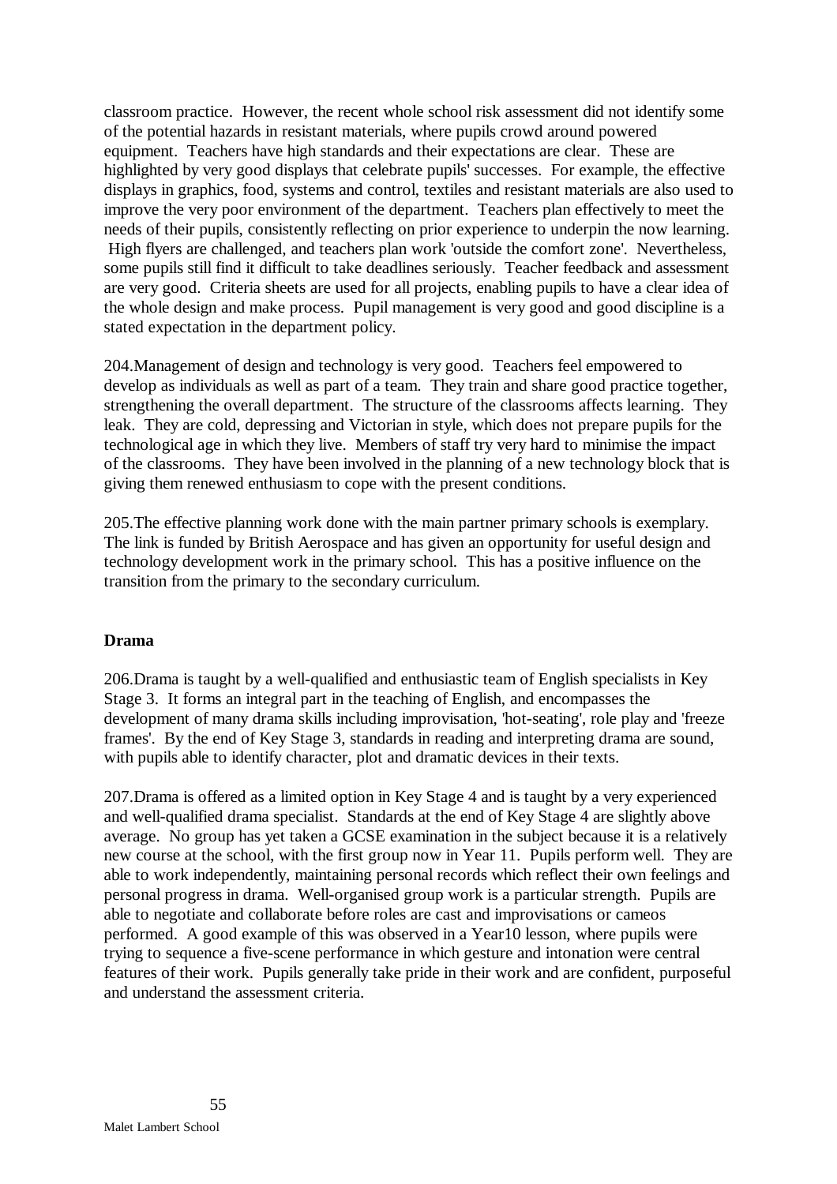classroom practice. However, the recent whole school risk assessment did not identify some of the potential hazards in resistant materials, where pupils crowd around powered equipment. Teachers have high standards and their expectations are clear. These are highlighted by very good displays that celebrate pupils' successes. For example, the effective displays in graphics, food, systems and control, textiles and resistant materials are also used to improve the very poor environment of the department. Teachers plan effectively to meet the needs of their pupils, consistently reflecting on prior experience to underpin the now learning. High flyers are challenged, and teachers plan work 'outside the comfort zone'. Nevertheless, some pupils still find it difficult to take deadlines seriously. Teacher feedback and assessment are very good. Criteria sheets are used for all projects, enabling pupils to have a clear idea of the whole design and make process. Pupil management is very good and good discipline is a stated expectation in the department policy.

204.Management of design and technology is very good. Teachers feel empowered to develop as individuals as well as part of a team. They train and share good practice together, strengthening the overall department. The structure of the classrooms affects learning. They leak. They are cold, depressing and Victorian in style, which does not prepare pupils for the technological age in which they live. Members of staff try very hard to minimise the impact of the classrooms. They have been involved in the planning of a new technology block that is giving them renewed enthusiasm to cope with the present conditions.

205.The effective planning work done with the main partner primary schools is exemplary. The link is funded by British Aerospace and has given an opportunity for useful design and technology development work in the primary school. This has a positive influence on the transition from the primary to the secondary curriculum.

**Drama**

206.Drama is taught by a well-qualified and enthusiastic team of English specialists in Key Stage 3. It forms an integral part in the teaching of English, and encompasses the development of many drama skills including improvisation, 'hot-seating', role play and 'freeze frames'. By the end of Key Stage 3, standards in reading and interpreting drama are sound, with pupils able to identify character, plot and dramatic devices in their texts.

207.Drama is offered as a limited option in Key Stage 4 and is taught by a very experienced and well-qualified drama specialist. Standards at the end of Key Stage 4 are slightly above average. No group has yet taken a GCSE examination in the subject because it is a relatively new course at the school, with the first group now in Year 11. Pupils perform well. They are able to work independently, maintaining personal records which reflect their own feelings and personal progress in drama. Well-organised group work is a particular strength. Pupils are able to negotiate and collaborate before roles are cast and improvisations or cameos performed. A good example of this was observed in a Year10 lesson, where pupils were trying to sequence a five-scene performance in which gesture and intonation were central features of their work. Pupils generally take pride in their work and are confident, purposeful and understand the assessment criteria.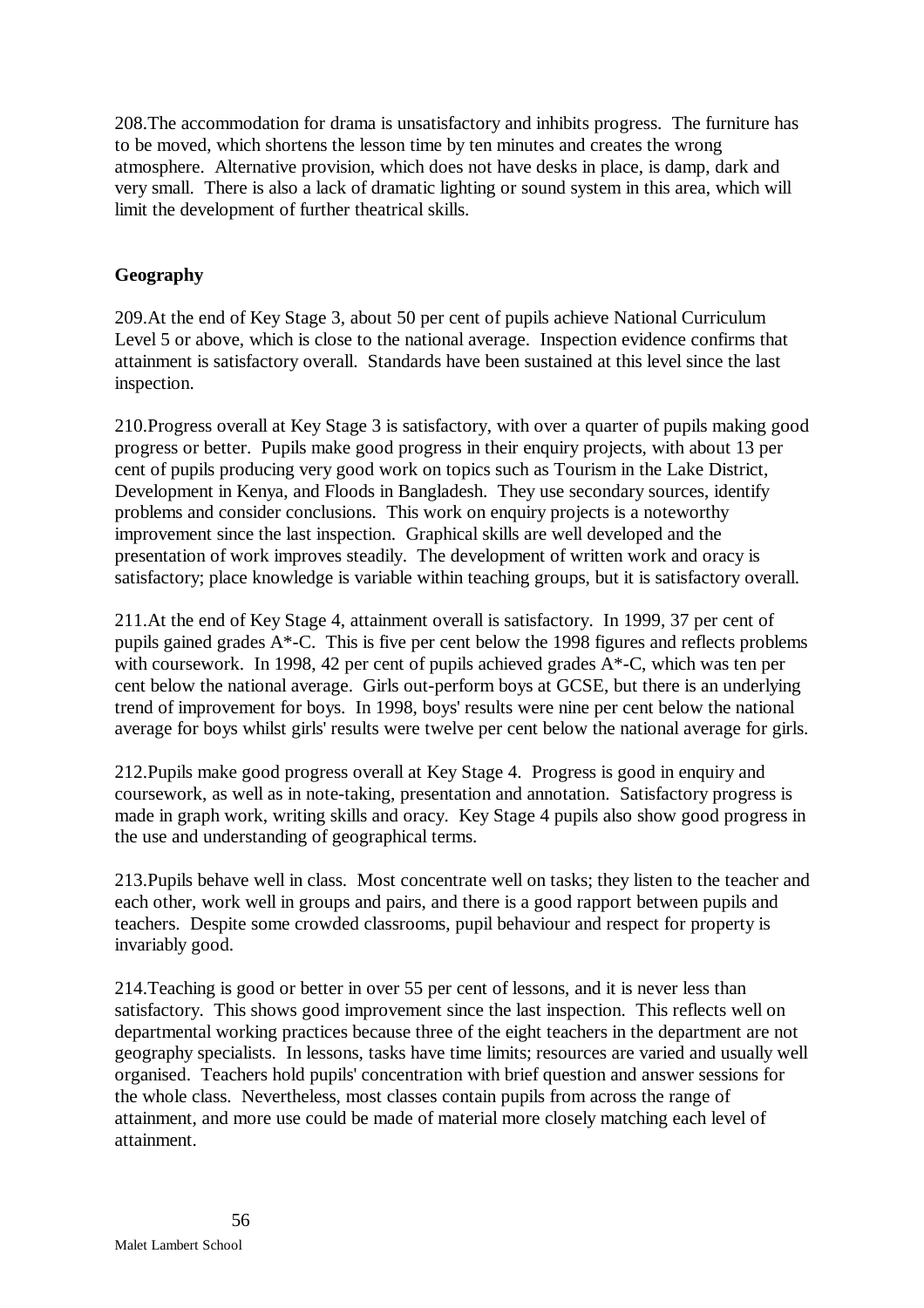208.The accommodation for drama is unsatisfactory and inhibits progress. The furniture has to be moved, which shortens the lesson time by ten minutes and creates the wrong atmosphere. Alternative provision, which does not have desks in place, is damp, dark and very small. There is also a lack of dramatic lighting or sound system in this area, which will limit the development of further theatrical skills.

**Geography**

209.At the end of Key Stage 3, about 50 per cent of pupils achieve National Curriculum Level 5 or above, which is close to the national average. Inspection evidence confirms that attainment is satisfactory overall. Standards have been sustained at this level since the last inspection.

210.Progress overall at Key Stage 3 is satisfactory, with over a quarter of pupils making good progress or better. Pupils make good progress in their enquiry projects, with about 13 per cent of pupils producing very good work on topics such as Tourism in the Lake District, Development in Kenya, and Floods in Bangladesh. They use secondary sources, identify problems and consider conclusions. This work on enquiry projects is a noteworthy improvement since the last inspection. Graphical skills are well developed and the presentation of work improves steadily. The development of written work and oracy is satisfactory; place knowledge is variable within teaching groups, but it is satisfactory overall.

211.At the end of Key Stage 4, attainment overall is satisfactory. In 1999, 37 per cent of pupils gained grades A*-C. This is five per cent below the 1998 figures and reflects problems with coursework. In 1998, 42 per cent of pupils achieved grades A*-C, which was ten per cent below the national average. Girls out-perform boys at GCSE, but there is an underlying trend of improvement for boys. In 1998, boys' results were nine per cent below the national average for boys whilst girls' results were twelve per cent below the national average for girls.

212.Pupils make good progress overall at Key Stage 4. Progress is good in enquiry and coursework, as well as in note-taking, presentation and annotation. Satisfactory progress is made in graph work, writing skills and oracy. Key Stage 4 pupils also show good progress in the use and understanding of geographical terms.

213.Pupils behave well in class. Most concentrate well on tasks; they listen to the teacher and each other, work well in groups and pairs, and there is a good rapport between pupils and teachers. Despite some crowded classrooms, pupil behaviour and respect for property is invariably good.

214.Teaching is good or better in over 55 per cent of lessons, and it is never less than satisfactory. This shows good improvement since the last inspection. This reflects well on departmental working practices because three of the eight teachers in the department are not geography specialists. In lessons, tasks have time limits; resources are varied and usually well organised. Teachers hold pupils' concentration with brief question and answer sessions for the whole class. Nevertheless, most classes contain pupils from across the range of attainment, and more use could be made of material more closely matching each level of attainment.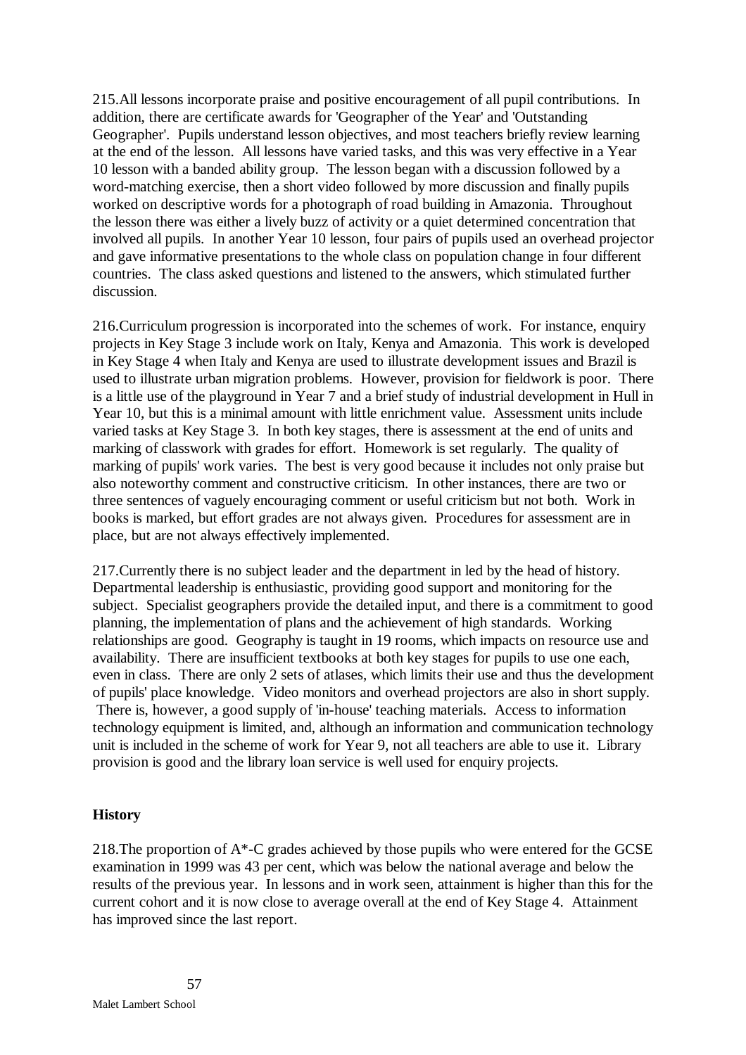215.All lessons incorporate praise and positive encouragement of all pupil contributions. In addition, there are certificate awards for 'Geographer of the Year' and 'Outstanding Geographer'. Pupils understand lesson objectives, and most teachers briefly review learning at the end of the lesson. All lessons have varied tasks, and this was very effective in a Year 10 lesson with a banded ability group. The lesson began with a discussion followed by a word-matching exercise, then a short video followed by more discussion and finally pupils worked on descriptive words for a photograph of road building in Amazonia. Throughout the lesson there was either a lively buzz of activity or a quiet determined concentration that involved all pupils. In another Year 10 lesson, four pairs of pupils used an overhead projector and gave informative presentations to the whole class on population change in four different countries. The class asked questions and listened to the answers, which stimulated further discussion.

216.Curriculum progression is incorporated into the schemes of work. For instance, enquiry projects in Key Stage 3 include work on Italy, Kenya and Amazonia. This work is developed in Key Stage 4 when Italy and Kenya are used to illustrate development issues and Brazil is used to illustrate urban migration problems. However, provision for fieldwork is poor. There is a little use of the playground in Year 7 and a brief study of industrial development in Hull in Year 10, but this is a minimal amount with little enrichment value. Assessment units include varied tasks at Key Stage 3. In both key stages, there is assessment at the end of units and marking of classwork with grades for effort. Homework is set regularly. The quality of marking of pupils' work varies. The best is very good because it includes not only praise but also noteworthy comment and constructive criticism. In other instances, there are two or three sentences of vaguely encouraging comment or useful criticism but not both. Work in books is marked, but effort grades are not always given. Procedures for assessment are in place, but are not always effectively implemented.

217.Currently there is no subject leader and the department in led by the head of history. Departmental leadership is enthusiastic, providing good support and monitoring for the subject. Specialist geographers provide the detailed input, and there is a commitment to good planning, the implementation of plans and the achievement of high standards. Working relationships are good. Geography is taught in 19 rooms, which impacts on resource use and availability. There are insufficient textbooks at both key stages for pupils to use one each, even in class. There are only 2 sets of atlases, which limits their use and thus the development of pupils' place knowledge. Video monitors and overhead projectors are also in short supply. There is, however, a good supply of 'in-house' teaching materials. Access to information technology equipment is limited, and, although an information and communication technology unit is included in the scheme of work for Year 9, not all teachers are able to use it. Library provision is good and the library loan service is well used for enquiry projects.

### History

218.The proportion of A*-C grades achieved by those pupils who were entered for the GCSE examination in 1999 was 43 per cent, which was below the national average and below the results of the previous year. In lessons and in work seen, attainment is higher than this for the current cohort and it is now close to average overall at the end of Key Stage 4. Attainment has improved since the last report.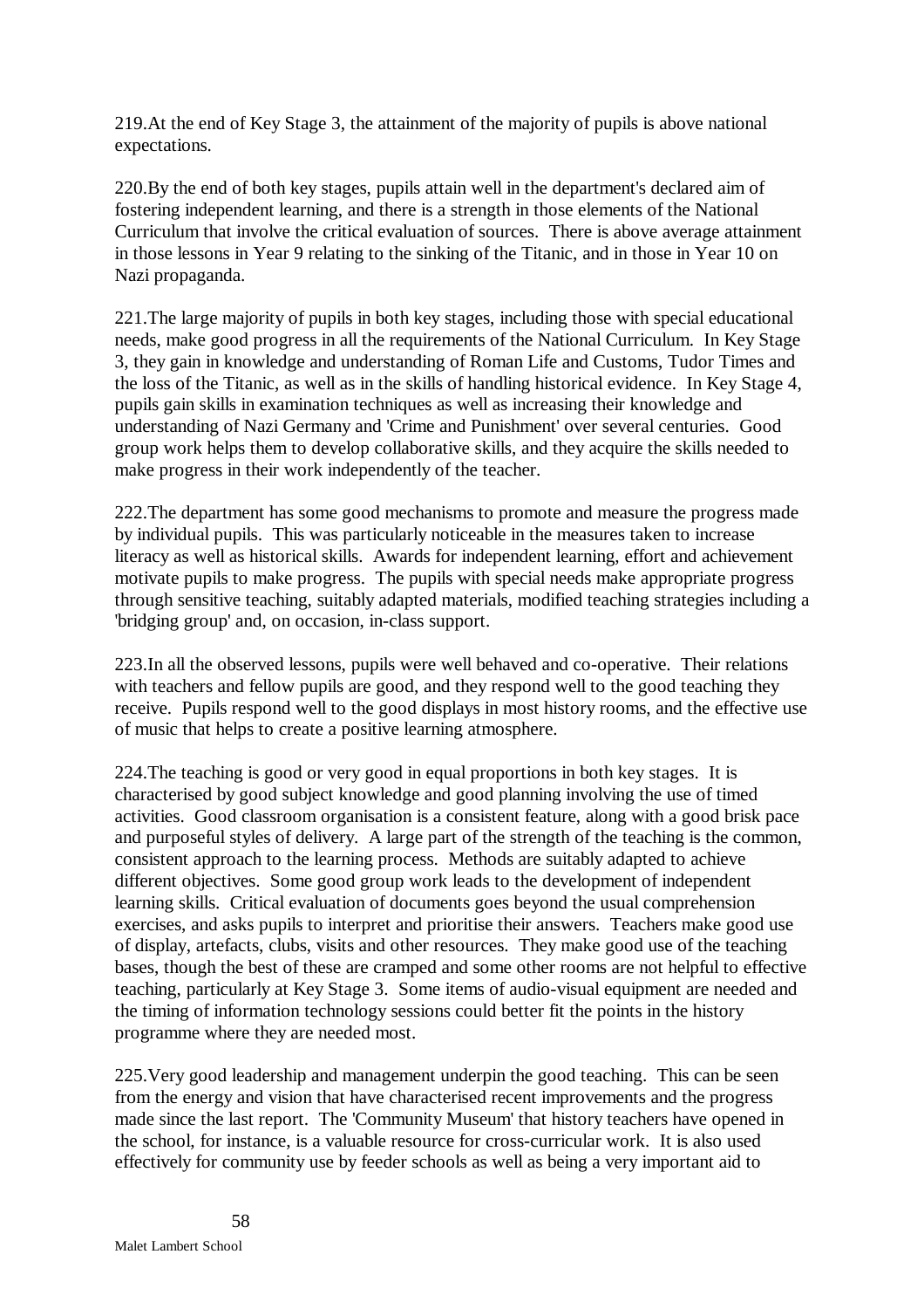219.At the end of Key Stage 3, the attainment of the majority of pupils is above national expectations.

220.By the end of both key stages, pupils attain well in the department's declared aim of fostering independent learning, and there is a strength in those elements of the National Curriculum that involve the critical evaluation of sources. There is above average attainment in those lessons in Year 9 relating to the sinking of the Titanic, and in those in Year 10 on Nazi propaganda.

221.The large majority of pupils in both key stages, including those with special educational needs, make good progress in all the requirements of the National Curriculum. In Key Stage 3, they gain in knowledge and understanding of Roman Life and Customs, Tudor Times and the loss of the Titanic, as well as in the skills of handling historical evidence. In Key Stage 4, pupils gain skills in examination techniques as well as increasing their knowledge and understanding of Nazi Germany and 'Crime and Punishment' over several centuries. Good group work helps them to develop collaborative skills, and they acquire the skills needed to make progress in their work independently of the teacher.

222.The department has some good mechanisms to promote and measure the progress made by individual pupils. This was particularly noticeable in the measures taken to increase literacy as well as historical skills. Awards for independent learning, effort and achievement motivate pupils to make progress. The pupils with special needs make appropriate progress through sensitive teaching, suitably adapted materials, modified teaching strategies including a 'bridging group' and, on occasion, in-class support.

223.In all the observed lessons, pupils were well behaved and co-operative. Their relations with teachers and fellow pupils are good, and they respond well to the good teaching they receive. Pupils respond well to the good displays in most history rooms, and the effective use of music that helps to create a positive learning atmosphere.

224.The teaching is good or very good in equal proportions in both key stages. It is characterised by good subject knowledge and good planning involving the use of timed activities. Good classroom organisation is a consistent feature, along with a good brisk pace and purposeful styles of delivery. A large part of the strength of the teaching is the common, consistent approach to the learning process. Methods are suitably adapted to achieve different objectives. Some good group work leads to the development of independent learning skills. Critical evaluation of documents goes beyond the usual comprehension exercises, and asks pupils to interpret and prioritise their answers. Teachers make good use of display, artefacts, clubs, visits and other resources. They make good use of the teaching bases, though the best of these are cramped and some other rooms are not helpful to effective teaching, particularly at Key Stage 3. Some items of audio-visual equipment are needed and the timing of information technology sessions could better fit the points in the history programme where they are needed most.

225.Very good leadership and management underpin the good teaching. This can be seen from the energy and vision that have characterised recent improvements and the progress made since the last report. The 'Community Museum' that history teachers have opened in the school, for instance, is a valuable resource for cross-curricular work. It is also used effectively for community use by feeder schools as well as being a very important aid to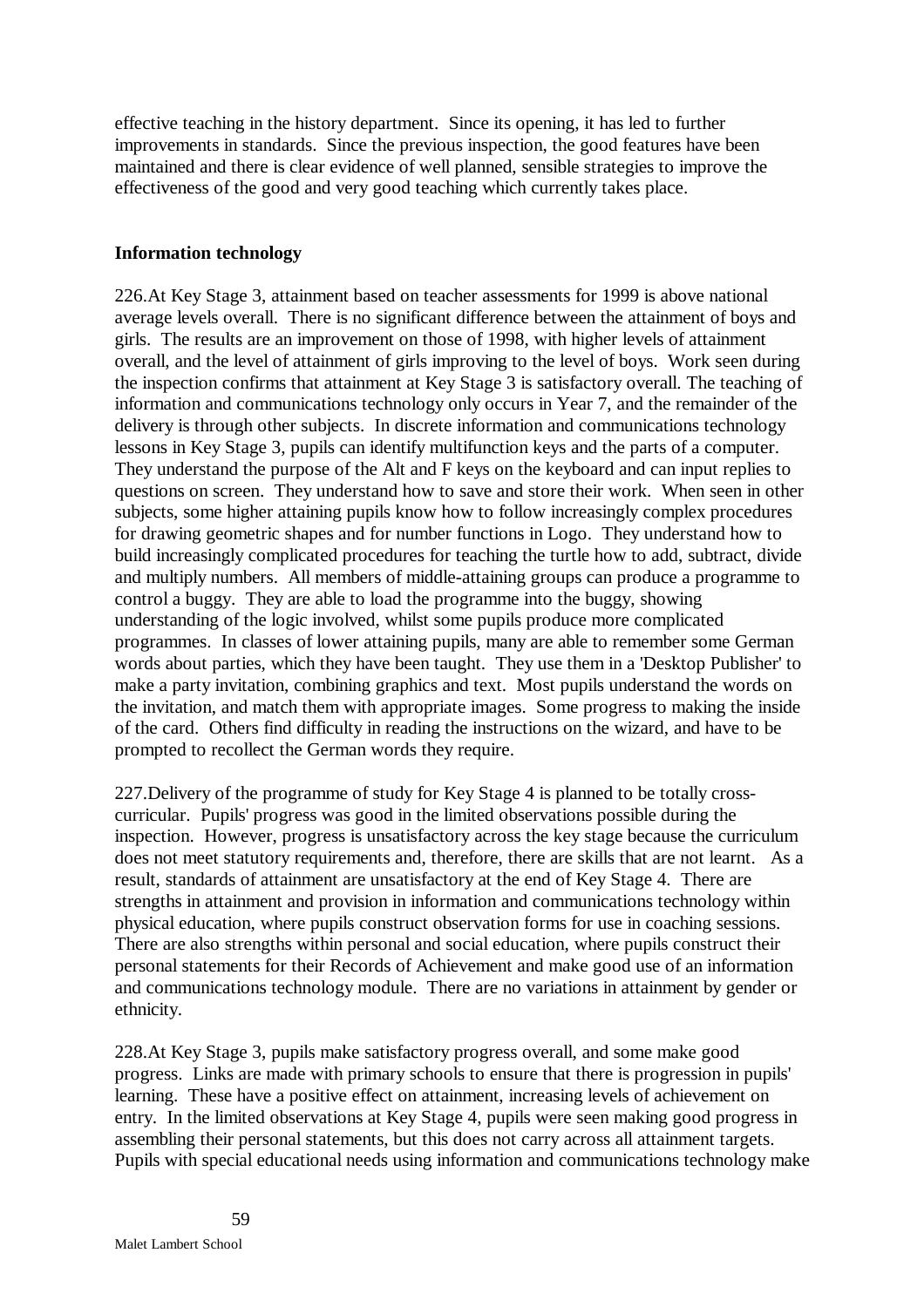effective teaching in the history department. Since its opening, it has led to further improvements in standards. Since the previous inspection, the good features have been maintained and there is clear evidence of well planned, sensible strategies to improve the effectiveness of the good and very good teaching which currently takes place.

**Information technology**

226.At Key Stage 3, attainment based on teacher assessments for 1999 is above national average levels overall. There is no significant difference between the attainment of boys and girls. The results are an improvement on those of 1998, with higher levels of attainment overall, and the level of attainment of girls improving to the level of boys. Work seen during the inspection confirms that attainment at Key Stage 3 is satisfactory overall. The teaching of information and communications technology only occurs in Year 7, and the remainder of the delivery is through other subjects. In discrete information and communications technology lessons in Key Stage 3, pupils can identify multifunction keys and the parts of a computer. They understand the purpose of the Alt and F keys on the keyboard and can input replies to questions on screen. They understand how to save and store their work. When seen in other subjects, some higher attaining pupils know how to follow increasingly complex procedures for drawing geometric shapes and for number functions in Logo. They understand how to build increasingly complicated procedures for teaching the turtle how to add, subtract, divide and multiply numbers. All members of middle-attaining groups can produce a programme to control a buggy. They are able to load the programme into the buggy, showing understanding of the logic involved, whilst some pupils produce more complicated programmes. In classes of lower attaining pupils, many are able to remember some German words about parties, which they have been taught. They use them in a 'Desktop Publisher' to make a party invitation, combining graphics and text. Most pupils understand the words on the invitation, and match them with appropriate images. Some progress to making the inside of the card. Others find difficulty in reading the instructions on the wizard, and have to be prompted to recollect the German words they require.

227.Delivery of the programme of study for Key Stage 4 is planned to be totally cross-curricular. Pupils' progress was good in the limited observations possible during the inspection. However, progress is unsatisfactory across the key stage because the curriculum does not meet statutory requirements and, therefore, there are skills that are not learnt. As a result, standards of attainment are unsatisfactory at the end of Key Stage 4. There are strengths in attainment and provision in information and communications technology within physical education, where pupils construct observation forms for use in coaching sessions. There are also strengths within personal and social education, where pupils construct their personal statements for their Records of Achievement and make good use of an information and communications technology module. There are no variations in attainment by gender or ethnicity.

228.At Key Stage 3, pupils make satisfactory progress overall, and some make good progress. Links are made with primary schools to ensure that there is progression in pupils' learning. These have a positive effect on attainment, increasing levels of achievement on entry. In the limited observations at Key Stage 4, pupils were seen making good progress in assembling their personal statements, but this does not carry across all attainment targets. Pupils with special educational needs using information and communications technology make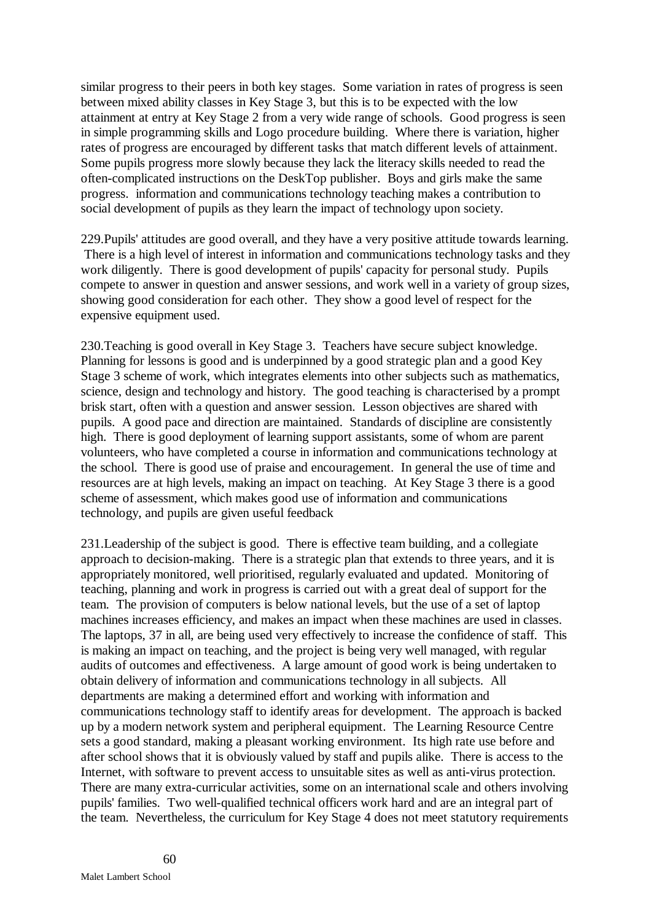similar progress to their peers in both key stages. Some variation in rates of progress is seen between mixed ability classes in Key Stage 3, but this is to be expected with the low attainment at entry at Key Stage 2 from a very wide range of schools. Good progress is seen in simple programming skills and Logo procedure building. Where there is variation, higher rates of progress are encouraged by different tasks that match different levels of attainment. Some pupils progress more slowly because they lack the literacy skills needed to read the often-complicated instructions on the DeskTop publisher. Boys and girls make the same progress. information and communications technology teaching makes a contribution to social development of pupils as they learn the impact of technology upon society.

229.Pupils' attitudes are good overall, and they have a very positive attitude towards learning. There is a high level of interest in information and communications technology tasks and they work diligently. There is good development of pupils' capacity for personal study. Pupils compete to answer in question and answer sessions, and work well in a variety of group sizes, showing good consideration for each other. They show a good level of respect for the expensive equipment used.

230.Teaching is good overall in Key Stage 3. Teachers have secure subject knowledge. Planning for lessons is good and is underpinned by a good strategic plan and a good Key Stage 3 scheme of work, which integrates elements into other subjects such as mathematics, science, design and technology and history. The good teaching is characterised by a prompt brisk start, often with a question and answer session. Lesson objectives are shared with pupils. A good pace and direction are maintained. Standards of discipline are consistently high. There is good deployment of learning support assistants, some of whom are parent volunteers, who have completed a course in information and communications technology at the school. There is good use of praise and encouragement. In general the use of time and resources are at high levels, making an impact on teaching. At Key Stage 3 there is a good scheme of assessment, which makes good use of information and communications technology, and pupils are given useful feedback

231.Leadership of the subject is good. There is effective team building, and a collegiate approach to decision-making. There is a strategic plan that extends to three years, and it is appropriately monitored, well prioritised, regularly evaluated and updated. Monitoring of teaching, planning and work in progress is carried out with a great deal of support for the team. The provision of computers is below national levels, but the use of a set of laptop machines increases efficiency, and makes an impact when these machines are used in classes. The laptops, 37 in all, are being used very effectively to increase the confidence of staff. This is making an impact on teaching, and the project is being very well managed, with regular audits of outcomes and effectiveness. A large amount of good work is being undertaken to obtain delivery of information and communications technology in all subjects. All departments are making a determined effort and working with information and communications technology staff to identify areas for development. The approach is backed up by a modern network system and peripheral equipment. The Learning Resource Centre sets a good standard, making a pleasant working environment. Its high rate use before and after school shows that it is obviously valued by staff and pupils alike. There is access to the Internet, with software to prevent access to unsuitable sites as well as anti-virus protection. There are many extra-curricular activities, some on an international scale and others involving pupils' families. Two well-qualified technical officers work hard and are an integral part of the team. Nevertheless, the curriculum for Key Stage 4 does not meet statutory requirements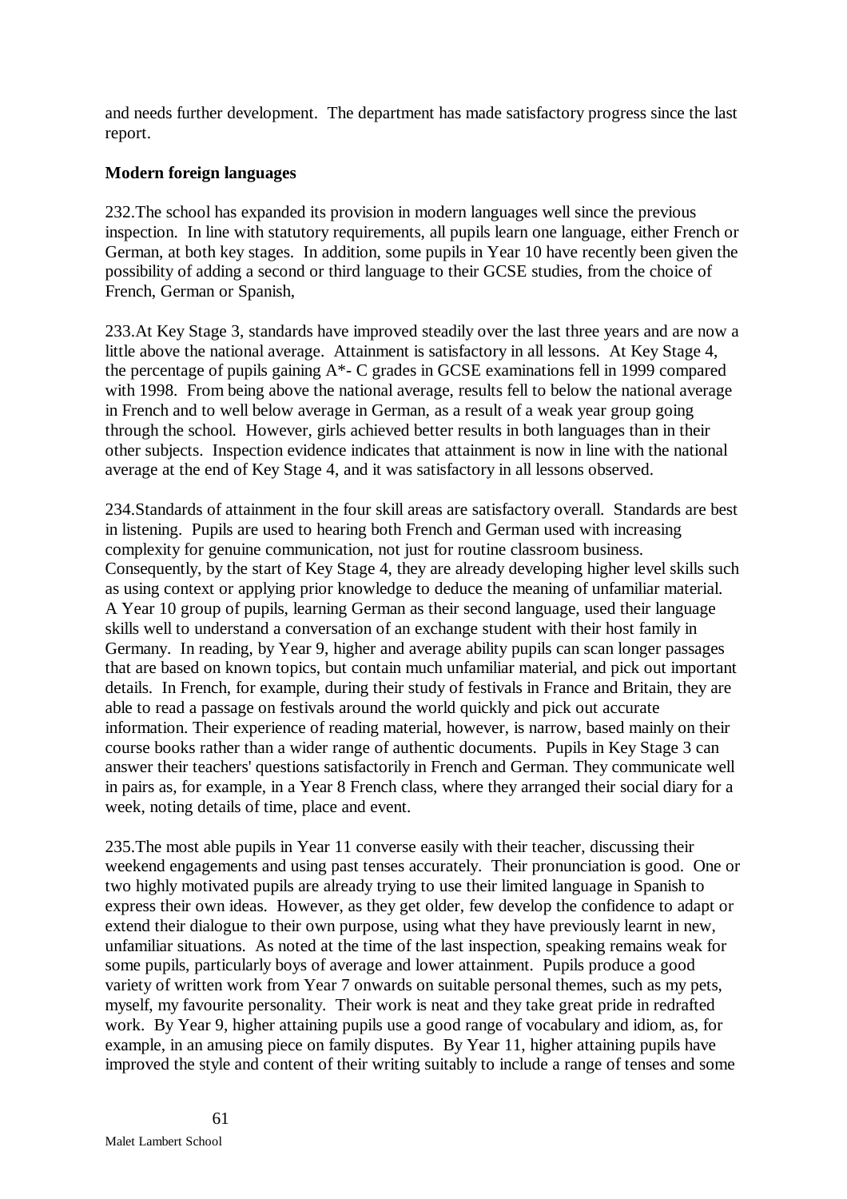and needs further development. The department has made satisfactory progress since the last report.

**Modern foreign languages**

232.The school has expanded its provision in modern languages well since the previous inspection. In line with statutory requirements, all pupils learn one language, either French or German, at both key stages. In addition, some pupils in Year 10 have recently been given the possibility of adding a second or third language to their GCSE studies, from the choice of French, German or Spanish,

233.At Key Stage 3, standards have improved steadily over the last three years and are now a little above the national average. Attainment is satisfactory in all lessons. At Key Stage 4, the percentage of pupils gaining A*- C grades in GCSE examinations fell in 1999 compared with 1998. From being above the national average, results fell to below the national average in French and to well below average in German, as a result of a weak year group going through the school. However, girls achieved better results in both languages than in their other subjects. Inspection evidence indicates that attainment is now in line with the national average at the end of Key Stage 4, and it was satisfactory in all lessons observed.

234.Standards of attainment in the four skill areas are satisfactory overall. Standards are best in listening. Pupils are used to hearing both French and German used with increasing complexity for genuine communication, not just for routine classroom business. Consequently, by the start of Key Stage 4, they are already developing higher level skills such as using context or applying prior knowledge to deduce the meaning of unfamiliar material. A Year 10 group of pupils, learning German as their second language, used their language skills well to understand a conversation of an exchange student with their host family in Germany. In reading, by Year 9, higher and average ability pupils can scan longer passages that are based on known topics, but contain much unfamiliar material, and pick out important details. In French, for example, during their study of festivals in France and Britain, they are able to read a passage on festivals around the world quickly and pick out accurate information. Their experience of reading material, however, is narrow, based mainly on their course books rather than a wider range of authentic documents. Pupils in Key Stage 3 can answer their teachers' questions satisfactorily in French and German. They communicate well in pairs as, for example, in a Year 8 French class, where they arranged their social diary for a week, noting details of time, place and event.

235.The most able pupils in Year 11 converse easily with their teacher, discussing their weekend engagements and using past tenses accurately. Their pronunciation is good. One or two highly motivated pupils are already trying to use their limited language in Spanish to express their own ideas. However, as they get older, few develop the confidence to adapt or extend their dialogue to their own purpose, using what they have previously learnt in new, unfamiliar situations. As noted at the time of the last inspection, speaking remains weak for some pupils, particularly boys of average and lower attainment. Pupils produce a good variety of written work from Year 7 onwards on suitable personal themes, such as my pets, myself, my favourite personality. Their work is neat and they take great pride in redrafted work. By Year 9, higher attaining pupils use a good range of vocabulary and idiom, as, for example, in an amusing piece on family disputes. By Year 11, higher attaining pupils have improved the style and content of their writing suitably to include a range of tenses and some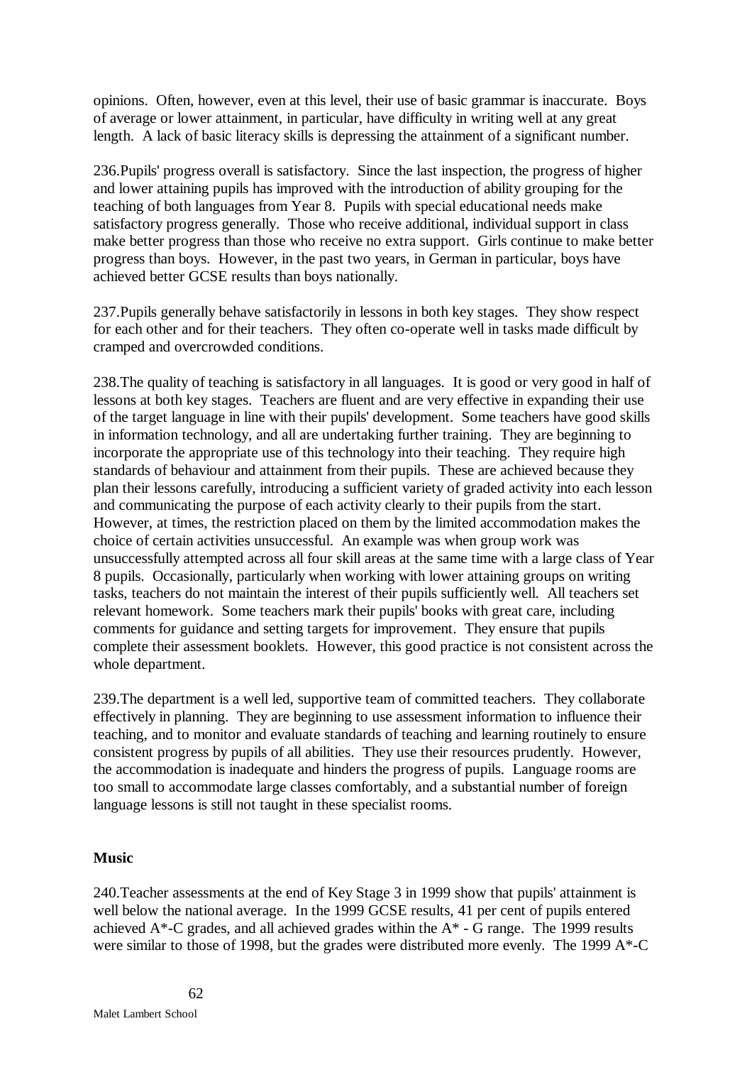opinions. Often, however, even at this level, their use of basic grammar is inaccurate. Boys of average or lower attainment, in particular, have difficulty in writing well at any great length. A lack of basic literacy skills is depressing the attainment of a significant number.

236.Pupils' progress overall is satisfactory. Since the last inspection, the progress of higher and lower attaining pupils has improved with the introduction of ability grouping for the teaching of both languages from Year 8. Pupils with special educational needs make satisfactory progress generally. Those who receive additional, individual support in class make better progress than those who receive no extra support. Girls continue to make better progress than boys. However, in the past two years, in German in particular, boys have achieved better GCSE results than boys nationally.

237.Pupils generally behave satisfactorily in lessons in both key stages. They show respect for each other and for their teachers. They often co-operate well in tasks made difficult by cramped and overcrowded conditions.

238.The quality of teaching is satisfactory in all languages. It is good or very good in half of lessons at both key stages. Teachers are fluent and are very effective in expanding their use of the target language in line with their pupils' development. Some teachers have good skills in information technology, and all are undertaking further training. They are beginning to incorporate the appropriate use of this technology into their teaching. They require high standards of behaviour and attainment from their pupils. These are achieved because they plan their lessons carefully, introducing a sufficient variety of graded activity into each lesson and communicating the purpose of each activity clearly to their pupils from the start. However, at times, the restriction placed on them by the limited accommodation makes the choice of certain activities unsuccessful. An example was when group work was unsuccessfully attempted across all four skill areas at the same time with a large class of Year 8 pupils. Occasionally, particularly when working with lower attaining groups on writing tasks, teachers do not maintain the interest of their pupils sufficiently well. All teachers set relevant homework. Some teachers mark their pupils' books with great care, including comments for guidance and setting targets for improvement. They ensure that pupils complete their assessment booklets. However, this good practice is not consistent across the whole department.

239.The department is a well led, supportive team of committed teachers. They collaborate effectively in planning. They are beginning to use assessment information to influence their teaching, and to monitor and evaluate standards of teaching and learning routinely to ensure consistent progress by pupils of all abilities. They use their resources prudently. However, the accommodation is inadequate and hinders the progress of pupils. Language rooms are too small to accommodate large classes comfortably, and a substantial number of foreign language lessons is still not taught in these specialist rooms.

### Music

240.Teacher assessments at the end of Key Stage 3 in 1999 show that pupils' attainment is well below the national average. In the 1999 GCSE results, 41 per cent of pupils entered achieved A*-C grades, and all achieved grades within the A* - G range. The 1999 results were similar to those of 1998, but the grades were distributed more evenly. The 1999 A*-C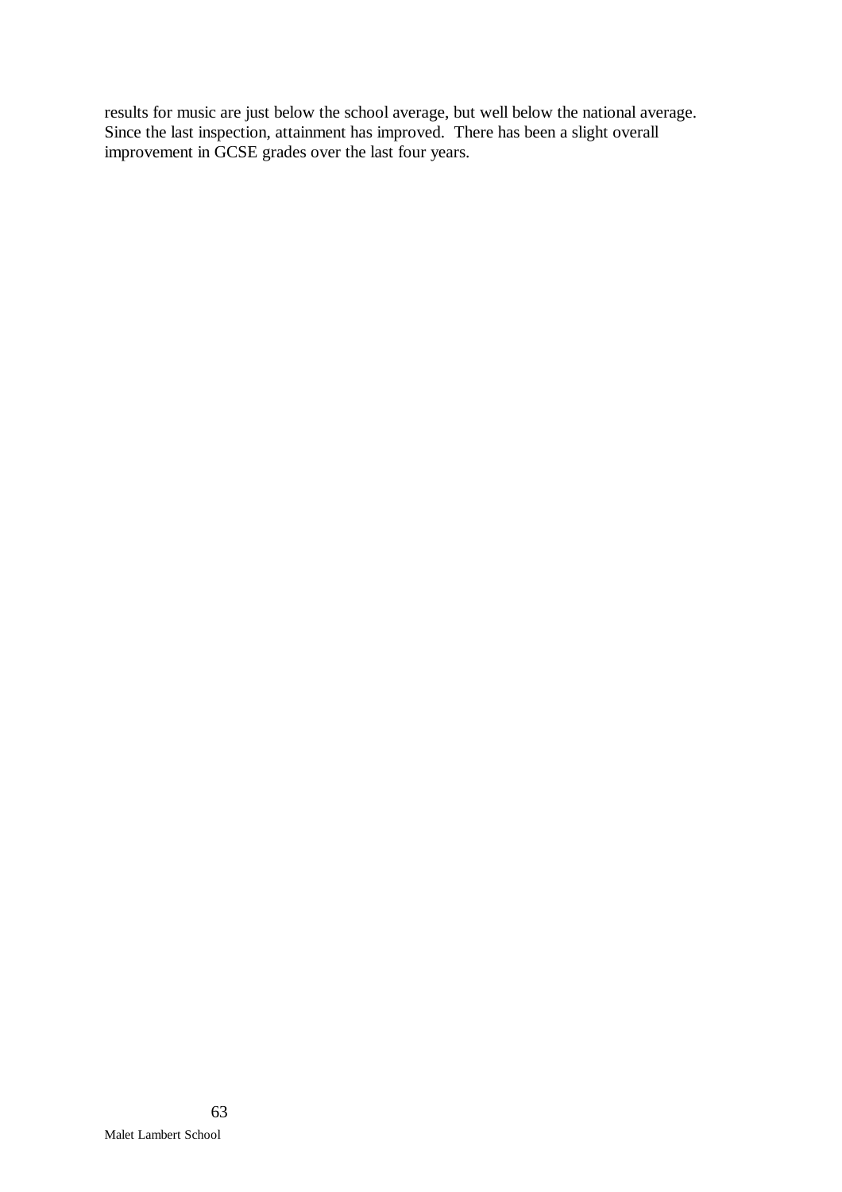results for music are just below the school average, but well below the national average. Since the last inspection, attainment has improved. There has been a slight overall improvement in GCSE grades over the last four years.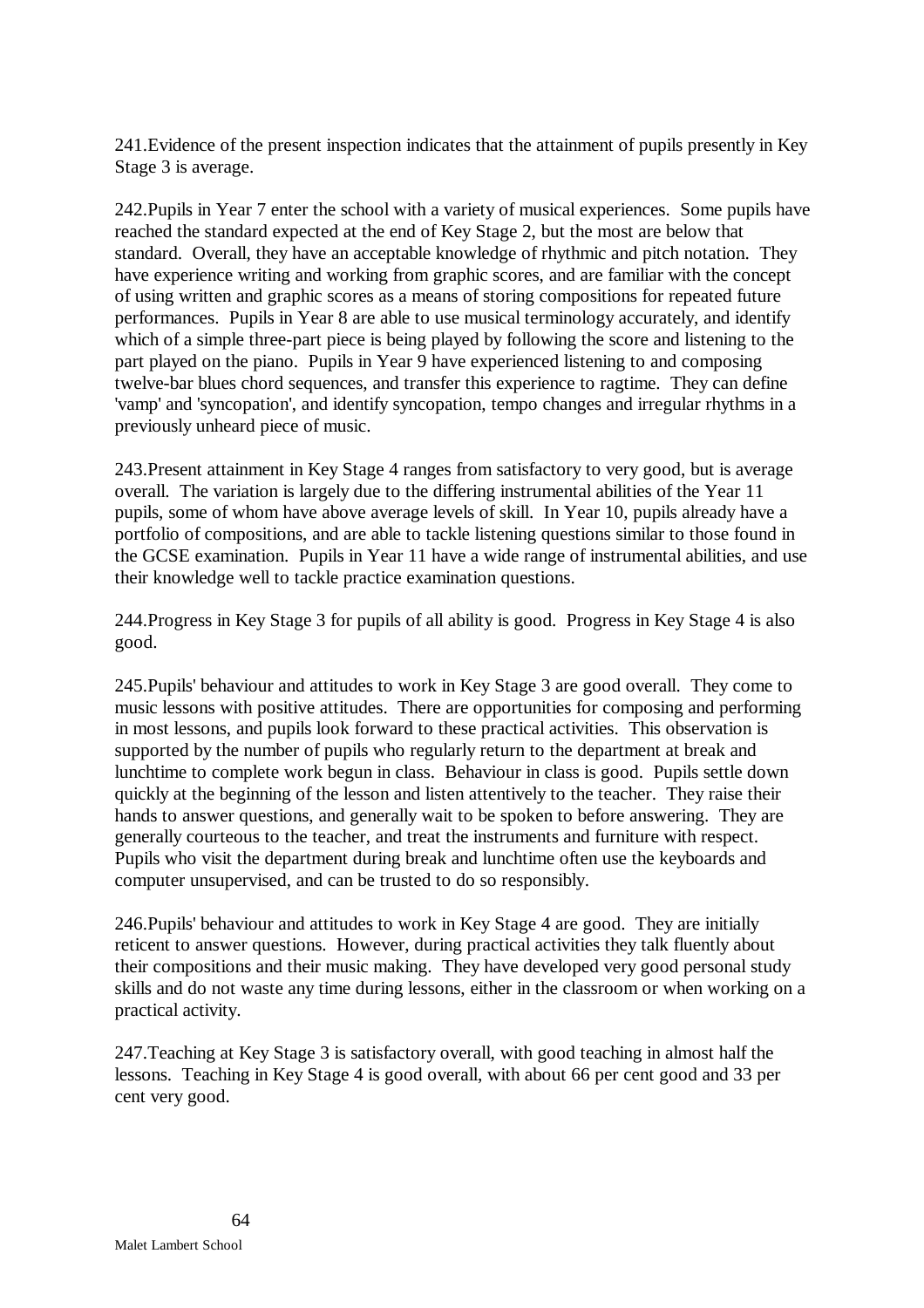241.Evidence of the present inspection indicates that the attainment of pupils presently in Key Stage 3 is average.

242.Pupils in Year 7 enter the school with a variety of musical experiences. Some pupils have reached the standard expected at the end of Key Stage 2, but the most are below that standard. Overall, they have an acceptable knowledge of rhythmic and pitch notation. They have experience writing and working from graphic scores, and are familiar with the concept of using written and graphic scores as a means of storing compositions for repeated future performances. Pupils in Year 8 are able to use musical terminology accurately, and identify which of a simple three-part piece is being played by following the score and listening to the part played on the piano. Pupils in Year 9 have experienced listening to and composing twelve-bar blues chord sequences, and transfer this experience to ragtime. They can define 'vamp' and 'syncopation', and identify syncopation, tempo changes and irregular rhythms in a previously unheard piece of music.

243.Present attainment in Key Stage 4 ranges from satisfactory to very good, but is average overall. The variation is largely due to the differing instrumental abilities of the Year 11 pupils, some of whom have above average levels of skill. In Year 10, pupils already have a portfolio of compositions, and are able to tackle listening questions similar to those found in the GCSE examination. Pupils in Year 11 have a wide range of instrumental abilities, and use their knowledge well to tackle practice examination questions.

244.Progress in Key Stage 3 for pupils of all ability is good. Progress in Key Stage 4 is also good.

245.Pupils' behaviour and attitudes to work in Key Stage 3 are good overall. They come to music lessons with positive attitudes. There are opportunities for composing and performing in most lessons, and pupils look forward to these practical activities. This observation is supported by the number of pupils who regularly return to the department at break and lunchtime to complete work begun in class. Behaviour in class is good. Pupils settle down quickly at the beginning of the lesson and listen attentively to the teacher. They raise their hands to answer questions, and generally wait to be spoken to before answering. They are generally courteous to the teacher, and treat the instruments and furniture with respect. Pupils who visit the department during break and lunchtime often use the keyboards and computer unsupervised, and can be trusted to do so responsibly.

246.Pupils' behaviour and attitudes to work in Key Stage 4 are good. They are initially reticent to answer questions. However, during practical activities they talk fluently about their compositions and their music making. They have developed very good personal study skills and do not waste any time during lessons, either in the classroom or when working on a practical activity.

247.Teaching at Key Stage 3 is satisfactory overall, with good teaching in almost half the lessons. Teaching in Key Stage 4 is good overall, with about 66 per cent good and 33 per cent very good.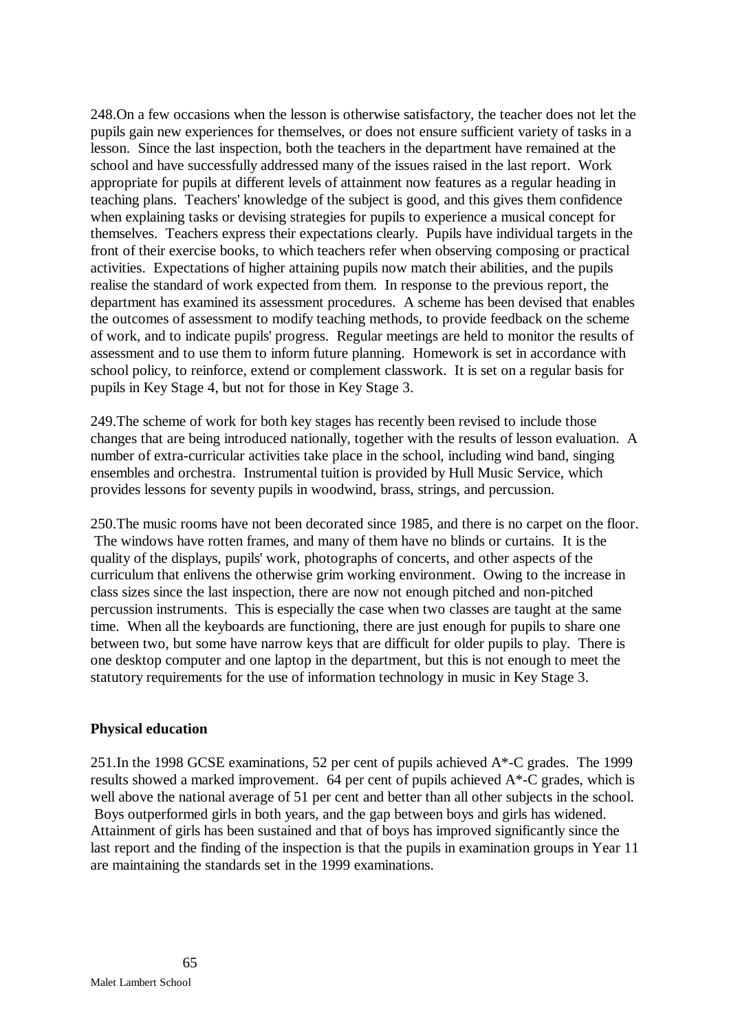248.On a few occasions when the lesson is otherwise satisfactory, the teacher does not let the pupils gain new experiences for themselves, or does not ensure sufficient variety of tasks in a lesson. Since the last inspection, both the teachers in the department have remained at the school and have successfully addressed many of the issues raised in the last report. Work appropriate for pupils at different levels of attainment now features as a regular heading in teaching plans. Teachers' knowledge of the subject is good, and this gives them confidence when explaining tasks or devising strategies for pupils to experience a musical concept for themselves. Teachers express their expectations clearly. Pupils have individual targets in the front of their exercise books, to which teachers refer when observing composing or practical activities. Expectations of higher attaining pupils now match their abilities, and the pupils realise the standard of work expected from them. In response to the previous report, the department has examined its assessment procedures. A scheme has been devised that enables the outcomes of assessment to modify teaching methods, to provide feedback on the scheme of work, and to indicate pupils' progress. Regular meetings are held to monitor the results of assessment and to use them to inform future planning. Homework is set in accordance with school policy, to reinforce, extend or complement classwork. It is set on a regular basis for pupils in Key Stage 4, but not for those in Key Stage 3.

249.The scheme of work for both key stages has recently been revised to include those changes that are being introduced nationally, together with the results of lesson evaluation. A number of extra-curricular activities take place in the school, including wind band, singing ensembles and orchestra. Instrumental tuition is provided by Hull Music Service, which provides lessons for seventy pupils in woodwind, brass, strings, and percussion.

250.The music rooms have not been decorated since 1985, and there is no carpet on the floor. The windows have rotten frames, and many of them have no blinds or curtains. It is the quality of the displays, pupils' work, photographs of concerts, and other aspects of the curriculum that enlivens the otherwise grim working environment. Owing to the increase in class sizes since the last inspection, there are now not enough pitched and non-pitched percussion instruments. This is especially the case when two classes are taught at the same time. When all the keyboards are functioning, there are just enough for pupils to share one between two, but some have narrow keys that are difficult for older pupils to play. There is one desktop computer and one laptop in the department, but this is not enough to meet the statutory requirements for the use of information technology in music in Key Stage 3.

**Physical education**

251.In the 1998 GCSE examinations, 52 per cent of pupils achieved A*-C grades. The 1999 results showed a marked improvement. 64 per cent of pupils achieved A*-C grades, which is well above the national average of 51 per cent and better than all other subjects in the school. Boys outperformed girls in both years, and the gap between boys and girls has widened. Attainment of girls has been sustained and that of boys has improved significantly since the last report and the finding of the inspection is that the pupils in examination groups in Year 11 are maintaining the standards set in the 1999 examinations.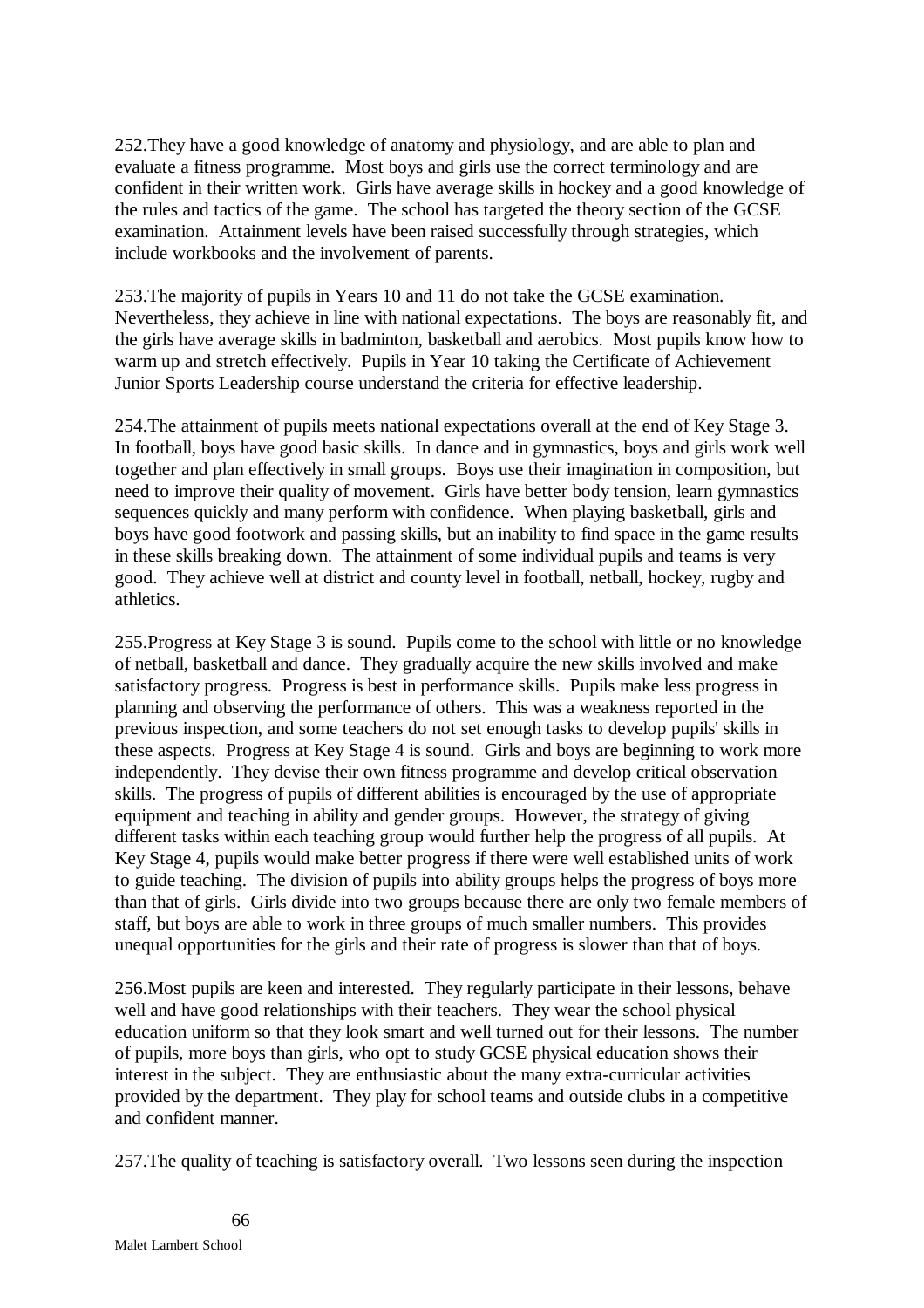252.They have a good knowledge of anatomy and physiology, and are able to plan and evaluate a fitness programme. Most boys and girls use the correct terminology and are confident in their written work. Girls have average skills in hockey and a good knowledge of the rules and tactics of the game. The school has targeted the theory section of the GCSE examination. Attainment levels have been raised successfully through strategies, which include workbooks and the involvement of parents.

253.The majority of pupils in Years 10 and 11 do not take the GCSE examination. Nevertheless, they achieve in line with national expectations. The boys are reasonably fit, and the girls have average skills in badminton, basketball and aerobics. Most pupils know how to warm up and stretch effectively. Pupils in Year 10 taking the Certificate of Achievement Junior Sports Leadership course understand the criteria for effective leadership.

254.The attainment of pupils meets national expectations overall at the end of Key Stage 3. In football, boys have good basic skills. In dance and in gymnastics, boys and girls work well together and plan effectively in small groups. Boys use their imagination in composition, but need to improve their quality of movement. Girls have better body tension, learn gymnastics sequences quickly and many perform with confidence. When playing basketball, girls and boys have good footwork and passing skills, but an inability to find space in the game results in these skills breaking down. The attainment of some individual pupils and teams is very good. They achieve well at district and county level in football, netball, hockey, rugby and athletics.

255.Progress at Key Stage 3 is sound. Pupils come to the school with little or no knowledge of netball, basketball and dance. They gradually acquire the new skills involved and make satisfactory progress. Progress is best in performance skills. Pupils make less progress in planning and observing the performance of others. This was a weakness reported in the previous inspection, and some teachers do not set enough tasks to develop pupils' skills in these aspects. Progress at Key Stage 4 is sound. Girls and boys are beginning to work more independently. They devise their own fitness programme and develop critical observation skills. The progress of pupils of different abilities is encouraged by the use of appropriate equipment and teaching in ability and gender groups. However, the strategy of giving different tasks within each teaching group would further help the progress of all pupils. At Key Stage 4, pupils would make better progress if there were well established units of work to guide teaching. The division of pupils into ability groups helps the progress of boys more than that of girls. Girls divide into two groups because there are only two female members of staff, but boys are able to work in three groups of much smaller numbers. This provides unequal opportunities for the girls and their rate of progress is slower than that of boys.

256.Most pupils are keen and interested. They regularly participate in their lessons, behave well and have good relationships with their teachers. They wear the school physical education uniform so that they look smart and well turned out for their lessons. The number of pupils, more boys than girls, who opt to study GCSE physical education shows their interest in the subject. They are enthusiastic about the many extra-curricular activities provided by the department. They play for school teams and outside clubs in a competitive and confident manner.

257.The quality of teaching is satisfactory overall. Two lessons seen during the inspection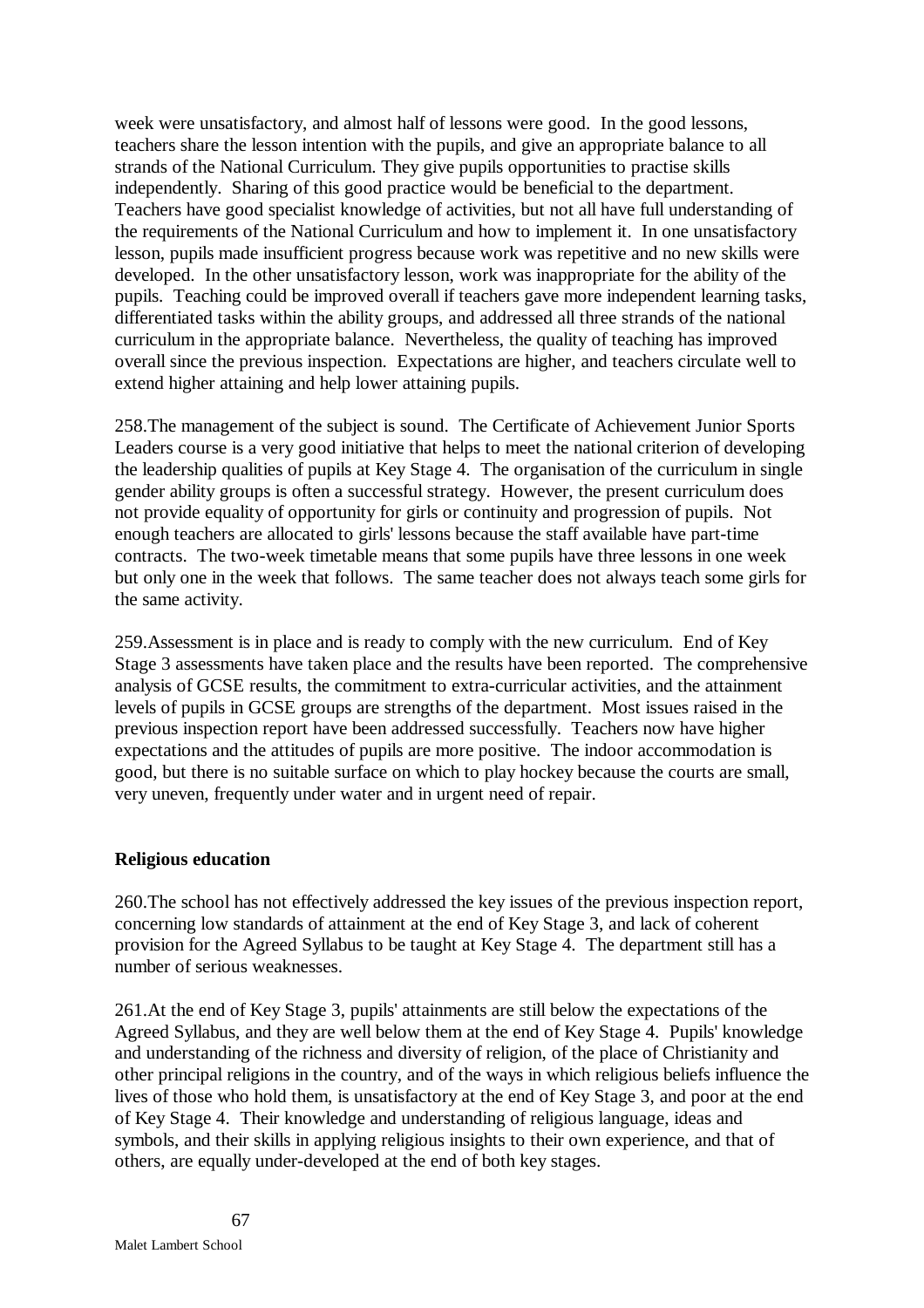week were unsatisfactory, and almost half of lessons were good. In the good lessons, teachers share the lesson intention with the pupils, and give an appropriate balance to all strands of the National Curriculum. They give pupils opportunities to practise skills independently. Sharing of this good practice would be beneficial to the department. Teachers have good specialist knowledge of activities, but not all have full understanding of the requirements of the National Curriculum and how to implement it. In one unsatisfactory lesson, pupils made insufficient progress because work was repetitive and no new skills were developed. In the other unsatisfactory lesson, work was inappropriate for the ability of the pupils. Teaching could be improved overall if teachers gave more independent learning tasks, differentiated tasks within the ability groups, and addressed all three strands of the national curriculum in the appropriate balance. Nevertheless, the quality of teaching has improved overall since the previous inspection. Expectations are higher, and teachers circulate well to extend higher attaining and help lower attaining pupils.

258.The management of the subject is sound. The Certificate of Achievement Junior Sports Leaders course is a very good initiative that helps to meet the national criterion of developing the leadership qualities of pupils at Key Stage 4. The organisation of the curriculum in single gender ability groups is often a successful strategy. However, the present curriculum does not provide equality of opportunity for girls or continuity and progression of pupils. Not enough teachers are allocated to girls' lessons because the staff available have part-time contracts. The two-week timetable means that some pupils have three lessons in one week but only one in the week that follows. The same teacher does not always teach some girls for the same activity.

259.Assessment is in place and is ready to comply with the new curriculum. End of Key Stage 3 assessments have taken place and the results have been reported. The comprehensive analysis of GCSE results, the commitment to extra-curricular activities, and the attainment levels of pupils in GCSE groups are strengths of the department. Most issues raised in the previous inspection report have been addressed successfully. Teachers now have higher expectations and the attitudes of pupils are more positive. The indoor accommodation is good, but there is no suitable surface on which to play hockey because the courts are small, very uneven, frequently under water and in urgent need of repair.

**Religious education**

260.The school has not effectively addressed the key issues of the previous inspection report, concerning low standards of attainment at the end of Key Stage 3, and lack of coherent provision for the Agreed Syllabus to be taught at Key Stage 4. The department still has a number of serious weaknesses.

261.At the end of Key Stage 3, pupils' attainments are still below the expectations of the Agreed Syllabus, and they are well below them at the end of Key Stage 4. Pupils' knowledge and understanding of the richness and diversity of religion, of the place of Christianity and other principal religions in the country, and of the ways in which religious beliefs influence the lives of those who hold them, is unsatisfactory at the end of Key Stage 3, and poor at the end of Key Stage 4. Their knowledge and understanding of religious language, ideas and symbols, and their skills in applying religious insights to their own experience, and that of others, are equally under-developed at the end of both key stages.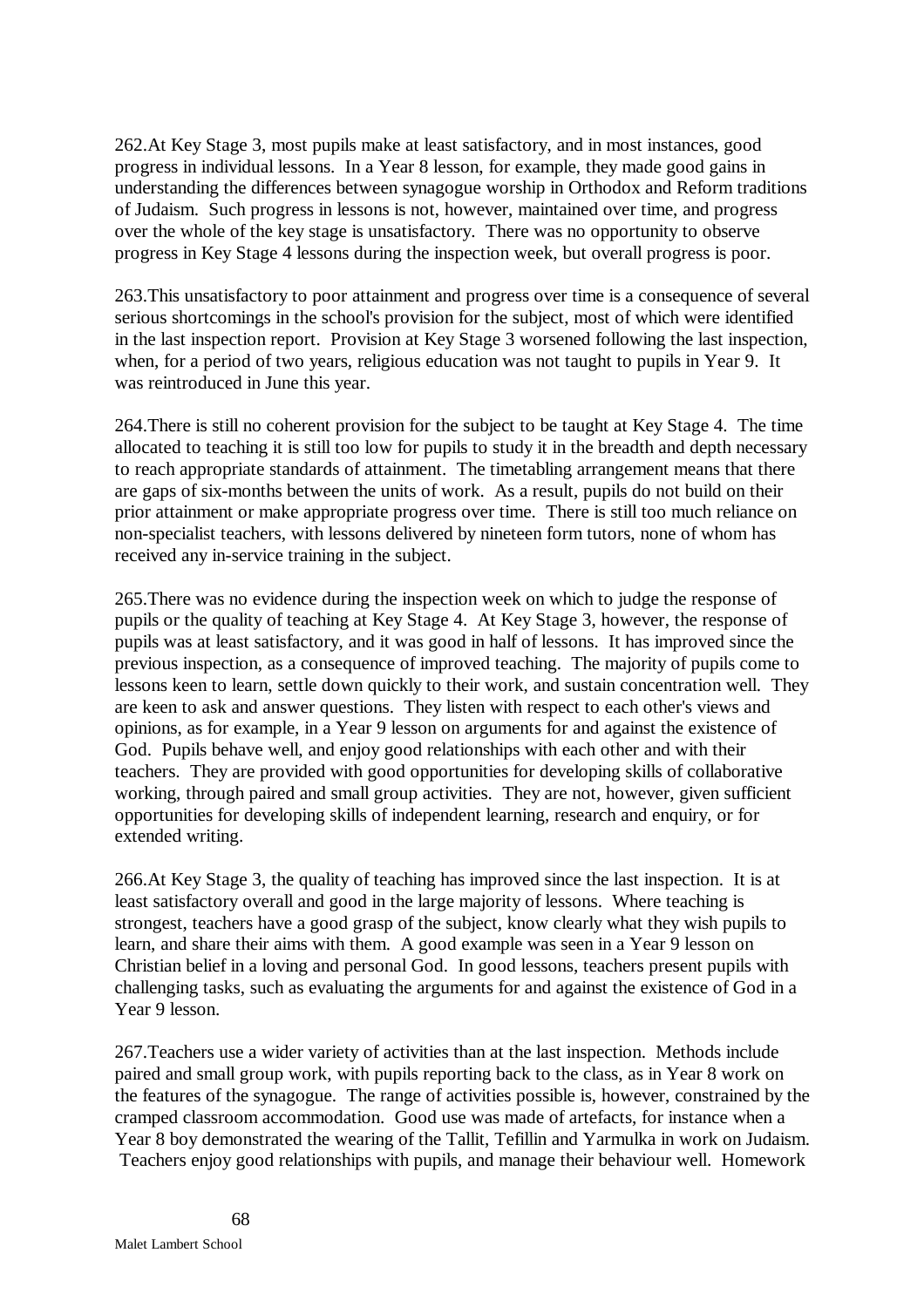262.At Key Stage 3, most pupils make at least satisfactory, and in most instances, good progress in individual lessons. In a Year 8 lesson, for example, they made good gains in understanding the differences between synagogue worship in Orthodox and Reform traditions of Judaism. Such progress in lessons is not, however, maintained over time, and progress over the whole of the key stage is unsatisfactory. There was no opportunity to observe progress in Key Stage 4 lessons during the inspection week, but overall progress is poor.

263.This unsatisfactory to poor attainment and progress over time is a consequence of several serious shortcomings in the school's provision for the subject, most of which were identified in the last inspection report. Provision at Key Stage 3 worsened following the last inspection, when, for a period of two years, religious education was not taught to pupils in Year 9. It was reintroduced in June this year.

264.There is still no coherent provision for the subject to be taught at Key Stage 4. The time allocated to teaching it is still too low for pupils to study it in the breadth and depth necessary to reach appropriate standards of attainment. The timetabling arrangement means that there are gaps of six-months between the units of work. As a result, pupils do not build on their prior attainment or make appropriate progress over time. There is still too much reliance on non-specialist teachers, with lessons delivered by nineteen form tutors, none of whom has received any in-service training in the subject.

265.There was no evidence during the inspection week on which to judge the response of pupils or the quality of teaching at Key Stage 4. At Key Stage 3, however, the response of pupils was at least satisfactory, and it was good in half of lessons. It has improved since the previous inspection, as a consequence of improved teaching. The majority of pupils come to lessons keen to learn, settle down quickly to their work, and sustain concentration well. They are keen to ask and answer questions. They listen with respect to each other's views and opinions, as for example, in a Year 9 lesson on arguments for and against the existence of God. Pupils behave well, and enjoy good relationships with each other and with their teachers. They are provided with good opportunities for developing skills of collaborative working, through paired and small group activities. They are not, however, given sufficient opportunities for developing skills of independent learning, research and enquiry, or for extended writing.

266.At Key Stage 3, the quality of teaching has improved since the last inspection. It is at least satisfactory overall and good in the large majority of lessons. Where teaching is strongest, teachers have a good grasp of the subject, know clearly what they wish pupils to learn, and share their aims with them. A good example was seen in a Year 9 lesson on Christian belief in a loving and personal God. In good lessons, teachers present pupils with challenging tasks, such as evaluating the arguments for and against the existence of God in a Year 9 lesson.

267.Teachers use a wider variety of activities than at the last inspection. Methods include paired and small group work, with pupils reporting back to the class, as in Year 8 work on the features of the synagogue. The range of activities possible is, however, constrained by the cramped classroom accommodation. Good use was made of artefacts, for instance when a Year 8 boy demonstrated the wearing of the Tallit, Tefillin and Yarmulka in work on Judaism. Teachers enjoy good relationships with pupils, and manage their behaviour well. Homework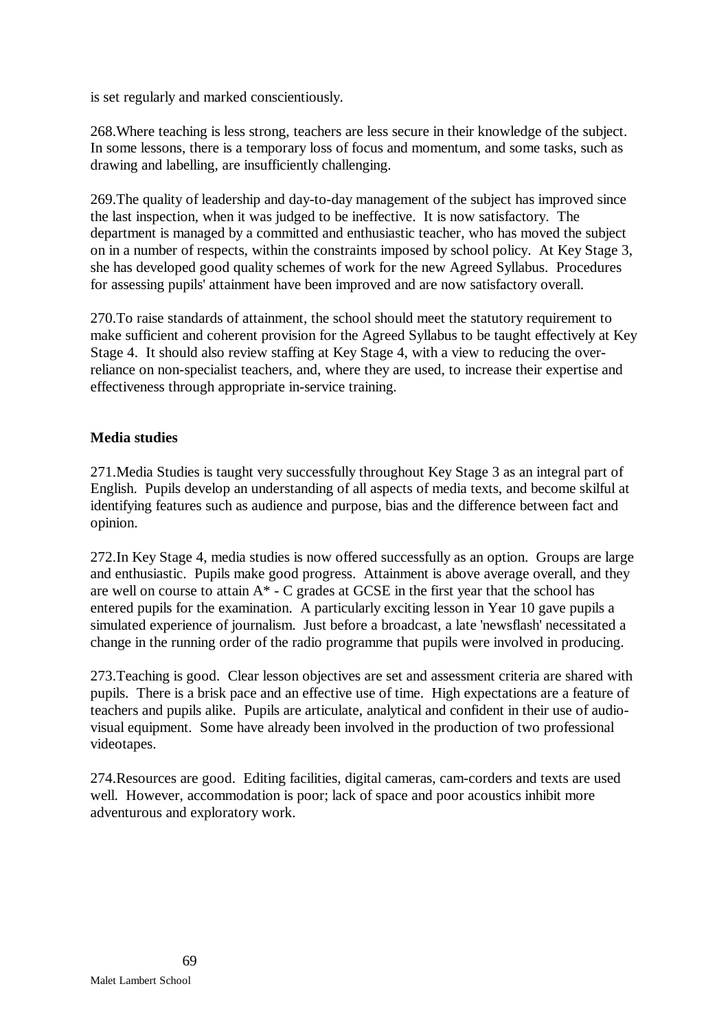is set regularly and marked conscientiously.

268.Where teaching is less strong, teachers are less secure in their knowledge of the subject. In some lessons, there is a temporary loss of focus and momentum, and some tasks, such as drawing and labelling, are insufficiently challenging.

269.The quality of leadership and day-to-day management of the subject has improved since the last inspection, when it was judged to be ineffective. It is now satisfactory. The department is managed by a committed and enthusiastic teacher, who has moved the subject on in a number of respects, within the constraints imposed by school policy. At Key Stage 3, she has developed good quality schemes of work for the new Agreed Syllabus. Procedures for assessing pupils' attainment have been improved and are now satisfactory overall.

270.To raise standards of attainment, the school should meet the statutory requirement to make sufficient and coherent provision for the Agreed Syllabus to be taught effectively at Key Stage 4. It should also review staffing at Key Stage 4, with a view to reducing the over-reliance on non-specialist teachers, and, where they are used, to increase their expertise and effectiveness through appropriate in-service training.

**Media studies**

271.Media Studies is taught very successfully throughout Key Stage 3 as an integral part of English. Pupils develop an understanding of all aspects of media texts, and become skilful at identifying features such as audience and purpose, bias and the difference between fact and opinion.

272.In Key Stage 4, media studies is now offered successfully as an option. Groups are large and enthusiastic. Pupils make good progress. Attainment is above average overall, and they are well on course to attain A* - C grades at GCSE in the first year that the school has entered pupils for the examination. A particularly exciting lesson in Year 10 gave pupils a simulated experience of journalism. Just before a broadcast, a late 'newsflash' necessitated a change in the running order of the radio programme that pupils were involved in producing.

273.Teaching is good. Clear lesson objectives are set and assessment criteria are shared with pupils. There is a brisk pace and an effective use of time. High expectations are a feature of teachers and pupils alike. Pupils are articulate, analytical and confident in their use of audio-visual equipment. Some have already been involved in the production of two professional videotapes.

274.Resources are good. Editing facilities, digital cameras, cam-corders and texts are used well. However, accommodation is poor; lack of space and poor acoustics inhibit more adventurous and exploratory work.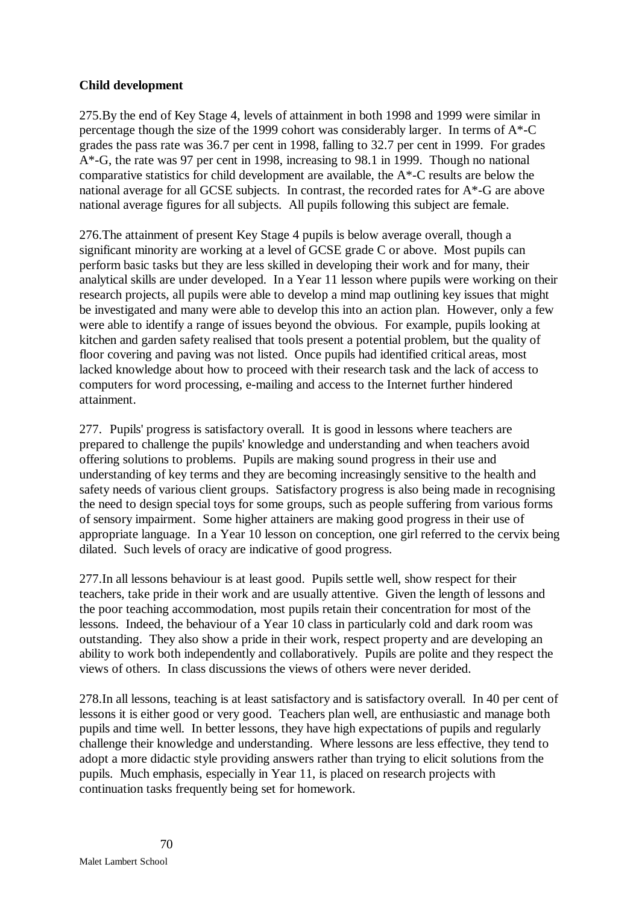**Child development**

275.By the end of Key Stage 4, levels of attainment in both 1998 and 1999 were similar in percentage though the size of the 1999 cohort was considerably larger. In terms of A*-C grades the pass rate was 36.7 per cent in 1998, falling to 32.7 per cent in 1999. For grades A*-G, the rate was 97 per cent in 1998, increasing to 98.1 in 1999. Though no national comparative statistics for child development are available, the A*-C results are below the national average for all GCSE subjects. In contrast, the recorded rates for A*-G are above national average figures for all subjects. All pupils following this subject are female.

276.The attainment of present Key Stage 4 pupils is below average overall, though a significant minority are working at a level of GCSE grade C or above. Most pupils can perform basic tasks but they are less skilled in developing their work and for many, their analytical skills are under developed. In a Year 11 lesson where pupils were working on their research projects, all pupils were able to develop a mind map outlining key issues that might be investigated and many were able to develop this into an action plan. However, only a few were able to identify a range of issues beyond the obvious. For example, pupils looking at kitchen and garden safety realised that tools present a potential problem, but the quality of floor covering and paving was not listed. Once pupils had identified critical areas, most lacked knowledge about how to proceed with their research task and the lack of access to computers for word processing, e-mailing and access to the Internet further hindered attainment.

277. Pupils' progress is satisfactory overall. It is good in lessons where teachers are prepared to challenge the pupils' knowledge and understanding and when teachers avoid offering solutions to problems. Pupils are making sound progress in their use and understanding of key terms and they are becoming increasingly sensitive to the health and safety needs of various client groups. Satisfactory progress is also being made in recognising the need to design special toys for some groups, such as people suffering from various forms of sensory impairment. Some higher attainers are making good progress in their use of appropriate language. In a Year 10 lesson on conception, one girl referred to the cervix being dilated. Such levels of oracy are indicative of good progress.

277.In all lessons behaviour is at least good. Pupils settle well, show respect for their teachers, take pride in their work and are usually attentive. Given the length of lessons and the poor teaching accommodation, most pupils retain their concentration for most of the lessons. Indeed, the behaviour of a Year 10 class in particularly cold and dark room was outstanding. They also show a pride in their work, respect property and are developing an ability to work both independently and collaboratively. Pupils are polite and they respect the views of others. In class discussions the views of others were never derided.

278.In all lessons, teaching is at least satisfactory and is satisfactory overall. In 40 per cent of lessons it is either good or very good. Teachers plan well, are enthusiastic and manage both pupils and time well. In better lessons, they have high expectations of pupils and regularly challenge their knowledge and understanding. Where lessons are less effective, they tend to adopt a more didactic style providing answers rather than trying to elicit solutions from the pupils. Much emphasis, especially in Year 11, is placed on research projects with continuation tasks frequently being set for homework.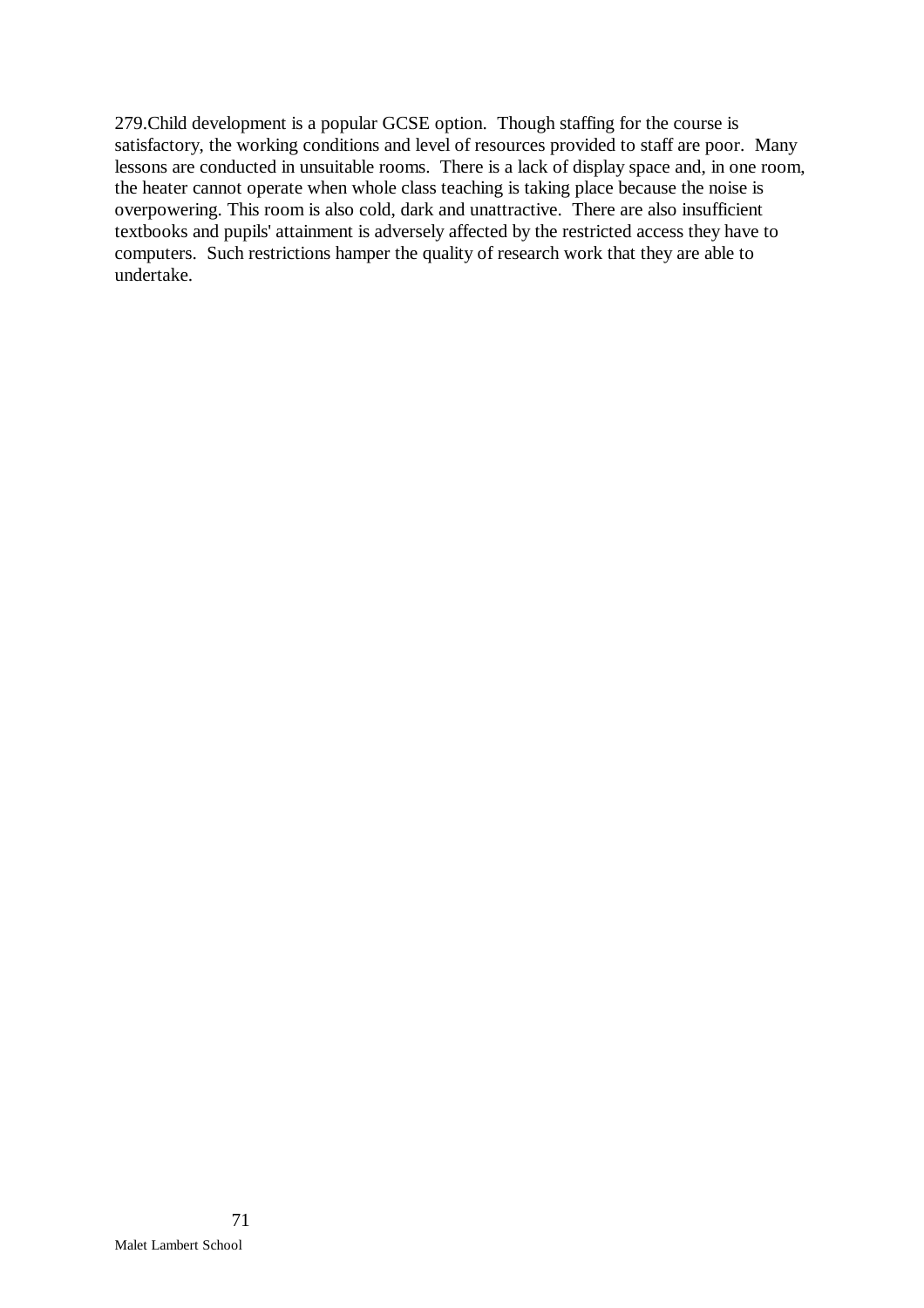279.Child development is a popular GCSE option. Though staffing for the course is satisfactory, the working conditions and level of resources provided to staff are poor. Many lessons are conducted in unsuitable rooms. There is a lack of display space and, in one room, the heater cannot operate when whole class teaching is taking place because the noise is overpowering. This room is also cold, dark and unattractive. There are also insufficient textbooks and pupils' attainment is adversely affected by the restricted access they have to computers. Such restrictions hamper the quality of research work that they are able to undertake.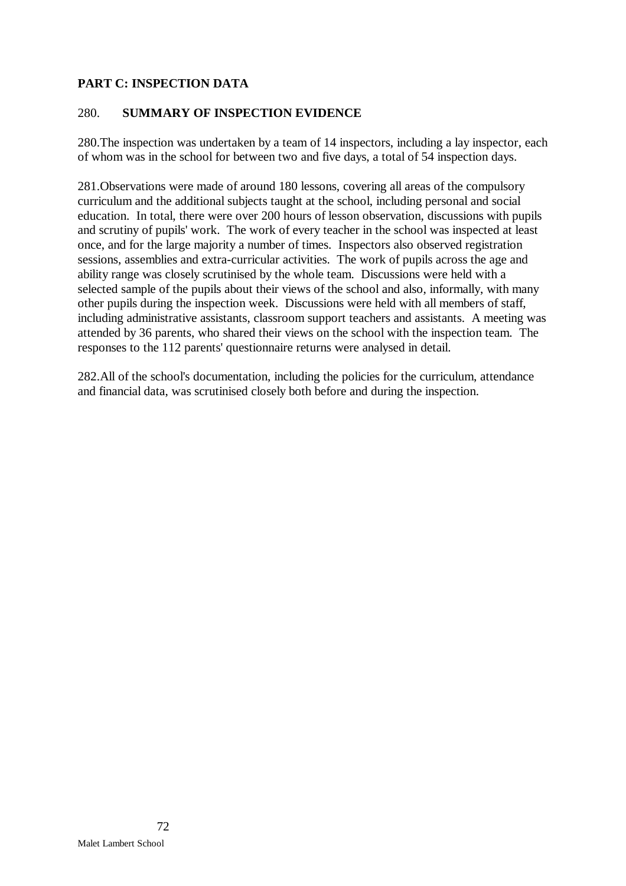**PART C: INSPECTION DATA**

280. **SUMMARY OF INSPECTION EVIDENCE**

280.The inspection was undertaken by a team of 14 inspectors, including a lay inspector, each of whom was in the school for between two and five days, a total of 54 inspection days.

281.Observations were made of around 180 lessons, covering all areas of the compulsory curriculum and the additional subjects taught at the school, including personal and social education. In total, there were over 200 hours of lesson observation, discussions with pupils and scrutiny of pupils' work. The work of every teacher in the school was inspected at least once, and for the large majority a number of times. Inspectors also observed registration sessions, assemblies and extra-curricular activities. The work of pupils across the age and ability range was closely scrutinised by the whole team. Discussions were held with a selected sample of the pupils about their views of the school and also, informally, with many other pupils during the inspection week. Discussions were held with all members of staff, including administrative assistants, classroom support teachers and assistants. A meeting was attended by 36 parents, who shared their views on the school with the inspection team. The responses to the 112 parents' questionnaire returns were analysed in detail.

282.All of the school's documentation, including the policies for the curriculum, attendance and financial data, was scrutinised closely both before and during the inspection.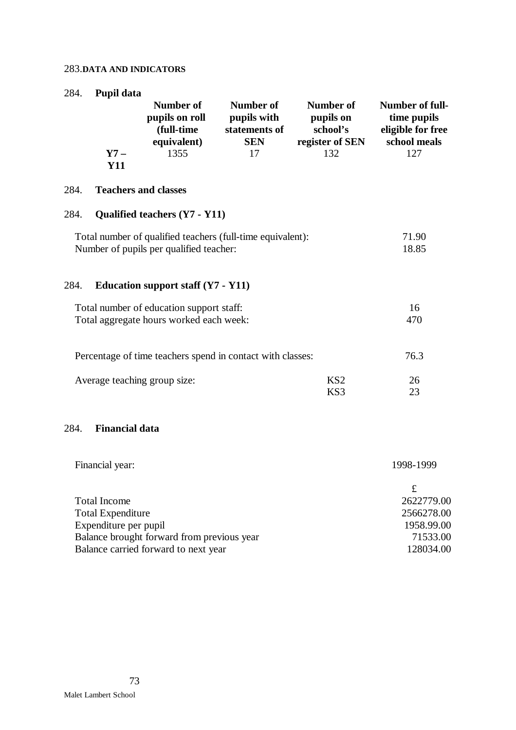283.**DATA AND INDICATORS**

284. **Pupil data**

| | Number of pupils on roll (full-time equivalent) | Number of pupils with statements of SEN | Number of pupils on school's register of SEN | Number of full-time pupils eligible for free school meals |
|---|---|---|---|---|
| **Y7 – Y11** | 1355 | 17 | 132 | 127 |

284. **Teachers and classes**

284. **Qualified teachers (Y7 - Y11)**

| | |
|---|---|
| Total number of qualified teachers (full-time equivalent): | 71.90 |
| Number of pupils per qualified teacher: | 18.85 |

284. **Education support staff (Y7 - Y11)**

| | |
|---|---|
| Total number of education support staff: | 16 |
| Total aggregate hours worked each week: | 470 |

| | | |
|---|---|---|
| Percentage of time teachers spend in contact with classes: | | 76.3 |
| Average teaching group size: | KS2 | 26 |
| | KS3 | 23 |

284. **Financial data**

| | |
|---|---|
| Financial year: | 1998-1999 |
| | £ |
| Total Income | 2622779.00 |
| Total Expenditure | 2566278.00 |
| Expenditure per pupil | 1958.99.00 |
| Balance brought forward from previous year | 71533.00 |
| Balance carried forward to next year | 128034.00 |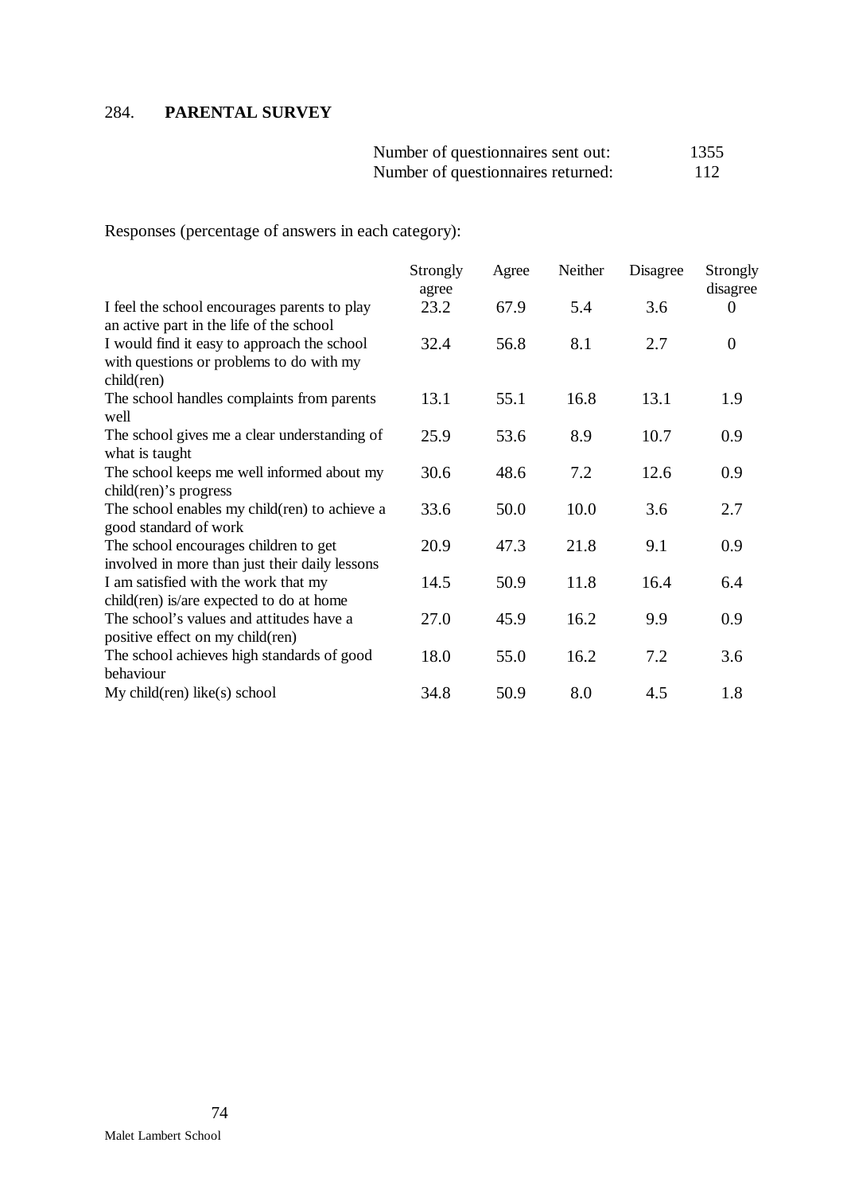284. **PARENTAL SURVEY**

| | |
|---|---|
| Number of questionnaires sent out: | 1355 |
| Number of questionnaires returned: | 112 |

Responses (percentage of answers in each category):

| | Strongly agree | Agree | Neither | Disagree | Strongly disagree |
|---|---|---|---|---|---|
| I feel the school encourages parents to play an active part in the life of the school | 23.2 | 67.9 | 5.4 | 3.6 | 0 |
| I would find it easy to approach the school with questions or problems to do with my child(ren) | 32.4 | 56.8 | 8.1 | 2.7 | 0 |
| The school handles complaints from parents well | 13.1 | 55.1 | 16.8 | 13.1 | 1.9 |
| The school gives me a clear understanding of what is taught | 25.9 | 53.6 | 8.9 | 10.7 | 0.9 |
| The school keeps me well informed about my child(ren)'s progress | 30.6 | 48.6 | 7.2 | 12.6 | 0.9 |
| The school enables my child(ren) to achieve a good standard of work | 33.6 | 50.0 | 10.0 | 3.6 | 2.7 |
| The school encourages children to get involved in more than just their daily lessons | 20.9 | 47.3 | 21.8 | 9.1 | 0.9 |
| I am satisfied with the work that my child(ren) is/are expected to do at home | 14.5 | 50.9 | 11.8 | 16.4 | 6.4 |
| The school's values and attitudes have a positive effect on my child(ren) | 27.0 | 45.9 | 16.2 | 9.9 | 0.9 |
| The school achieves high standards of good behaviour | 18.0 | 55.0 | 16.2 | 7.2 | 3.6 |
| My child(ren) like(s) school | 34.8 | 50.9 | 8.0 | 4.5 | 1.8 |